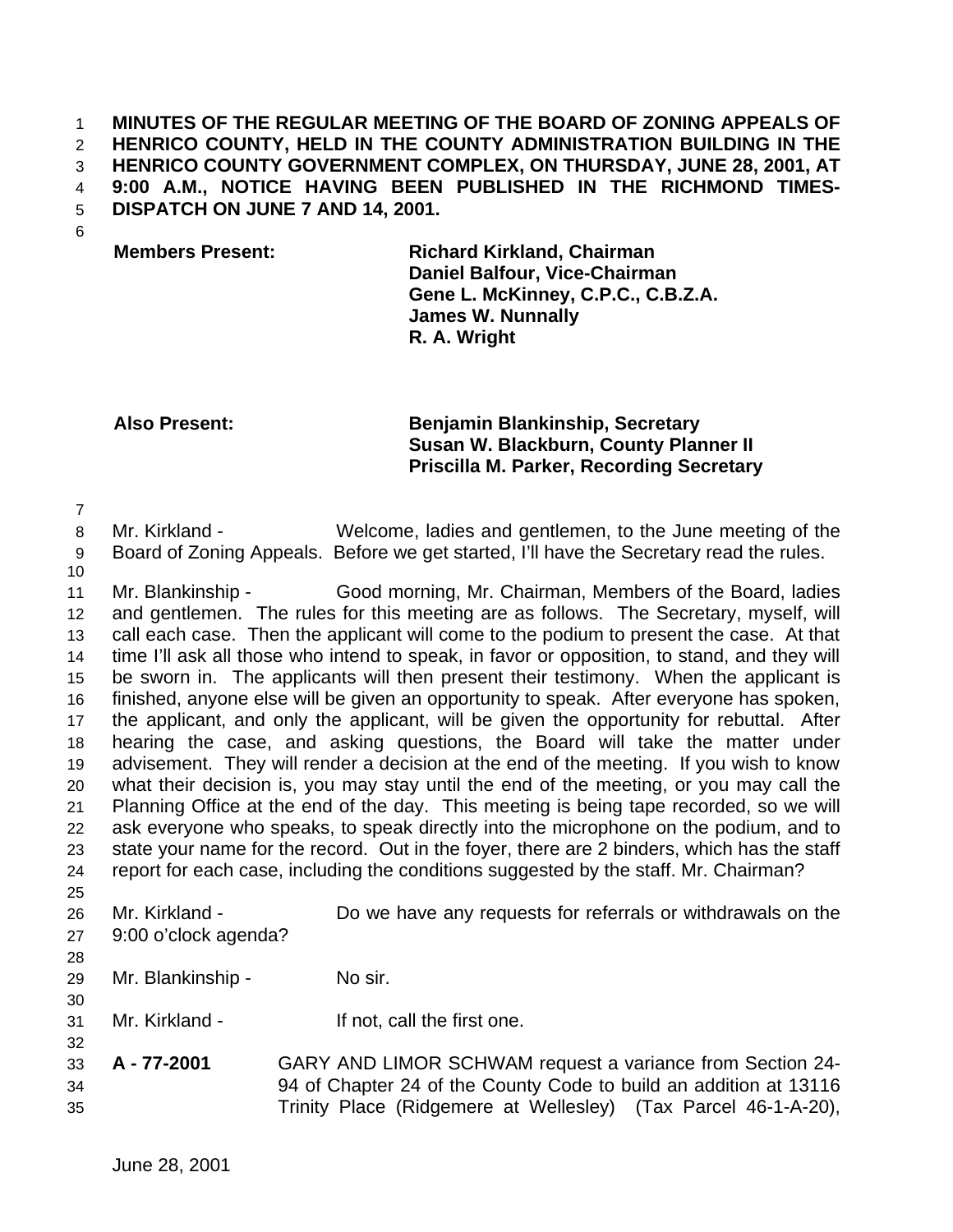**MINUTES OF THE REGULAR MEETING OF THE BOARD OF ZONING APPEALS OF HENRICO COUNTY, HELD IN THE COUNTY ADMINISTRATION BUILDING IN THE HENRICO COUNTY GOVERNMENT COMPLEX, ON THURSDAY, JUNE 28, 2001, AT 9:00 A.M., NOTICE HAVING BEEN PUBLISHED IN THE RICHMOND TIMES-DISPATCH ON JUNE 7 AND 14, 2001.**

| | |
|---|---|
| **Members Present:** | **Richard Kirkland, Chairman** |
| | **Daniel Balfour, Vice-Chairman** |
| | **Gene L. McKinney, C.P.C., C.B.Z.A.** |
| | **James W. Nunnally** |
| | **R. A. Wright** |
| **Also Present:** | **Benjamin Blankinship, Secretary** |
| | **Susan W. Blackburn, County Planner II** |
| | **Priscilla M. Parker, Recording Secretary** |

Mr. Kirkland - Welcome, ladies and gentlemen, to the June meeting of the Board of Zoning Appeals. Before we get started, I'll have the Secretary read the rules.

Mr. Blankinship - Good morning, Mr. Chairman, Members of the Board, ladies and gentlemen. The rules for this meeting are as follows. The Secretary, myself, will call each case. Then the applicant will come to the podium to present the case. At that time I'll ask all those who intend to speak, in favor or opposition, to stand, and they will be sworn in. The applicants will then present their testimony. When the applicant is finished, anyone else will be given an opportunity to speak. After everyone has spoken, the applicant, and only the applicant, will be given the opportunity for rebuttal. After hearing the case, and asking questions, the Board will take the matter under advisement. They will render a decision at the end of the meeting. If you wish to know what their decision is, you may stay until the end of the meeting, or you may call the Planning Office at the end of the day. This meeting is being tape recorded, so we will ask everyone who speaks, to speak directly into the microphone on the podium, and to state your name for the record. Out in the foyer, there are 2 binders, which has the staff report for each case, including the conditions suggested by the staff. Mr. Chairman?

Mr. Kirkland - Do we have any requests for referrals or withdrawals on the 9:00 o'clock agenda?

Mr. Blankinship - No sir.

Mr. Kirkland - If not, call the first one.

**A - 77-2001** GARY AND LIMOR SCHWAM request a variance from Section 24-94 of Chapter 24 of the County Code to build an addition at 13116 Trinity Place (Ridgemere at Wellesley) (Tax Parcel 46-1-A-20),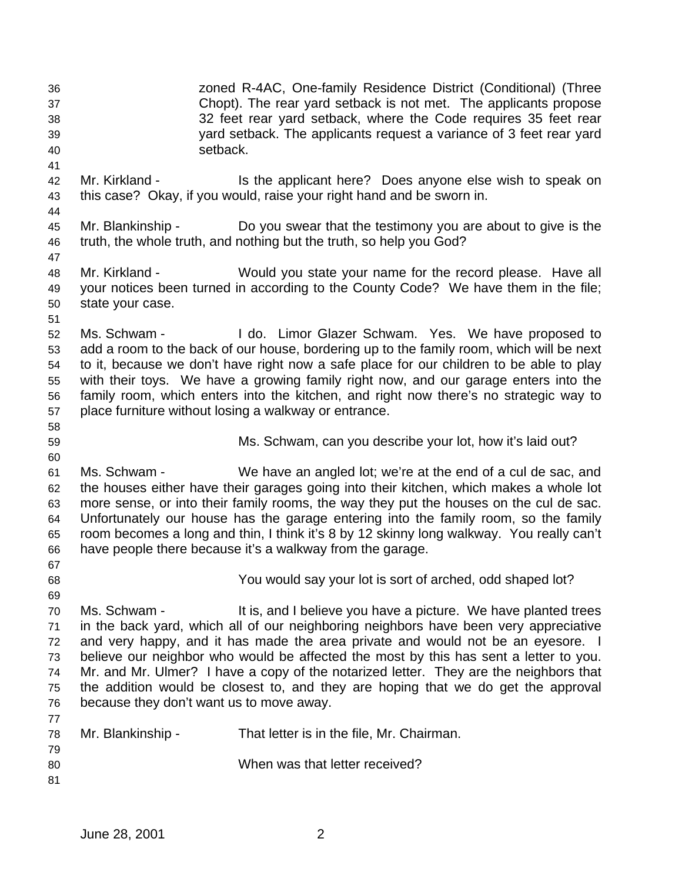zoned R-4AC, One-family Residence District (Conditional) (Three Chopt). The rear yard setback is not met. The applicants propose 32 feet rear yard setback, where the Code requires 35 feet rear yard setback. The applicants request a variance of 3 feet rear yard setback.

Mr. Kirkland - Is the applicant here? Does anyone else wish to speak on this case? Okay, if you would, raise your right hand and be sworn in.

Mr. Blankinship - Do you swear that the testimony you are about to give is the truth, the whole truth, and nothing but the truth, so help you God?

Mr. Kirkland - Would you state your name for the record please. Have all your notices been turned in according to the County Code? We have them in the file; state your case.

Ms. Schwam - I do. Limor Glazer Schwam. Yes. We have proposed to add a room to the back of our house, bordering up to the family room, which will be next to it, because we don't have right now a safe place for our children to be able to play with their toys. We have a growing family right now, and our garage enters into the family room, which enters into the kitchen, and right now there's no strategic way to place furniture without losing a walkway or entrance.

Ms. Schwam, can you describe your lot, how it's laid out?

Ms. Schwam - We have an angled lot; we're at the end of a cul de sac, and the houses either have their garages going into their kitchen, which makes a whole lot more sense, or into their family rooms, the way they put the houses on the cul de sac. Unfortunately our house has the garage entering into the family room, so the family room becomes a long and thin, I think it's 8 by 12 skinny long walkway. You really can't have people there because it's a walkway from the garage.

You would say your lot is sort of arched, odd shaped lot?

Ms. Schwam - It is, and I believe you have a picture. We have planted trees in the back yard, which all of our neighboring neighbors have been very appreciative and very happy, and it has made the area private and would not be an eyesore. I believe our neighbor who would be affected the most by this has sent a letter to you. Mr. and Mr. Ulmer? I have a copy of the notarized letter. They are the neighbors that the addition would be closest to, and they are hoping that we do get the approval because they don't want us to move away.

Mr. Blankinship - That letter is in the file, Mr. Chairman.

When was that letter received?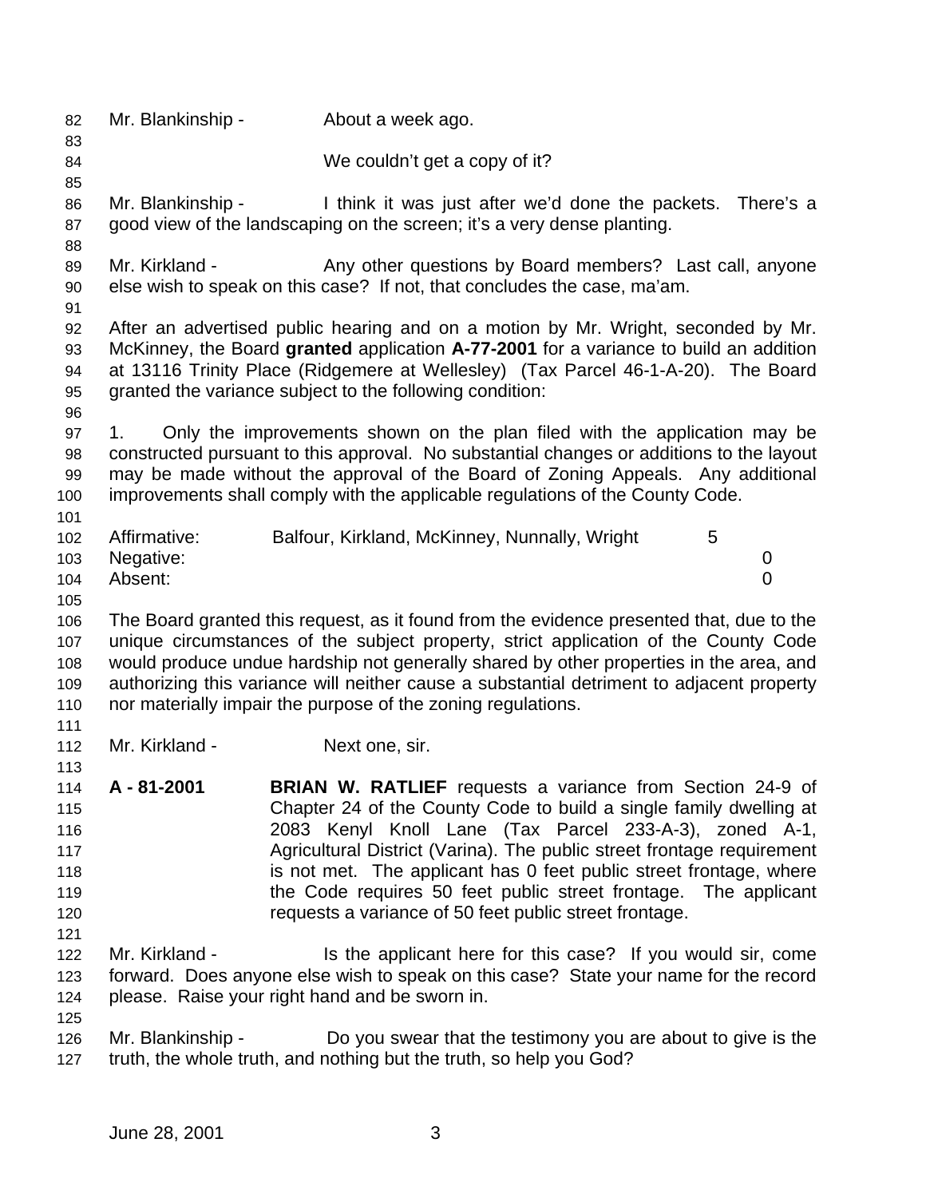Mr. Blankinship - About a week ago.

We couldn't get a copy of it?

Mr. Blankinship - I think it was just after we'd done the packets. There's a good view of the landscaping on the screen; it's a very dense planting.

Mr. Kirkland - Any other questions by Board members? Last call, anyone else wish to speak on this case? If not, that concludes the case, ma'am.

After an advertised public hearing and on a motion by Mr. Wright, seconded by Mr. McKinney, the Board **granted** application **A-77-2001** for a variance to build an addition at 13116 Trinity Place (Ridgemere at Wellesley) (Tax Parcel 46-1-A-20). The Board granted the variance subject to the following condition:

1. Only the improvements shown on the plan filed with the application may be constructed pursuant to this approval. No substantial changes or additions to the layout may be made without the approval of the Board of Zoning Appeals. Any additional improvements shall comply with the applicable regulations of the County Code.

| | | |
|---|---|---|
| Affirmative: | Balfour, Kirkland, McKinney, Nunnally, Wright | 5 |
| Negative: | | 0 |
| Absent: | | 0 |

The Board granted this request, as it found from the evidence presented that, due to the unique circumstances of the subject property, strict application of the County Code would produce undue hardship not generally shared by other properties in the area, and authorizing this variance will neither cause a substantial detriment to adjacent property nor materially impair the purpose of the zoning regulations.

Mr. Kirkland - Next one, sir.

**A - 81-2001** **BRIAN W. RATLIEF** requests a variance from Section 24-9 of Chapter 24 of the County Code to build a single family dwelling at 2083 Kenyl Knoll Lane (Tax Parcel 233-A-3), zoned A-1, Agricultural District (Varina). The public street frontage requirement is not met. The applicant has 0 feet public street frontage, where the Code requires 50 feet public street frontage. The applicant requests a variance of 50 feet public street frontage.

Mr. Kirkland - Is the applicant here for this case? If you would sir, come forward. Does anyone else wish to speak on this case? State your name for the record please. Raise your right hand and be sworn in.

Mr. Blankinship - Do you swear that the testimony you are about to give is the truth, the whole truth, and nothing but the truth, so help you God?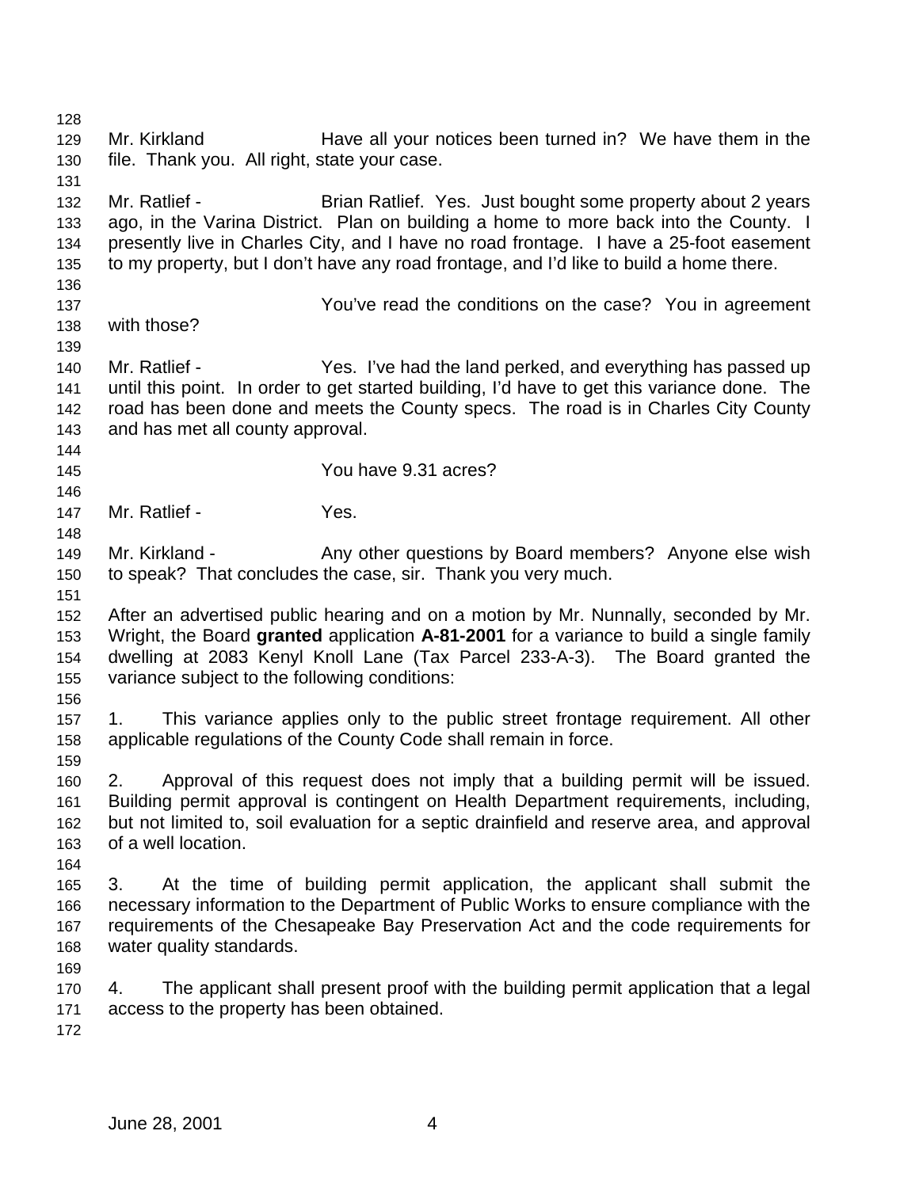Mr. Kirkland Have all your notices been turned in? We have them in the file. Thank you. All right, state your case.

Mr. Ratlief - Brian Ratlief. Yes. Just bought some property about 2 years ago, in the Varina District. Plan on building a home to more back into the County. I presently live in Charles City, and I have no road frontage. I have a 25-foot easement to my property, but I don't have any road frontage, and I'd like to build a home there.

You've read the conditions on the case? You in agreement with those?

Mr. Ratlief - Yes. I've had the land perked, and everything has passed up until this point. In order to get started building, I'd have to get this variance done. The road has been done and meets the County specs. The road is in Charles City County and has met all county approval.

You have 9.31 acres?

Mr. Ratlief - Yes.

Mr. Kirkland - Any other questions by Board members? Anyone else wish to speak? That concludes the case, sir. Thank you very much.

After an advertised public hearing and on a motion by Mr. Nunnally, seconded by Mr. Wright, the Board **granted** application **A-81-2001** for a variance to build a single family dwelling at 2083 Kenyl Knoll Lane (Tax Parcel 233-A-3). The Board granted the variance subject to the following conditions:

1. This variance applies only to the public street frontage requirement. All other applicable regulations of the County Code shall remain in force.

2. Approval of this request does not imply that a building permit will be issued. Building permit approval is contingent on Health Department requirements, including, but not limited to, soil evaluation for a septic drainfield and reserve area, and approval of a well location.

3. At the time of building permit application, the applicant shall submit the necessary information to the Department of Public Works to ensure compliance with the requirements of the Chesapeake Bay Preservation Act and the code requirements for water quality standards.

4. The applicant shall present proof with the building permit application that a legal access to the property has been obtained.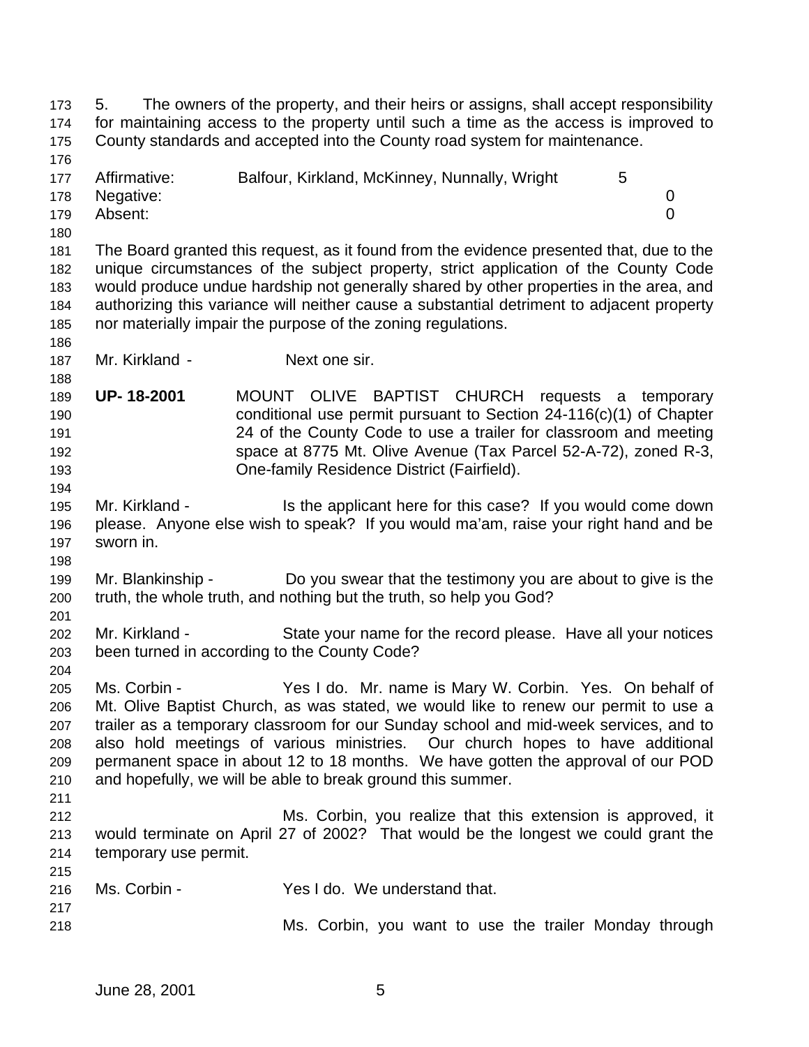5. The owners of the property, and their heirs or assigns, shall accept responsibility for maintaining access to the property until such a time as the access is improved to County standards and accepted into the County road system for maintenance.

| | | |
|---|---|---|
| Affirmative: | Balfour, Kirkland, McKinney, Nunnally, Wright | 5 |
| Negative: | | 0 |
| Absent: | | 0 |

The Board granted this request, as it found from the evidence presented that, due to the unique circumstances of the subject property, strict application of the County Code would produce undue hardship not generally shared by other properties in the area, and authorizing this variance will neither cause a substantial detriment to adjacent property nor materially impair the purpose of the zoning regulations.

Mr. Kirkland - Next one sir.

**UP- 18-2001** MOUNT OLIVE BAPTIST CHURCH requests a temporary conditional use permit pursuant to Section 24-116(c)(1) of Chapter 24 of the County Code to use a trailer for classroom and meeting space at 8775 Mt. Olive Avenue (Tax Parcel 52-A-72), zoned R-3, One-family Residence District (Fairfield).

Mr. Kirkland - Is the applicant here for this case? If you would come down please. Anyone else wish to speak? If you would ma'am, raise your right hand and be sworn in.

Mr. Blankinship - Do you swear that the testimony you are about to give is the truth, the whole truth, and nothing but the truth, so help you God?

Mr. Kirkland - State your name for the record please. Have all your notices been turned in according to the County Code?

Ms. Corbin - Yes I do. Mr. name is Mary W. Corbin. Yes. On behalf of Mt. Olive Baptist Church, as was stated, we would like to renew our permit to use a trailer as a temporary classroom for our Sunday school and mid-week services, and to also hold meetings of various ministries. Our church hopes to have additional permanent space in about 12 to 18 months. We have gotten the approval of our POD and hopefully, we will be able to break ground this summer.

Ms. Corbin, you realize that this extension is approved, it would terminate on April 27 of 2002? That would be the longest we could grant the temporary use permit.

Ms. Corbin - Yes I do. We understand that.

Ms. Corbin, you want to use the trailer Monday through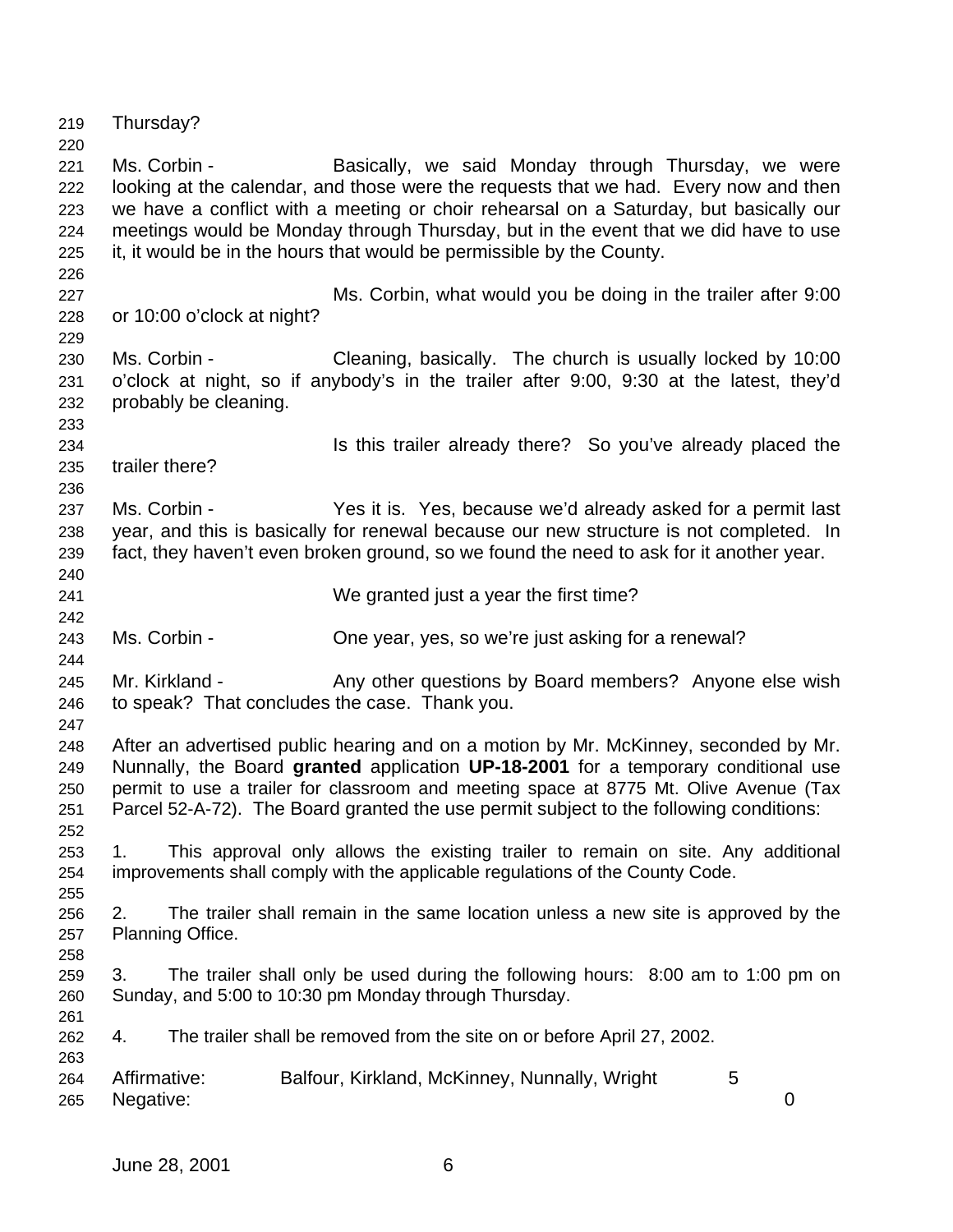Thursday?

Ms. Corbin - Basically, we said Monday through Thursday, we were looking at the calendar, and those were the requests that we had. Every now and then we have a conflict with a meeting or choir rehearsal on a Saturday, but basically our meetings would be Monday through Thursday, but in the event that we did have to use it, it would be in the hours that would be permissible by the County.

Ms. Corbin, what would you be doing in the trailer after 9:00 or 10:00 o'clock at night?

Ms. Corbin - Cleaning, basically. The church is usually locked by 10:00 o'clock at night, so if anybody's in the trailer after 9:00, 9:30 at the latest, they'd probably be cleaning.

Is this trailer already there? So you've already placed the trailer there?

Ms. Corbin - Yes it is. Yes, because we'd already asked for a permit last year, and this is basically for renewal because our new structure is not completed. In fact, they haven't even broken ground, so we found the need to ask for it another year.

We granted just a year the first time?

Ms. Corbin - One year, yes, so we're just asking for a renewal?

Mr. Kirkland - Any other questions by Board members? Anyone else wish to speak? That concludes the case. Thank you.

After an advertised public hearing and on a motion by Mr. McKinney, seconded by Mr. Nunnally, the Board **granted** application **UP-18-2001** for a temporary conditional use permit to use a trailer for classroom and meeting space at 8775 Mt. Olive Avenue (Tax Parcel 52-A-72). The Board granted the use permit subject to the following conditions:

1. This approval only allows the existing trailer to remain on site. Any additional improvements shall comply with the applicable regulations of the County Code.

2. The trailer shall remain in the same location unless a new site is approved by the Planning Office.

3. The trailer shall only be used during the following hours: 8:00 am to 1:00 pm on Sunday, and 5:00 to 10:30 pm Monday through Thursday.

4. The trailer shall be removed from the site on or before April 27, 2002.

Affirmative: Balfour, Kirkland, McKinney, Nunnally, Wright 5
Negative: 0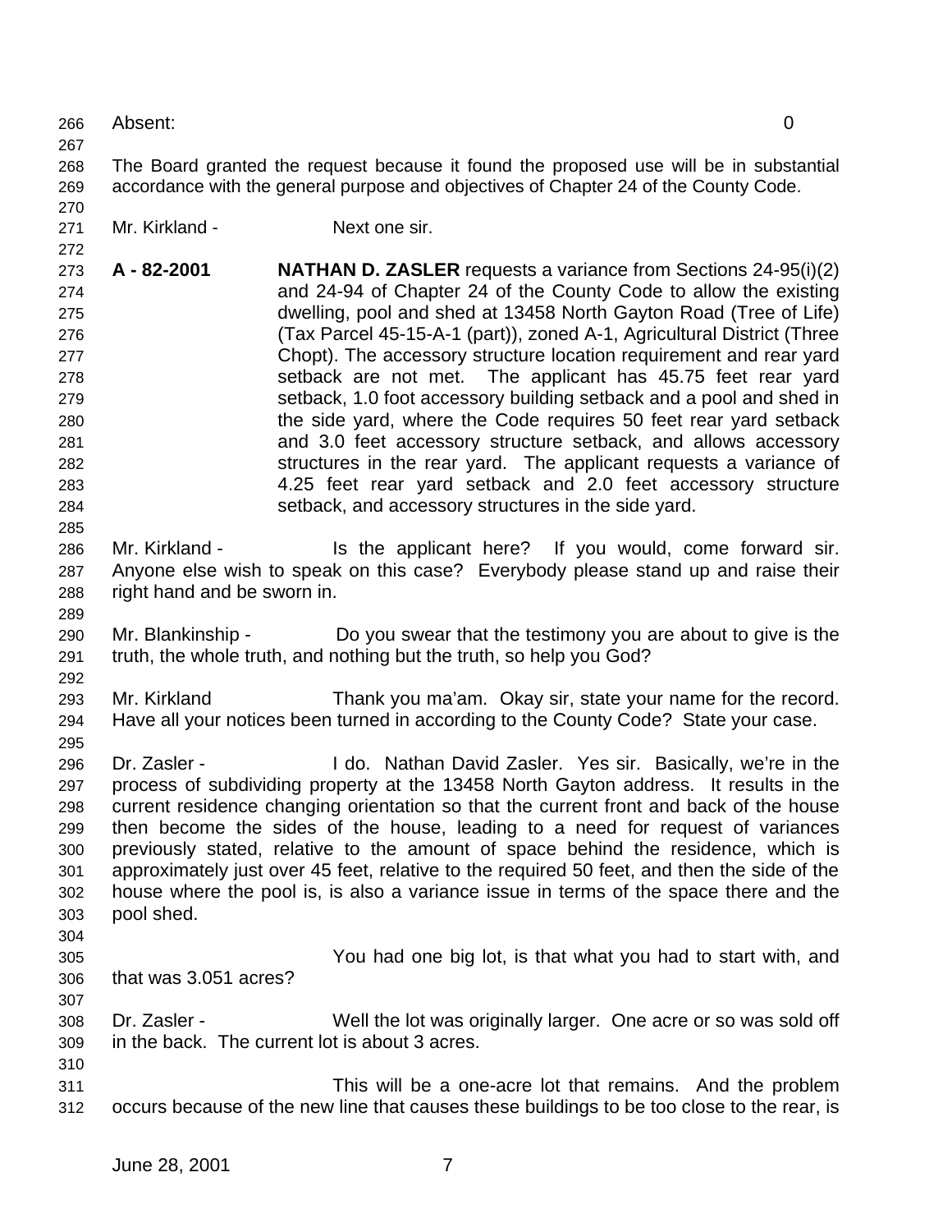Absent: 0

The Board granted the request because it found the proposed use will be in substantial accordance with the general purpose and objectives of Chapter 24 of the County Code.

Mr. Kirkland - Next one sir.

**A - 82-2001** **NATHAN D. ZASLER** requests a variance from Sections 24-95(i)(2) and 24-94 of Chapter 24 of the County Code to allow the existing dwelling, pool and shed at 13458 North Gayton Road (Tree of Life) (Tax Parcel 45-15-A-1 (part)), zoned A-1, Agricultural District (Three Chopt). The accessory structure location requirement and rear yard setback are not met. The applicant has 45.75 feet rear yard setback, 1.0 foot accessory building setback and a pool and shed in the side yard, where the Code requires 50 feet rear yard setback and 3.0 feet accessory structure setback, and allows accessory structures in the rear yard. The applicant requests a variance of 4.25 feet rear yard setback and 2.0 feet accessory structure setback, and accessory structures in the side yard.

Mr. Kirkland - Is the applicant here? If you would, come forward sir. Anyone else wish to speak on this case? Everybody please stand up and raise their right hand and be sworn in.

Mr. Blankinship - Do you swear that the testimony you are about to give is the truth, the whole truth, and nothing but the truth, so help you God?

Mr. Kirkland Thank you ma'am. Okay sir, state your name for the record. Have all your notices been turned in according to the County Code? State your case.

Dr. Zasler - I do. Nathan David Zasler. Yes sir. Basically, we're in the process of subdividing property at the 13458 North Gayton address. It results in the current residence changing orientation so that the current front and back of the house then become the sides of the house, leading to a need for request of variances previously stated, relative to the amount of space behind the residence, which is approximately just over 45 feet, relative to the required 50 feet, and then the side of the house where the pool is, is also a variance issue in terms of the space there and the pool shed.

You had one big lot, is that what you had to start with, and that was 3.051 acres?

Dr. Zasler - Well the lot was originally larger. One acre or so was sold off in the back. The current lot is about 3 acres.

This will be a one-acre lot that remains. And the problem occurs because of the new line that causes these buildings to be too close to the rear, is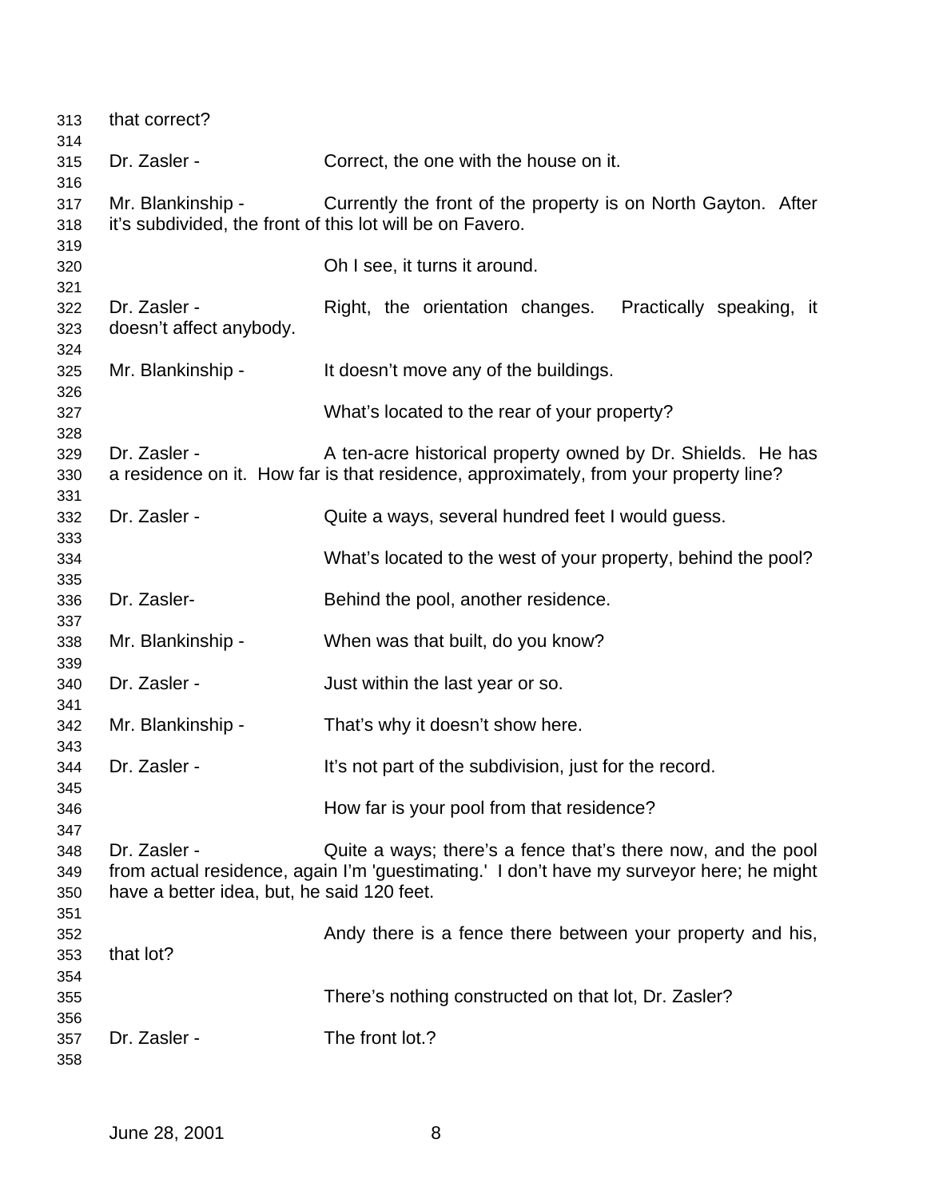that correct?

Dr. Zasler - Correct, the one with the house on it.

Mr. Blankinship - Currently the front of the property is on North Gayton. After it's subdivided, the front of this lot will be on Favero.

Oh I see, it turns it around.

Dr. Zasler - Right, the orientation changes. Practically speaking, it doesn't affect anybody.

Mr. Blankinship - It doesn't move any of the buildings.

What's located to the rear of your property?

Dr. Zasler - A ten-acre historical property owned by Dr. Shields. He has a residence on it. How far is that residence, approximately, from your property line?

Dr. Zasler - Quite a ways, several hundred feet I would guess.

What's located to the west of your property, behind the pool?

Dr. Zasler- Behind the pool, another residence.

Mr. Blankinship - When was that built, do you know?

Dr. Zasler - Just within the last year or so.

Mr. Blankinship - That's why it doesn't show here.

Dr. Zasler - It's not part of the subdivision, just for the record.

How far is your pool from that residence?

Dr. Zasler - Quite a ways; there's a fence that's there now, and the pool from actual residence, again I'm 'guestimating.' I don't have my surveyor here; he might have a better idea, but, he said 120 feet.

Andy there is a fence there between your property and his, that lot?

There's nothing constructed on that lot, Dr. Zasler?

Dr. Zasler - The front lot.?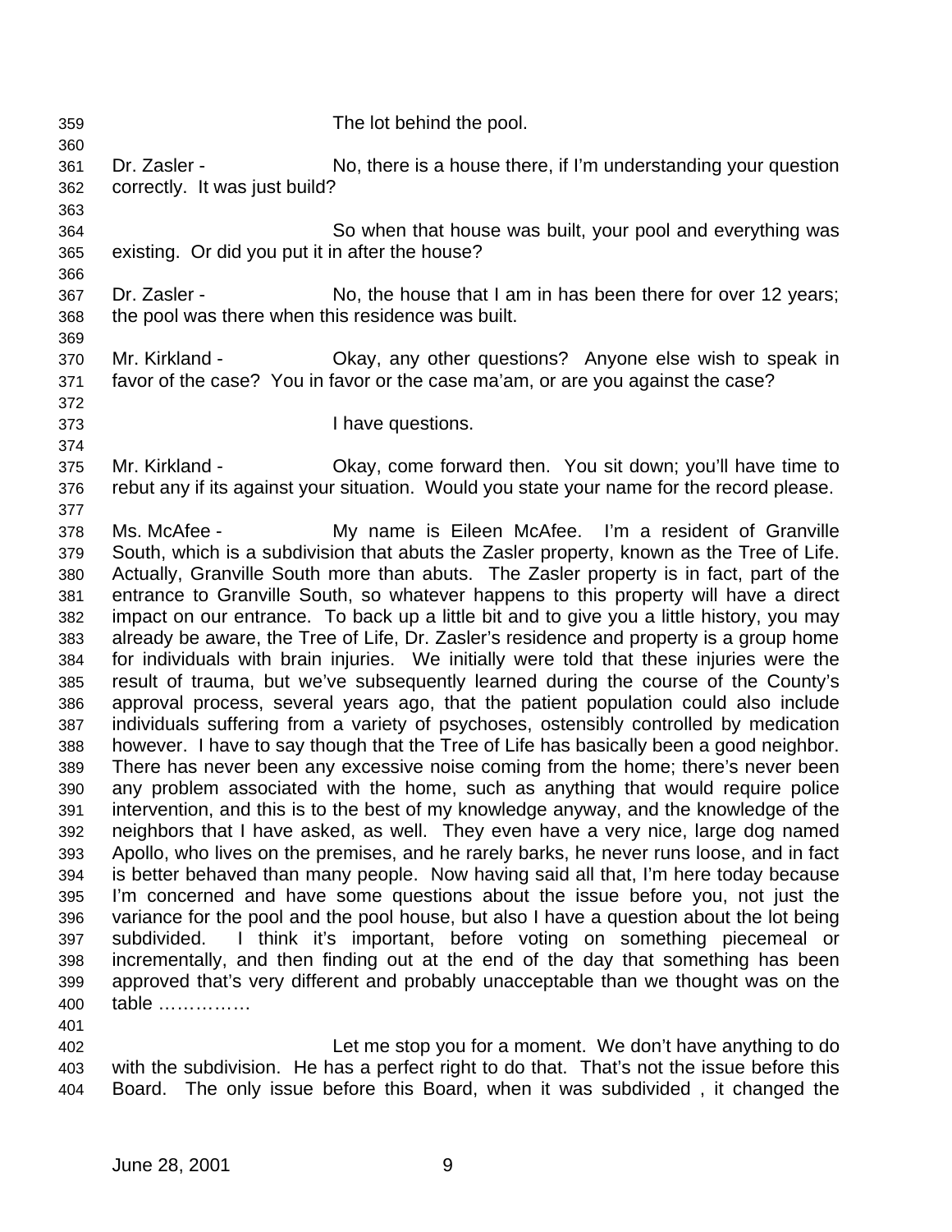The lot behind the pool.

Dr. Zasler - No, there is a house there, if I'm understanding your question correctly. It was just build?

So when that house was built, your pool and everything was existing. Or did you put it in after the house?

Dr. Zasler - No, the house that I am in has been there for over 12 years; the pool was there when this residence was built.

Mr. Kirkland - Okay, any other questions? Anyone else wish to speak in favor of the case? You in favor or the case ma'am, or are you against the case?

I have questions.

Mr. Kirkland - Okay, come forward then. You sit down; you'll have time to rebut any if its against your situation. Would you state your name for the record please.

Ms. McAfee - My name is Eileen McAfee. I'm a resident of Granville South, which is a subdivision that abuts the Zasler property, known as the Tree of Life. Actually, Granville South more than abuts. The Zasler property is in fact, part of the entrance to Granville South, so whatever happens to this property will have a direct impact on our entrance. To back up a little bit and to give you a little history, you may already be aware, the Tree of Life, Dr. Zasler's residence and property is a group home for individuals with brain injuries. We initially were told that these injuries were the result of trauma, but we've subsequently learned during the course of the County's approval process, several years ago, that the patient population could also include individuals suffering from a variety of psychoses, ostensibly controlled by medication however. I have to say though that the Tree of Life has basically been a good neighbor. There has never been any excessive noise coming from the home; there's never been any problem associated with the home, such as anything that would require police intervention, and this is to the best of my knowledge anyway, and the knowledge of the neighbors that I have asked, as well. They even have a very nice, large dog named Apollo, who lives on the premises, and he rarely barks, he never runs loose, and in fact is better behaved than many people. Now having said all that, I'm here today because I'm concerned and have some questions about the issue before you, not just the variance for the pool and the pool house, but also I have a question about the lot being subdivided. I think it's important, before voting on something piecemeal or incrementally, and then finding out at the end of the day that something has been approved that's very different and probably unacceptable than we thought was on the table ……………

Let me stop you for a moment. We don't have anything to do with the subdivision. He has a perfect right to do that. That's not the issue before this Board. The only issue before this Board, when it was subdivided , it changed the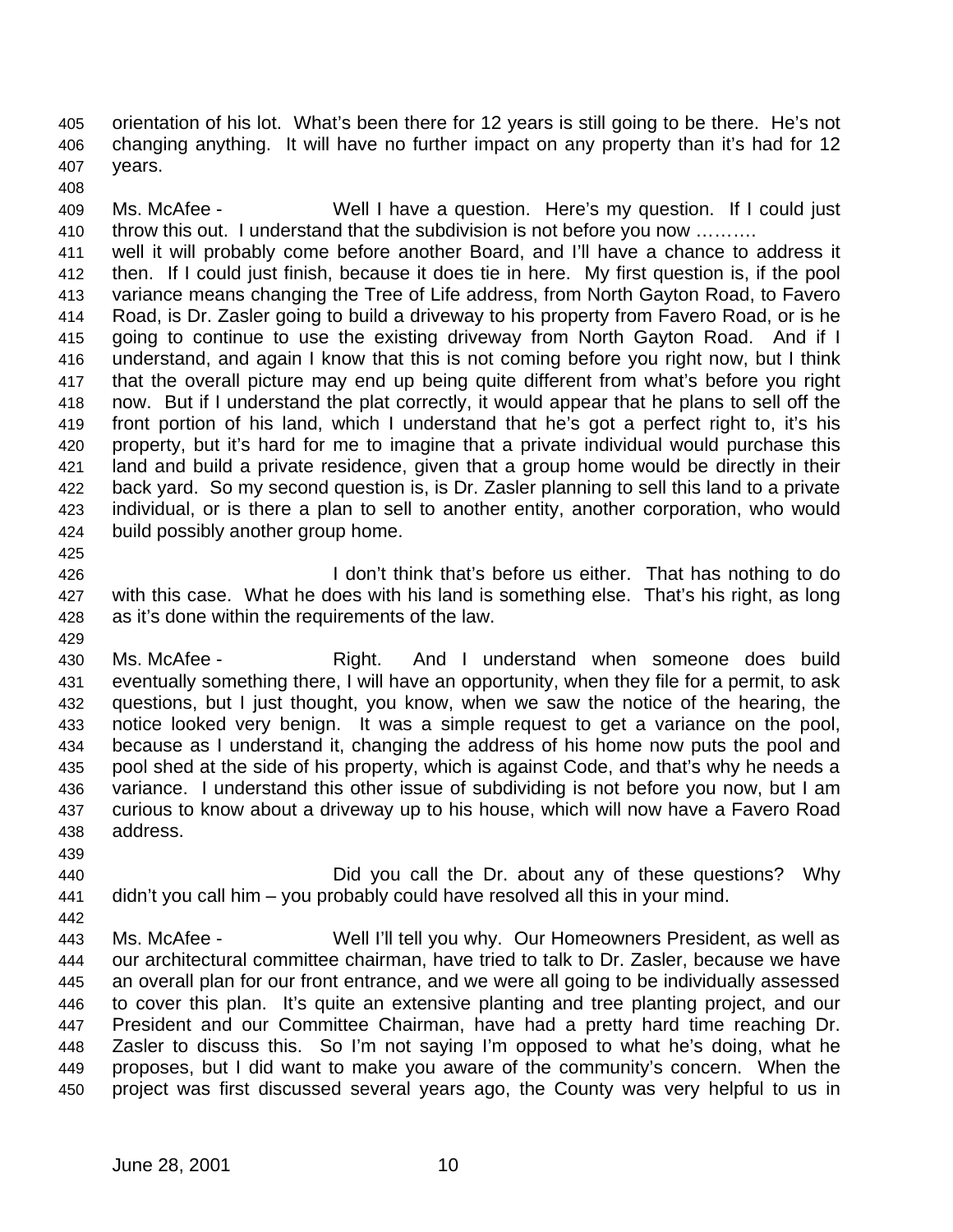orientation of his lot. What's been there for 12 years is still going to be there. He's not changing anything. It will have no further impact on any property than it's had for 12 years.

Ms. McAfee - Well I have a question. Here's my question. If I could just throw this out. I understand that the subdivision is not before you now ………. well it will probably come before another Board, and I'll have a chance to address it then. If I could just finish, because it does tie in here. My first question is, if the pool variance means changing the Tree of Life address, from North Gayton Road, to Favero Road, is Dr. Zasler going to build a driveway to his property from Favero Road, or is he going to continue to use the existing driveway from North Gayton Road. And if I understand, and again I know that this is not coming before you right now, but I think that the overall picture may end up being quite different from what's before you right now. But if I understand the plat correctly, it would appear that he plans to sell off the front portion of his land, which I understand that he's got a perfect right to, it's his property, but it's hard for me to imagine that a private individual would purchase this land and build a private residence, given that a group home would be directly in their back yard. So my second question is, is Dr. Zasler planning to sell this land to a private individual, or is there a plan to sell to another entity, another corporation, who would build possibly another group home.

I don't think that's before us either. That has nothing to do with this case. What he does with his land is something else. That's his right, as long as it's done within the requirements of the law.

Ms. McAfee - Right. And I understand when someone does build eventually something there, I will have an opportunity, when they file for a permit, to ask questions, but I just thought, you know, when we saw the notice of the hearing, the notice looked very benign. It was a simple request to get a variance on the pool, because as I understand it, changing the address of his home now puts the pool and pool shed at the side of his property, which is against Code, and that's why he needs a variance. I understand this other issue of subdividing is not before you now, but I am curious to know about a driveway up to his house, which will now have a Favero Road address.

Did you call the Dr. about any of these questions? Why didn't you call him – you probably could have resolved all this in your mind.

Ms. McAfee - Well I'll tell you why. Our Homeowners President, as well as our architectural committee chairman, have tried to talk to Dr. Zasler, because we have an overall plan for our front entrance, and we were all going to be individually assessed to cover this plan. It's quite an extensive planting and tree planting project, and our President and our Committee Chairman, have had a pretty hard time reaching Dr. Zasler to discuss this. So I'm not saying I'm opposed to what he's doing, what he proposes, but I did want to make you aware of the community's concern. When the project was first discussed several years ago, the County was very helpful to us in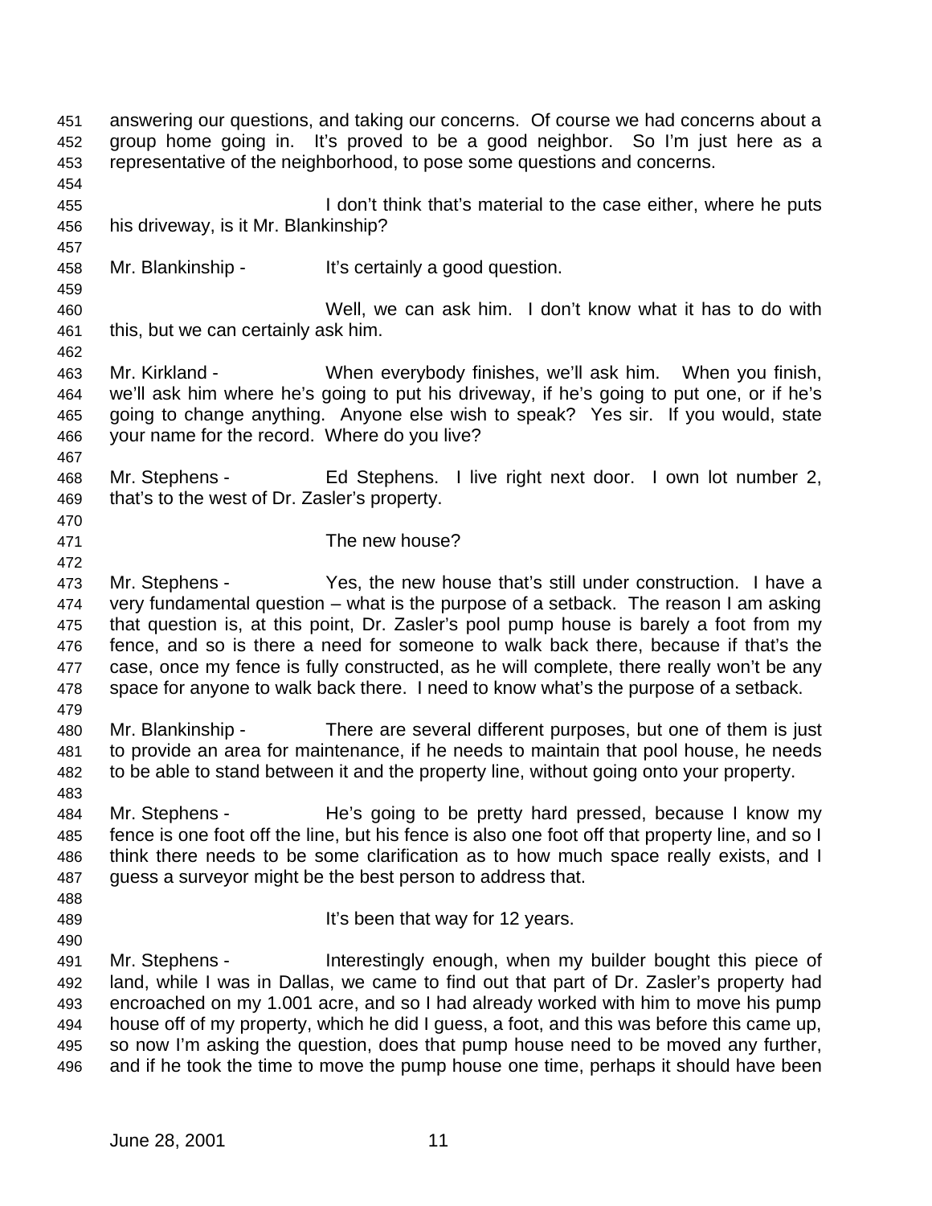answering our questions, and taking our concerns. Of course we had concerns about a group home going in. It's proved to be a good neighbor. So I'm just here as a representative of the neighborhood, to pose some questions and concerns.

I don't think that's material to the case either, where he puts his driveway, is it Mr. Blankinship?

Mr. Blankinship - It's certainly a good question.

Well, we can ask him. I don't know what it has to do with this, but we can certainly ask him.

Mr. Kirkland - When everybody finishes, we'll ask him. When you finish, we'll ask him where he's going to put his driveway, if he's going to put one, or if he's going to change anything. Anyone else wish to speak? Yes sir. If you would, state your name for the record. Where do you live?

Mr. Stephens - Ed Stephens. I live right next door. I own lot number 2, that's to the west of Dr. Zasler's property.

The new house?

Mr. Stephens - Yes, the new house that's still under construction. I have a very fundamental question – what is the purpose of a setback. The reason I am asking that question is, at this point, Dr. Zasler's pool pump house is barely a foot from my fence, and so is there a need for someone to walk back there, because if that's the case, once my fence is fully constructed, as he will complete, there really won't be any space for anyone to walk back there. I need to know what's the purpose of a setback.

Mr. Blankinship - There are several different purposes, but one of them is just to provide an area for maintenance, if he needs to maintain that pool house, he needs to be able to stand between it and the property line, without going onto your property.

Mr. Stephens - He's going to be pretty hard pressed, because I know my fence is one foot off the line, but his fence is also one foot off that property line, and so I think there needs to be some clarification as to how much space really exists, and I guess a surveyor might be the best person to address that.

It's been that way for 12 years.

Mr. Stephens - Interestingly enough, when my builder bought this piece of land, while I was in Dallas, we came to find out that part of Dr. Zasler's property had encroached on my 1.001 acre, and so I had already worked with him to move his pump house off of my property, which he did I guess, a foot, and this was before this came up, so now I'm asking the question, does that pump house need to be moved any further, and if he took the time to move the pump house one time, perhaps it should have been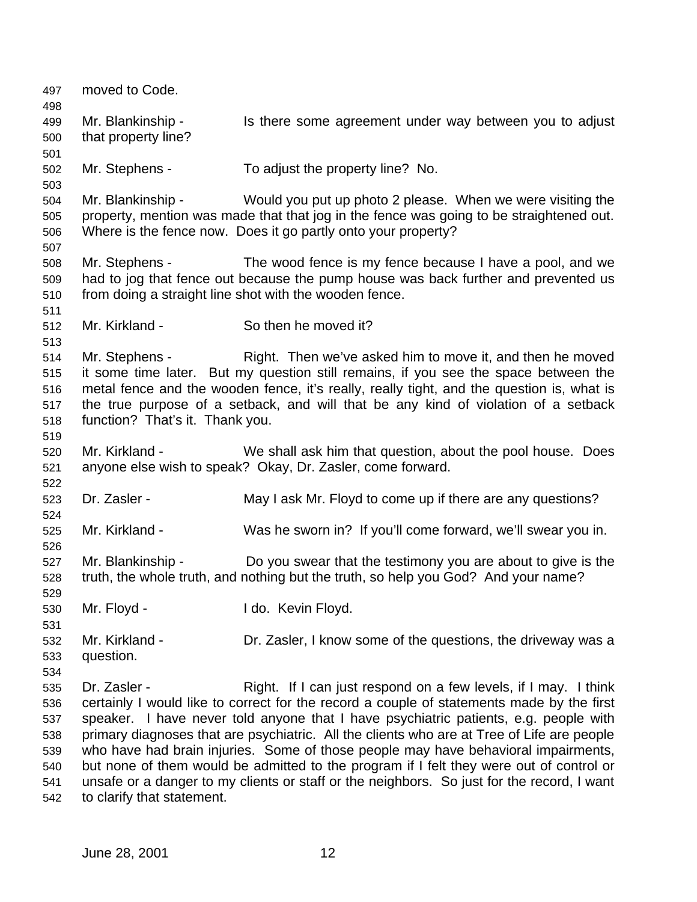moved to Code.

Mr. Blankinship - Is there some agreement under way between you to adjust that property line?

Mr. Stephens - To adjust the property line? No.

Mr. Blankinship - Would you put up photo 2 please. When we were visiting the property, mention was made that that jog in the fence was going to be straightened out. Where is the fence now. Does it go partly onto your property?

Mr. Stephens - The wood fence is my fence because I have a pool, and we had to jog that fence out because the pump house was back further and prevented us from doing a straight line shot with the wooden fence.

Mr. Kirkland - So then he moved it?

Mr. Stephens - Right. Then we've asked him to move it, and then he moved it some time later. But my question still remains, if you see the space between the metal fence and the wooden fence, it's really, really tight, and the question is, what is the true purpose of a setback, and will that be any kind of violation of a setback function? That's it. Thank you.

Mr. Kirkland - We shall ask him that question, about the pool house. Does anyone else wish to speak? Okay, Dr. Zasler, come forward.

Dr. Zasler - May I ask Mr. Floyd to come up if there are any questions?

Mr. Kirkland - Was he sworn in? If you'll come forward, we'll swear you in.

Mr. Blankinship - Do you swear that the testimony you are about to give is the truth, the whole truth, and nothing but the truth, so help you God? And your name?

Mr. Floyd - I do. Kevin Floyd.

Mr. Kirkland - Dr. Zasler, I know some of the questions, the driveway was a question.

Dr. Zasler - Right. If I can just respond on a few levels, if I may. I think certainly I would like to correct for the record a couple of statements made by the first speaker. I have never told anyone that I have psychiatric patients, e.g. people with primary diagnoses that are psychiatric. All the clients who are at Tree of Life are people who have had brain injuries. Some of those people may have behavioral impairments, but none of them would be admitted to the program if I felt they were out of control or unsafe or a danger to my clients or staff or the neighbors. So just for the record, I want to clarify that statement.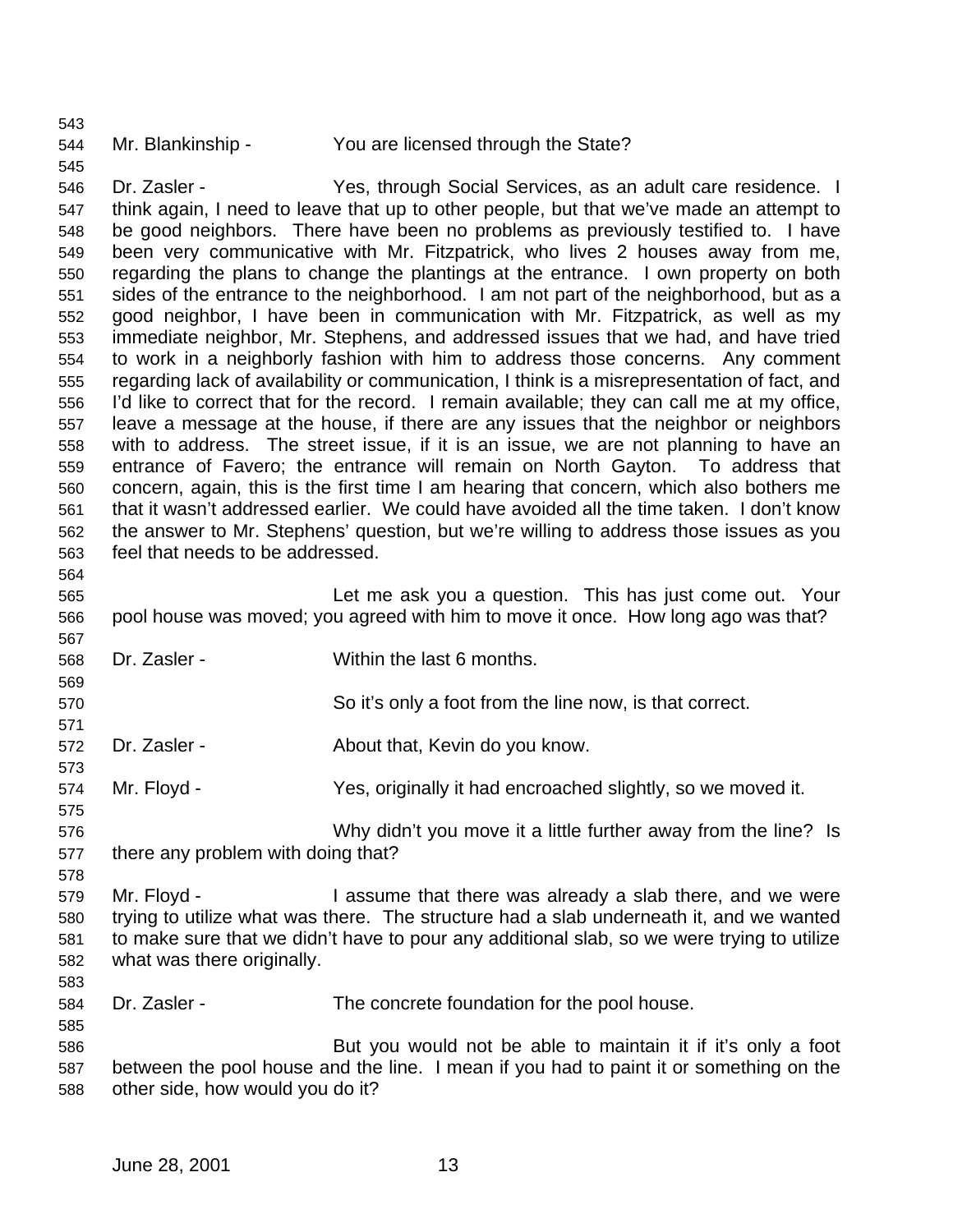Mr. Blankinship - You are licensed through the State?

Dr. Zasler - Yes, through Social Services, as an adult care residence. I think again, I need to leave that up to other people, but that we've made an attempt to be good neighbors. There have been no problems as previously testified to. I have been very communicative with Mr. Fitzpatrick, who lives 2 houses away from me, regarding the plans to change the plantings at the entrance. I own property on both sides of the entrance to the neighborhood. I am not part of the neighborhood, but as a good neighbor, I have been in communication with Mr. Fitzpatrick, as well as my immediate neighbor, Mr. Stephens, and addressed issues that we had, and have tried to work in a neighborly fashion with him to address those concerns. Any comment regarding lack of availability or communication, I think is a misrepresentation of fact, and I'd like to correct that for the record. I remain available; they can call me at my office, leave a message at the house, if there are any issues that the neighbor or neighbors with to address. The street issue, if it is an issue, we are not planning to have an entrance of Favero; the entrance will remain on North Gayton. To address that concern, again, this is the first time I am hearing that concern, which also bothers me that it wasn't addressed earlier. We could have avoided all the time taken. I don't know the answer to Mr. Stephens' question, but we're willing to address those issues as you feel that needs to be addressed.

Let me ask you a question. This has just come out. Your pool house was moved; you agreed with him to move it once. How long ago was that?

Dr. Zasler - Within the last 6 months.

So it's only a foot from the line now, is that correct.

Dr. Zasler - About that, Kevin do you know.

Mr. Floyd - Yes, originally it had encroached slightly, so we moved it.

Why didn't you move it a little further away from the line? Is there any problem with doing that?

Mr. Floyd - I assume that there was already a slab there, and we were trying to utilize what was there. The structure had a slab underneath it, and we wanted to make sure that we didn't have to pour any additional slab, so we were trying to utilize what was there originally.

Dr. Zasler - The concrete foundation for the pool house.

But you would not be able to maintain it if it's only a foot between the pool house and the line. I mean if you had to paint it or something on the other side, how would you do it?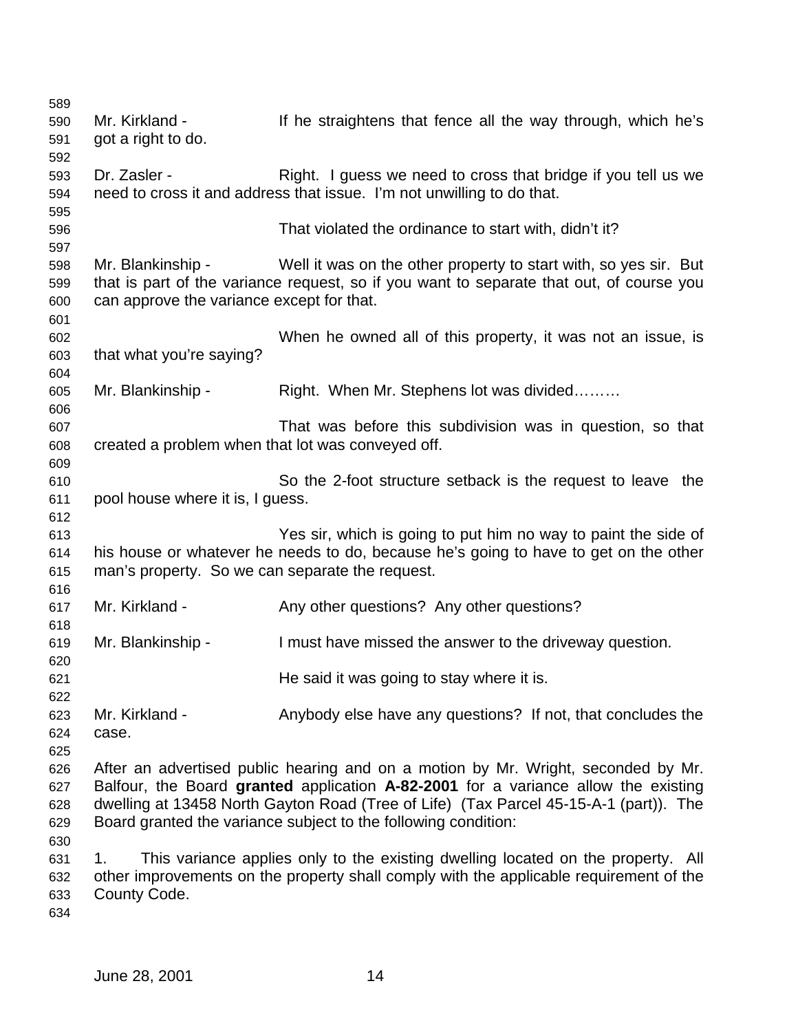Mr. Kirkland - If he straightens that fence all the way through, which he's got a right to do.

Dr. Zasler - Right. I guess we need to cross that bridge if you tell us we need to cross it and address that issue. I'm not unwilling to do that.

That violated the ordinance to start with, didn't it?

Mr. Blankinship - Well it was on the other property to start with, so yes sir. But that is part of the variance request, so if you want to separate that out, of course you can approve the variance except for that.

When he owned all of this property, it was not an issue, is that what you're saying?

Mr. Blankinship - Right. When Mr. Stephens lot was divided………

That was before this subdivision was in question, so that created a problem when that lot was conveyed off.

So the 2-foot structure setback is the request to leave the pool house where it is, I guess.

Yes sir, which is going to put him no way to paint the side of his house or whatever he needs to do, because he's going to have to get on the other man's property. So we can separate the request.

Mr. Kirkland - Any other questions? Any other questions?

Mr. Blankinship - I must have missed the answer to the driveway question.

He said it was going to stay where it is.

Mr. Kirkland - Anybody else have any questions? If not, that concludes the case.

After an advertised public hearing and on a motion by Mr. Wright, seconded by Mr. Balfour, the Board **granted** application **A-82-2001** for a variance allow the existing dwelling at 13458 North Gayton Road (Tree of Life) (Tax Parcel 45-15-A-1 (part)). The Board granted the variance subject to the following condition:

1. This variance applies only to the existing dwelling located on the property. All other improvements on the property shall comply with the applicable requirement of the County Code.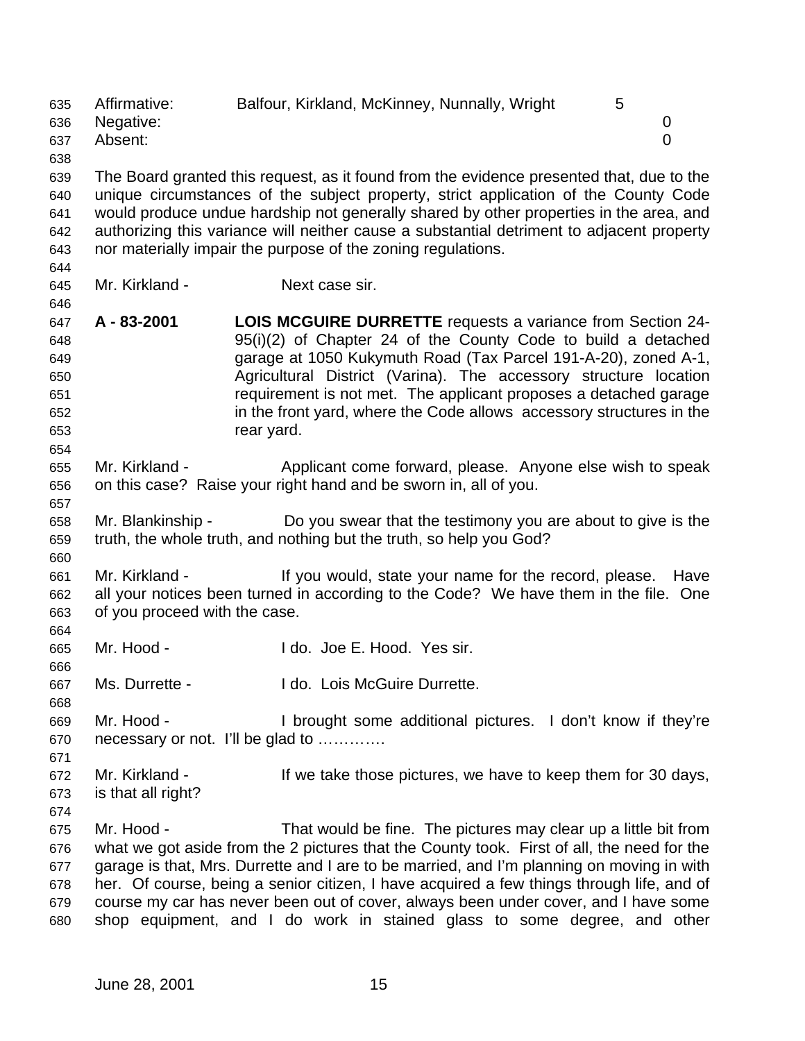Affirmative: Balfour, Kirkland, McKinney, Nunnally, Wright 5
Negative: 0
Absent: 0

The Board granted this request, as it found from the evidence presented that, due to the unique circumstances of the subject property, strict application of the County Code would produce undue hardship not generally shared by other properties in the area, and authorizing this variance will neither cause a substantial detriment to adjacent property nor materially impair the purpose of the zoning regulations.

Mr. Kirkland - Next case sir.

**A - 83-2001** **LOIS MCGUIRE DURRETTE** requests a variance from Section 24-95(i)(2) of Chapter 24 of the County Code to build a detached garage at 1050 Kukymuth Road (Tax Parcel 191-A-20), zoned A-1, Agricultural District (Varina). The accessory structure location requirement is not met. The applicant proposes a detached garage in the front yard, where the Code allows accessory structures in the rear yard.

Mr. Kirkland - Applicant come forward, please. Anyone else wish to speak on this case? Raise your right hand and be sworn in, all of you.

Mr. Blankinship - Do you swear that the testimony you are about to give is the truth, the whole truth, and nothing but the truth, so help you God?

Mr. Kirkland - If you would, state your name for the record, please. Have all your notices been turned in according to the Code? We have them in the file. One of you proceed with the case.

Mr. Hood - I do. Joe E. Hood. Yes sir.

Ms. Durrette - I do. Lois McGuire Durrette.

Mr. Hood - I brought some additional pictures. I don't know if they're necessary or not. I'll be glad to ………….

Mr. Kirkland - If we take those pictures, we have to keep them for 30 days, is that all right?

Mr. Hood - That would be fine. The pictures may clear up a little bit from what we got aside from the 2 pictures that the County took. First of all, the need for the garage is that, Mrs. Durrette and I are to be married, and I'm planning on moving in with her. Of course, being a senior citizen, I have acquired a few things through life, and of course my car has never been out of cover, always been under cover, and I have some shop equipment, and I do work in stained glass to some degree, and other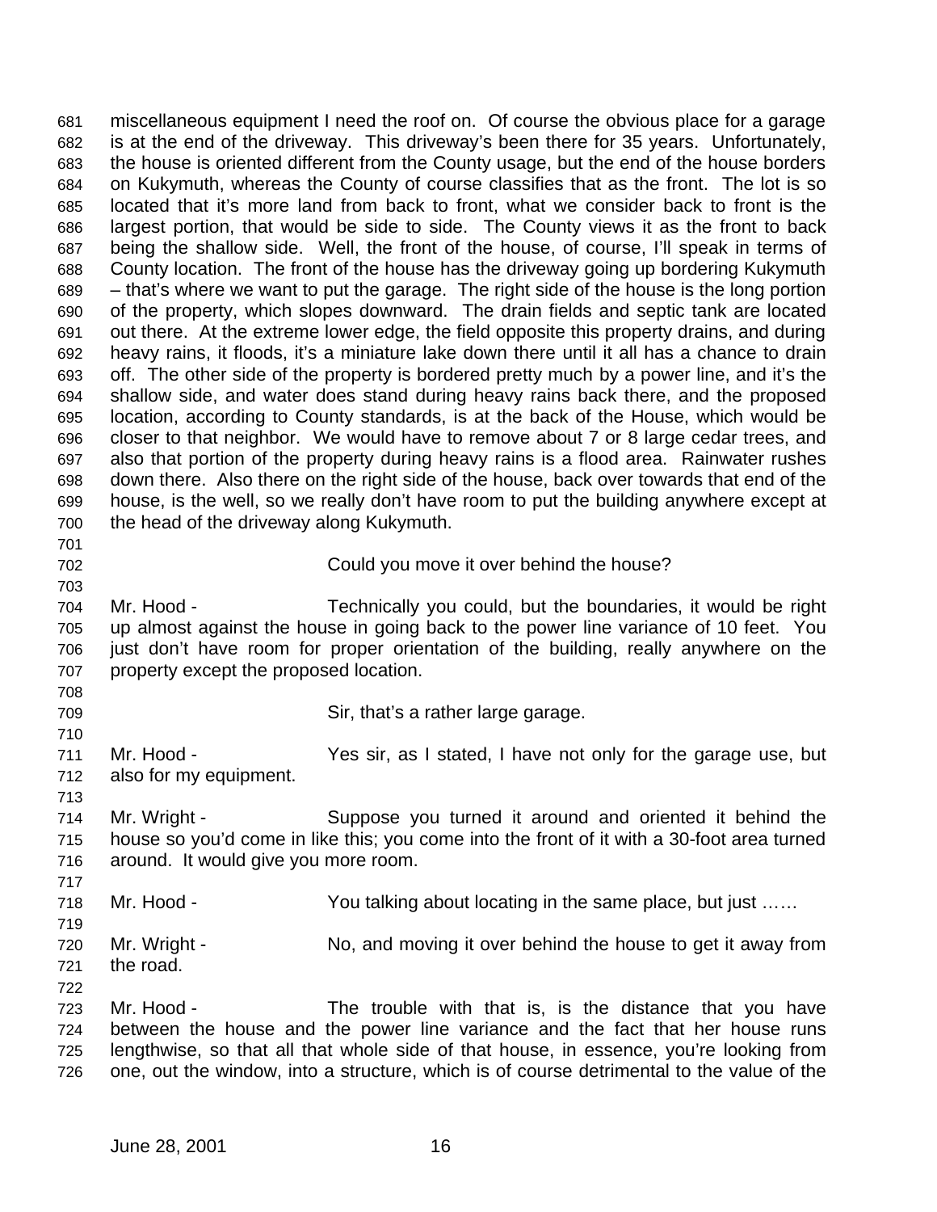681 miscellaneous equipment I need the roof on. Of course the obvious place for a garage
682 is at the end of the driveway. This driveway's been there for 35 years. Unfortunately,
683 the house is oriented different from the County usage, but the end of the house borders
684 on Kukymuth, whereas the County of course classifies that as the front. The lot is so
685 located that it's more land from back to front, what we consider back to front is the
686 largest portion, that would be side to side. The County views it as the front to back
687 being the shallow side. Well, the front of the house, of course, I'll speak in terms of
688 County location. The front of the house has the driveway going up bordering Kukymuth
689 – that's where we want to put the garage. The right side of the house is the long portion
690 of the property, which slopes downward. The drain fields and septic tank are located
691 out there. At the extreme lower edge, the field opposite this property drains, and during
692 heavy rains, it floods, it's a miniature lake down there until it all has a chance to drain
693 off. The other side of the property is bordered pretty much by a power line, and it's the
694 shallow side, and water does stand during heavy rains back there, and the proposed
695 location, according to County standards, is at the back of the House, which would be
696 closer to that neighbor. We would have to remove about 7 or 8 large cedar trees, and
697 also that portion of the property during heavy rains is a flood area. Rainwater rushes
698 down there. Also there on the right side of the house, back over towards that end of the
699 house, is the well, so we really don't have room to put the building anywhere except at
700 the head of the driveway along Kukymuth.
701
702 Could you move it over behind the house?
703
704 Mr. Hood - Technically you could, but the boundaries, it would be right
705 up almost against the house in going back to the power line variance of 10 feet. You
706 just don't have room for proper orientation of the building, really anywhere on the
707 property except the proposed location.
708
709 Sir, that's a rather large garage.
710
711 Mr. Hood - Yes sir, as I stated, I have not only for the garage use, but
712 also for my equipment.
713
714 Mr. Wright - Suppose you turned it around and oriented it behind the
715 house so you'd come in like this; you come into the front of it with a 30-foot area turned
716 around. It would give you more room.
717
718 Mr. Hood - You talking about locating in the same place, but just ……
719
720 Mr. Wright - No, and moving it over behind the house to get it away from
721 the road.
722
723 Mr. Hood - The trouble with that is, is the distance that you have
724 between the house and the power line variance and the fact that her house runs
725 lengthwise, so that all that whole side of that house, in essence, you're looking from
726 one, out the window, into a structure, which is of course detrimental to the value of the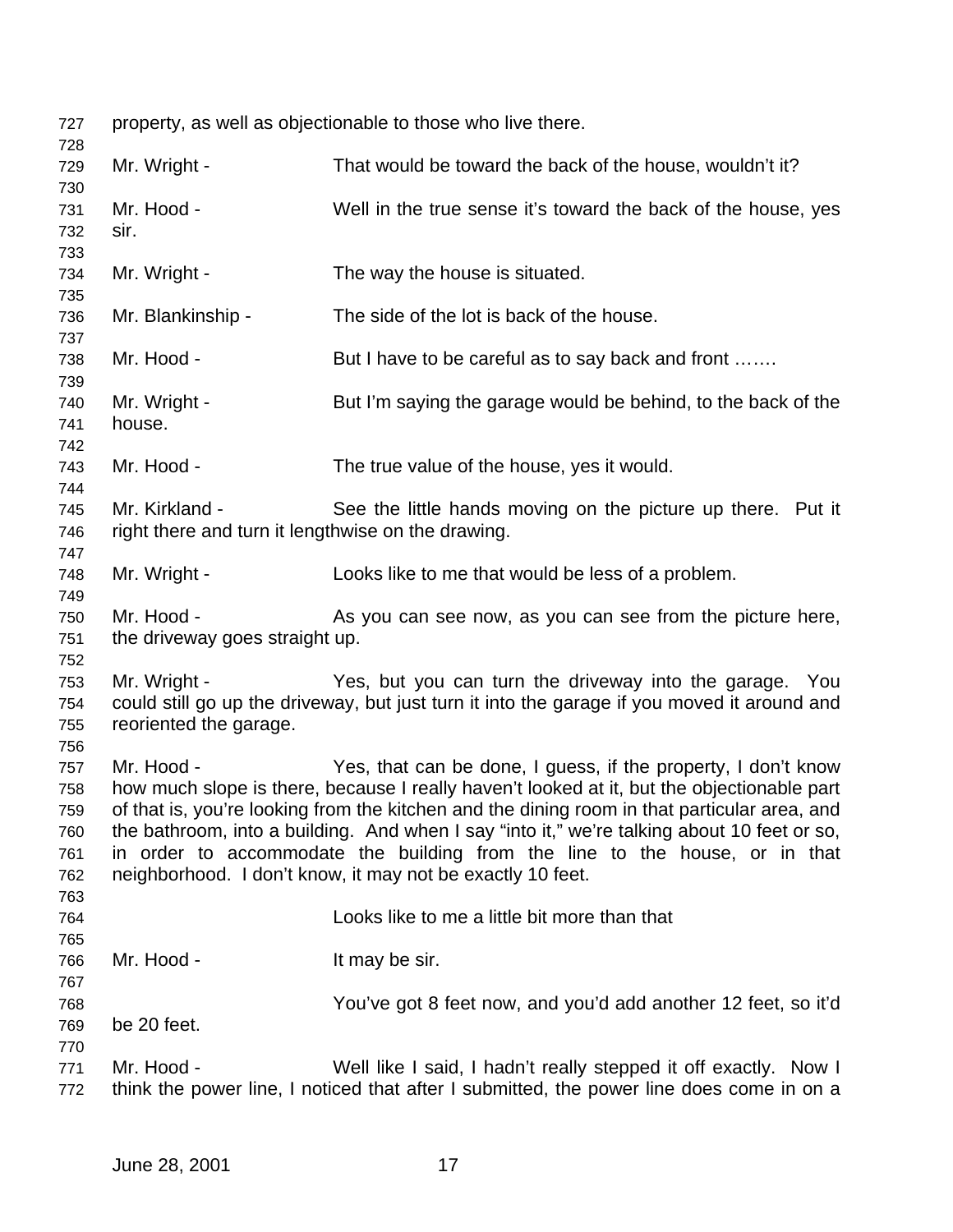property, as well as objectionable to those who live there.

Mr. Wright - That would be toward the back of the house, wouldn't it?

Mr. Hood - Well in the true sense it's toward the back of the house, yes sir.

Mr. Wright - The way the house is situated.

Mr. Blankinship - The side of the lot is back of the house.

Mr. Hood - But I have to be careful as to say back and front …….

Mr. Wright - But I'm saying the garage would be behind, to the back of the house.

Mr. Hood - The true value of the house, yes it would.

Mr. Kirkland - See the little hands moving on the picture up there. Put it right there and turn it lengthwise on the drawing.

Mr. Wright - Looks like to me that would be less of a problem.

Mr. Hood - As you can see now, as you can see from the picture here, the driveway goes straight up.

Mr. Wright - Yes, but you can turn the driveway into the garage. You could still go up the driveway, but just turn it into the garage if you moved it around and reoriented the garage.

Mr. Hood - Yes, that can be done, I guess, if the property, I don't know how much slope is there, because I really haven't looked at it, but the objectionable part of that is, you're looking from the kitchen and the dining room in that particular area, and the bathroom, into a building. And when I say "into it," we're talking about 10 feet or so, in order to accommodate the building from the line to the house, or in that neighborhood. I don't know, it may not be exactly 10 feet.

Looks like to me a little bit more than that

Mr. Hood - It may be sir.

You've got 8 feet now, and you'd add another 12 feet, so it'd be 20 feet.

Mr. Hood - Well like I said, I hadn't really stepped it off exactly. Now I think the power line, I noticed that after I submitted, the power line does come in on a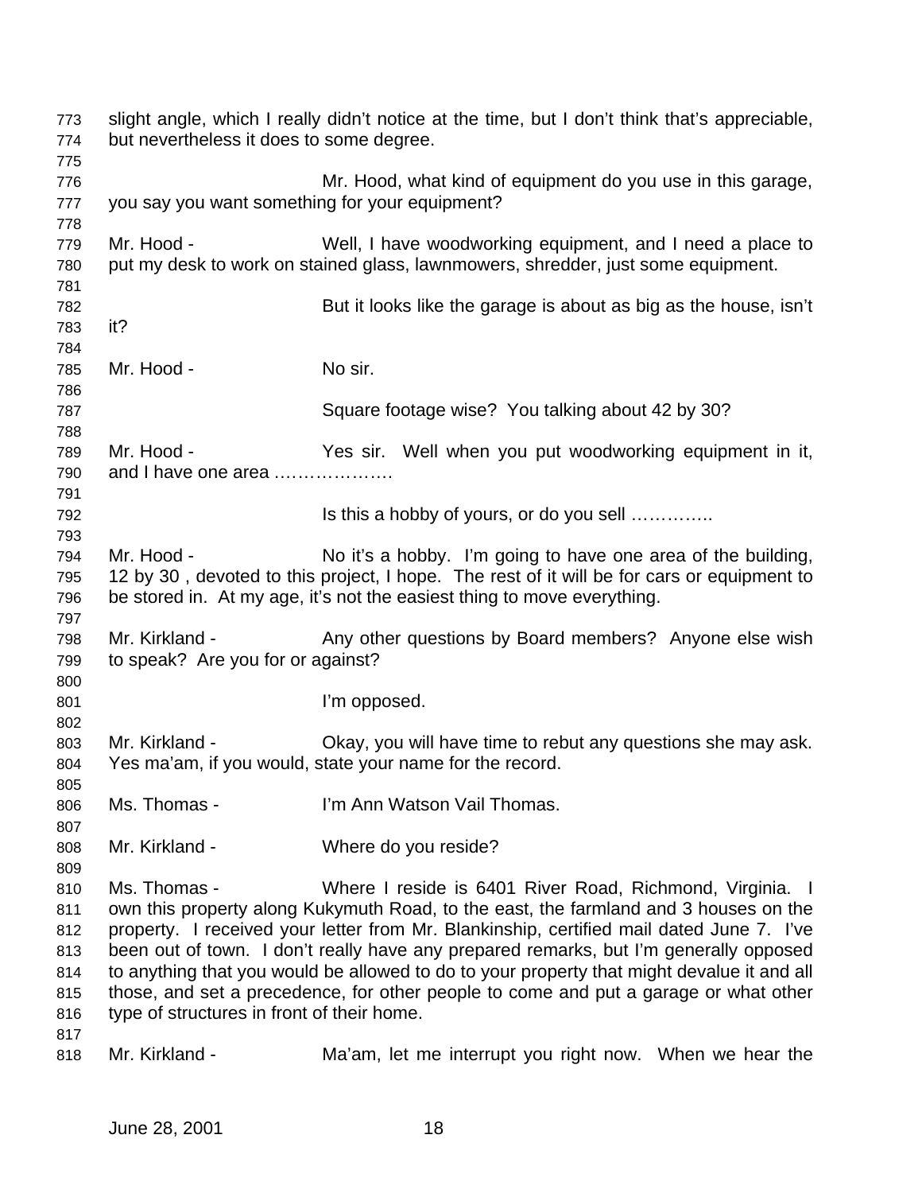slight angle, which I really didn't notice at the time, but I don't think that's appreciable, but nevertheless it does to some degree.

Mr. Hood, what kind of equipment do you use in this garage, you say you want something for your equipment?

Mr. Hood - Well, I have woodworking equipment, and I need a place to put my desk to work on stained glass, lawnmowers, shredder, just some equipment.

But it looks like the garage is about as big as the house, isn't it?

Mr. Hood - No sir.

Square footage wise? You talking about 42 by 30?

Mr. Hood - Yes sir. Well when you put woodworking equipment in it, and I have one area ……………….

Is this a hobby of yours, or do you sell …………..

Mr. Hood - No it's a hobby. I'm going to have one area of the building, 12 by 30 , devoted to this project, I hope. The rest of it will be for cars or equipment to be stored in. At my age, it's not the easiest thing to move everything.

Mr. Kirkland - Any other questions by Board members? Anyone else wish to speak? Are you for or against?

I'm opposed.

Mr. Kirkland - Okay, you will have time to rebut any questions she may ask. Yes ma'am, if you would, state your name for the record.

Ms. Thomas - I'm Ann Watson Vail Thomas.

Mr. Kirkland - Where do you reside?

Ms. Thomas - Where I reside is 6401 River Road, Richmond, Virginia. I own this property along Kukymuth Road, to the east, the farmland and 3 houses on the property. I received your letter from Mr. Blankinship, certified mail dated June 7. I've been out of town. I don't really have any prepared remarks, but I'm generally opposed to anything that you would be allowed to do to your property that might devalue it and all those, and set a precedence, for other people to come and put a garage or what other type of structures in front of their home.

Mr. Kirkland - Ma'am, let me interrupt you right now. When we hear the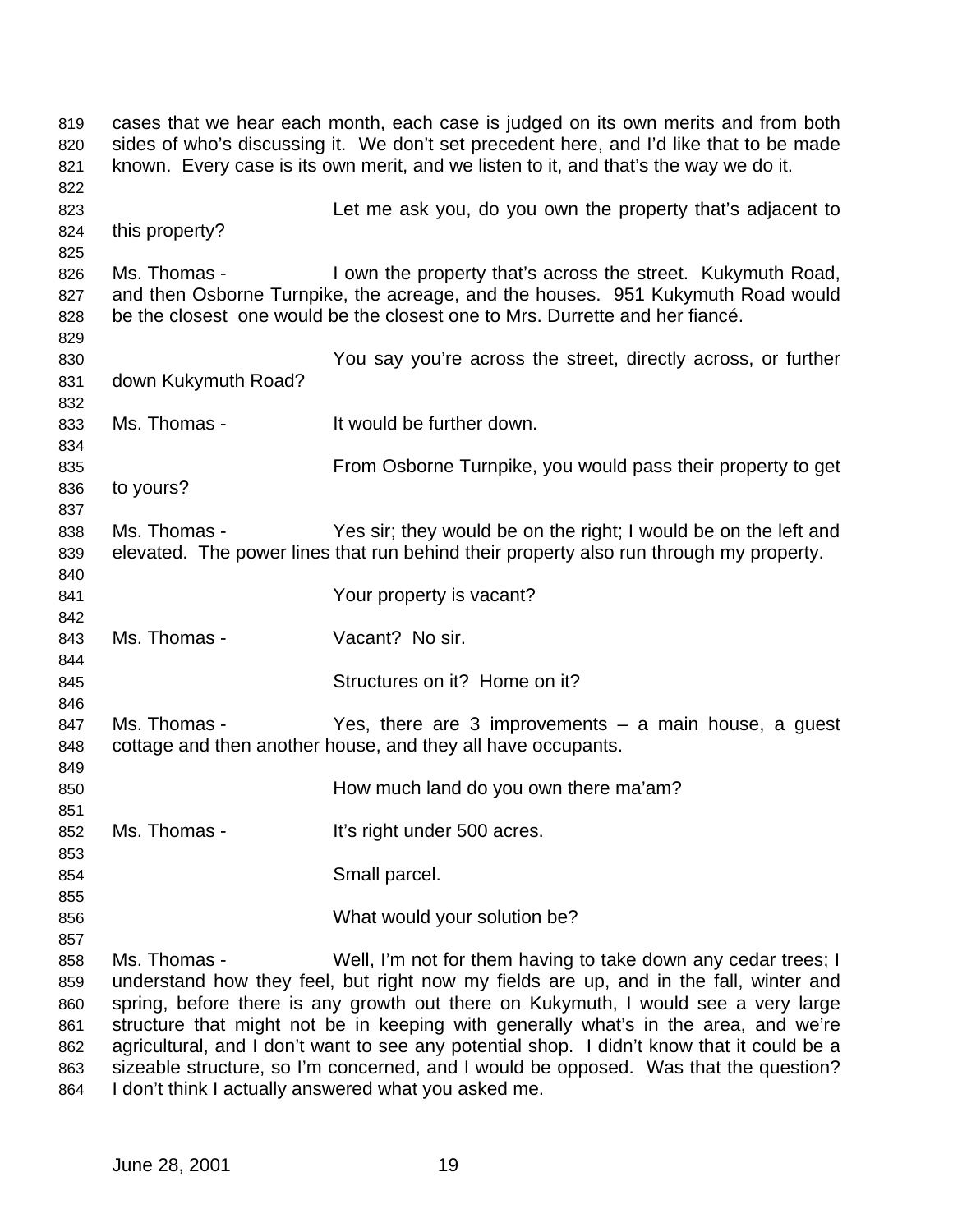cases that we hear each month, each case is judged on its own merits and from both sides of who's discussing it. We don't set precedent here, and I'd like that to be made known. Every case is its own merit, and we listen to it, and that's the way we do it.

Let me ask you, do you own the property that's adjacent to this property?

Ms. Thomas - I own the property that's across the street. Kukymuth Road, and then Osborne Turnpike, the acreage, and the houses. 951 Kukymuth Road would be the closest one would be the closest one to Mrs. Durrette and her fiancé.

You say you're across the street, directly across, or further down Kukymuth Road?

Ms. Thomas - It would be further down.

From Osborne Turnpike, you would pass their property to get to yours?

Ms. Thomas - Yes sir; they would be on the right; I would be on the left and elevated. The power lines that run behind their property also run through my property.

Your property is vacant?

Ms. Thomas - Vacant? No sir.

Structures on it? Home on it?

Ms. Thomas - Yes, there are 3 improvements – a main house, a guest cottage and then another house, and they all have occupants.

How much land do you own there ma'am?

Ms. Thomas - It's right under 500 acres.

Small parcel.

What would your solution be?

Ms. Thomas - Well, I'm not for them having to take down any cedar trees; I understand how they feel, but right now my fields are up, and in the fall, winter and spring, before there is any growth out there on Kukymuth, I would see a very large structure that might not be in keeping with generally what's in the area, and we're agricultural, and I don't want to see any potential shop. I didn't know that it could be a sizeable structure, so I'm concerned, and I would be opposed. Was that the question? I don't think I actually answered what you asked me.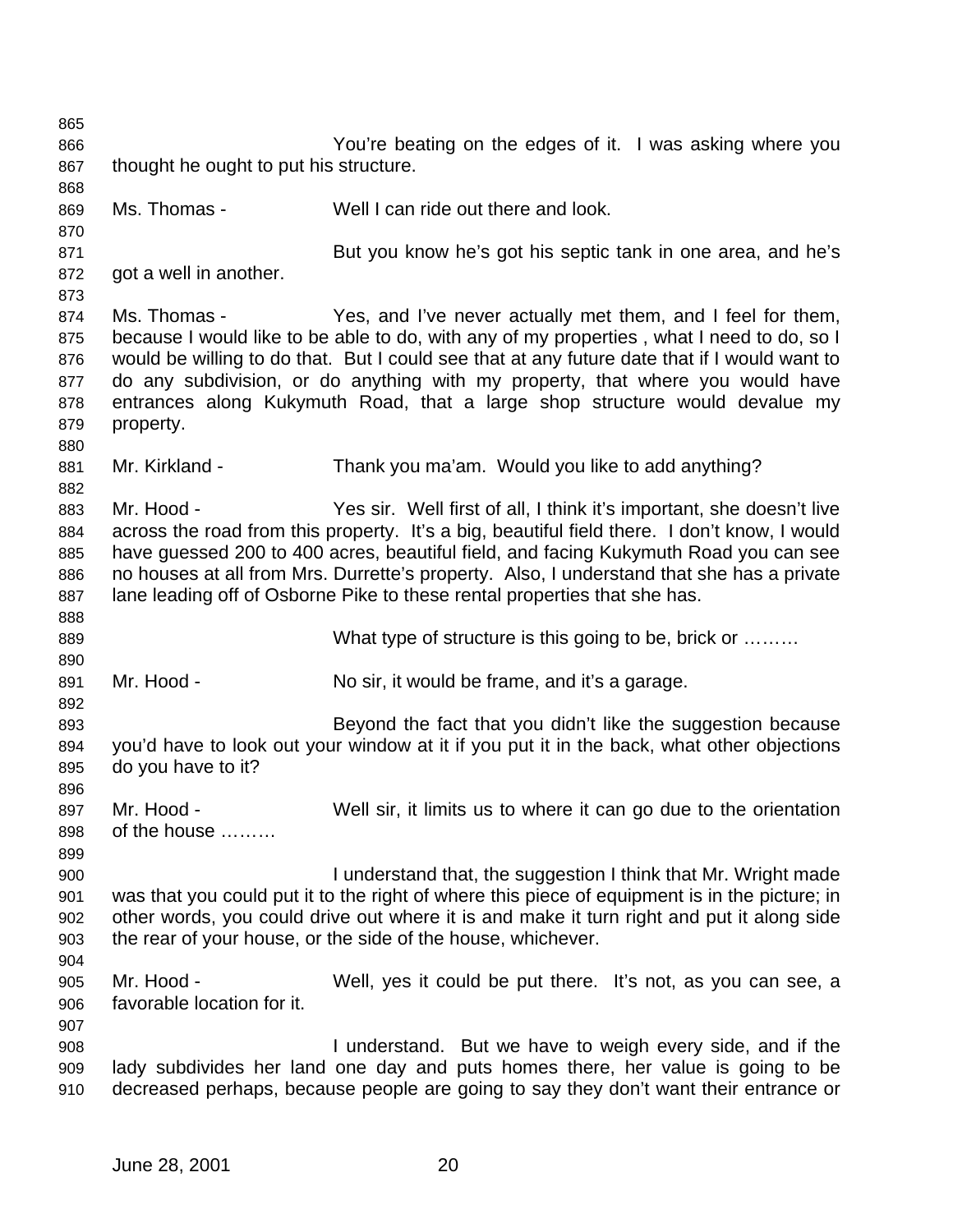You're beating on the edges of it. I was asking where you thought he ought to put his structure.

Ms. Thomas - Well I can ride out there and look.

But you know he's got his septic tank in one area, and he's got a well in another.

Ms. Thomas - Yes, and I've never actually met them, and I feel for them, because I would like to be able to do, with any of my properties , what I need to do, so I would be willing to do that. But I could see that at any future date that if I would want to do any subdivision, or do anything with my property, that where you would have entrances along Kukymuth Road, that a large shop structure would devalue my property.

Mr. Kirkland - Thank you ma'am. Would you like to add anything?

Mr. Hood - Yes sir. Well first of all, I think it's important, she doesn't live across the road from this property. It's a big, beautiful field there. I don't know, I would have guessed 200 to 400 acres, beautiful field, and facing Kukymuth Road you can see no houses at all from Mrs. Durrette's property. Also, I understand that she has a private lane leading off of Osborne Pike to these rental properties that she has.

What type of structure is this going to be, brick or .........

Mr. Hood - No sir, it would be frame, and it's a garage.

Beyond the fact that you didn't like the suggestion because you'd have to look out your window at it if you put it in the back, what other objections do you have to it?

Mr. Hood - Well sir, it limits us to where it can go due to the orientation of the house .........

I understand that, the suggestion I think that Mr. Wright made was that you could put it to the right of where this piece of equipment is in the picture; in other words, you could drive out where it is and make it turn right and put it along side the rear of your house, or the side of the house, whichever.

Mr. Hood - Well, yes it could be put there. It's not, as you can see, a favorable location for it.

I understand. But we have to weigh every side, and if the lady subdivides her land one day and puts homes there, her value is going to be decreased perhaps, because people are going to say they don't want their entrance or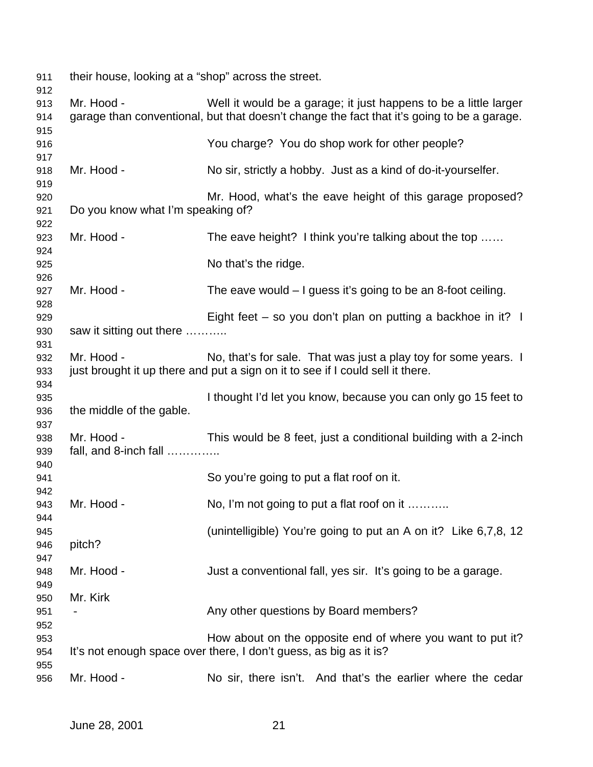their house, looking at a "shop" across the street.

Mr. Hood - Well it would be a garage; it just happens to be a little larger garage than conventional, but that doesn't change the fact that it's going to be a garage.

You charge? You do shop work for other people?

Mr. Hood - No sir, strictly a hobby. Just as a kind of do-it-yourselfer.

Mr. Hood, what's the eave height of this garage proposed? Do you know what I'm speaking of?

Mr. Hood - The eave height? I think you're talking about the top ……

No that's the ridge.

Mr. Hood - The eave would – I guess it's going to be an 8-foot ceiling.

Eight feet – so you don't plan on putting a backhoe in it? I saw it sitting out there ………..

Mr. Hood - No, that's for sale. That was just a play toy for some years. I just brought it up there and put a sign on it to see if I could sell it there.

I thought I'd let you know, because you can only go 15 feet to the middle of the gable.

Mr. Hood - This would be 8 feet, just a conditional building with a 2-inch fall, and 8-inch fall …………..

So you're going to put a flat roof on it.

Mr. Hood - No, I'm not going to put a flat roof on it ………..

(unintelligible) You're going to put an A on it? Like 6,7,8, 12 pitch?

Mr. Hood - Just a conventional fall, yes sir. It's going to be a garage.

Mr. Kirk - Any other questions by Board members?

How about on the opposite end of where you want to put it? It's not enough space over there, I don't guess, as big as it is?

Mr. Hood - No sir, there isn't. And that's the earlier where the cedar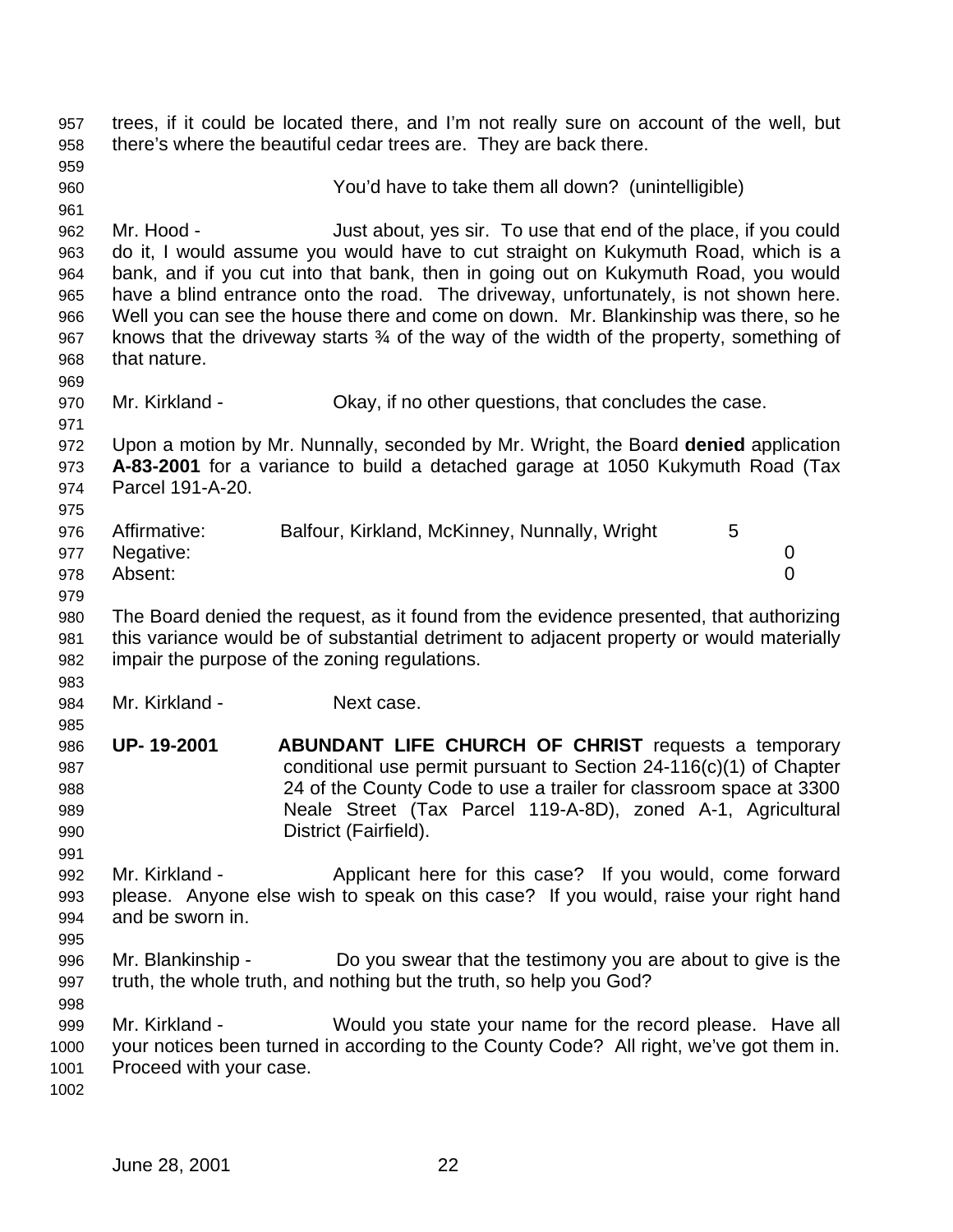trees, if it could be located there, and I'm not really sure on account of the well, but there's where the beautiful cedar trees are. They are back there.

You'd have to take them all down? (unintelligible)

Mr. Hood - Just about, yes sir. To use that end of the place, if you could do it, I would assume you would have to cut straight on Kukymuth Road, which is a bank, and if you cut into that bank, then in going out on Kukymuth Road, you would have a blind entrance onto the road. The driveway, unfortunately, is not shown here. Well you can see the house there and come on down. Mr. Blankinship was there, so he knows that the driveway starts ¾ of the way of the width of the property, something of that nature.

Mr. Kirkland - Okay, if no other questions, that concludes the case.

Upon a motion by Mr. Nunnally, seconded by Mr. Wright, the Board **denied** application **A-83-2001** for a variance to build a detached garage at 1050 Kukymuth Road (Tax Parcel 191-A-20.

| | | |
|---|---|---|
| Affirmative: | Balfour, Kirkland, McKinney, Nunnally, Wright | 5 |
| Negative: | | 0 |
| Absent: | | 0 |

The Board denied the request, as it found from the evidence presented, that authorizing this variance would be of substantial detriment to adjacent property or would materially impair the purpose of the zoning regulations.

Mr. Kirkland - Next case.

**UP- 19-2001** **ABUNDANT LIFE CHURCH OF CHRIST** requests a temporary conditional use permit pursuant to Section 24-116(c)(1) of Chapter 24 of the County Code to use a trailer for classroom space at 3300 Neale Street (Tax Parcel 119-A-8D), zoned A-1, Agricultural District (Fairfield).

Mr. Kirkland - Applicant here for this case? If you would, come forward please. Anyone else wish to speak on this case? If you would, raise your right hand and be sworn in.

Mr. Blankinship - Do you swear that the testimony you are about to give is the truth, the whole truth, and nothing but the truth, so help you God?

Mr. Kirkland - Would you state your name for the record please. Have all your notices been turned in according to the County Code? All right, we've got them in. Proceed with your case.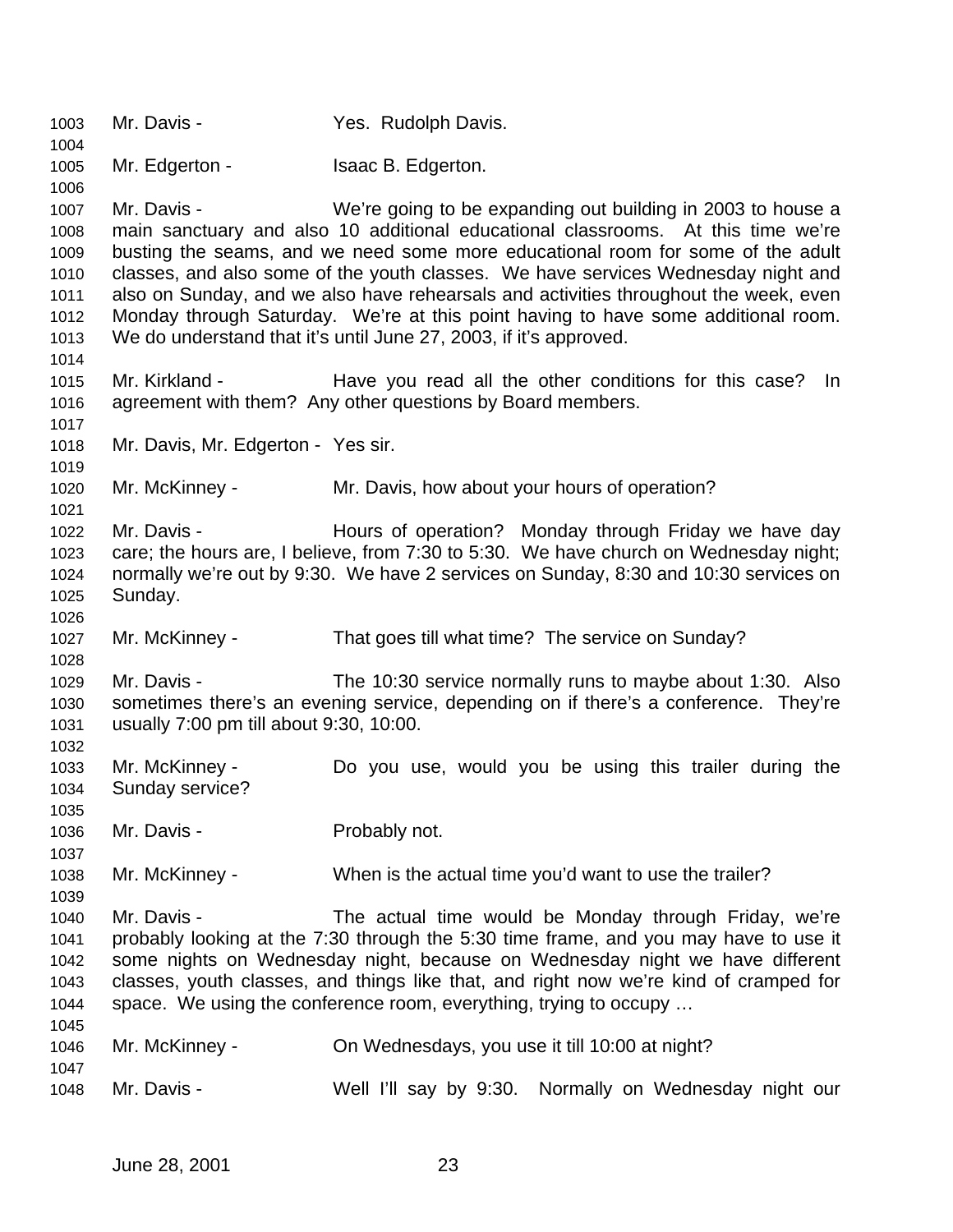Mr. Davis - Yes. Rudolph Davis.

Mr. Edgerton - Isaac B. Edgerton.

Mr. Davis - We're going to be expanding out building in 2003 to house a main sanctuary and also 10 additional educational classrooms. At this time we're busting the seams, and we need some more educational room for some of the adult classes, and also some of the youth classes. We have services Wednesday night and also on Sunday, and we also have rehearsals and activities throughout the week, even Monday through Saturday. We're at this point having to have some additional room. We do understand that it's until June 27, 2003, if it's approved.

Mr. Kirkland - Have you read all the other conditions for this case? In agreement with them? Any other questions by Board members.

Mr. Davis, Mr. Edgerton - Yes sir.

Mr. McKinney - Mr. Davis, how about your hours of operation?

Mr. Davis - Hours of operation? Monday through Friday we have day care; the hours are, I believe, from 7:30 to 5:30. We have church on Wednesday night; normally we're out by 9:30. We have 2 services on Sunday, 8:30 and 10:30 services on Sunday.

Mr. McKinney - That goes till what time? The service on Sunday?

Mr. Davis - The 10:30 service normally runs to maybe about 1:30. Also sometimes there's an evening service, depending on if there's a conference. They're usually 7:00 pm till about 9:30, 10:00.

Mr. McKinney - Do you use, would you be using this trailer during the Sunday service?

Mr. Davis - Probably not.

Mr. McKinney - When is the actual time you'd want to use the trailer?

Mr. Davis - The actual time would be Monday through Friday, we're probably looking at the 7:30 through the 5:30 time frame, and you may have to use it some nights on Wednesday night, because on Wednesday night we have different classes, youth classes, and things like that, and right now we're kind of cramped for space. We using the conference room, everything, trying to occupy …

Mr. McKinney - On Wednesdays, you use it till 10:00 at night?

Mr. Davis - Well I'll say by 9:30. Normally on Wednesday night our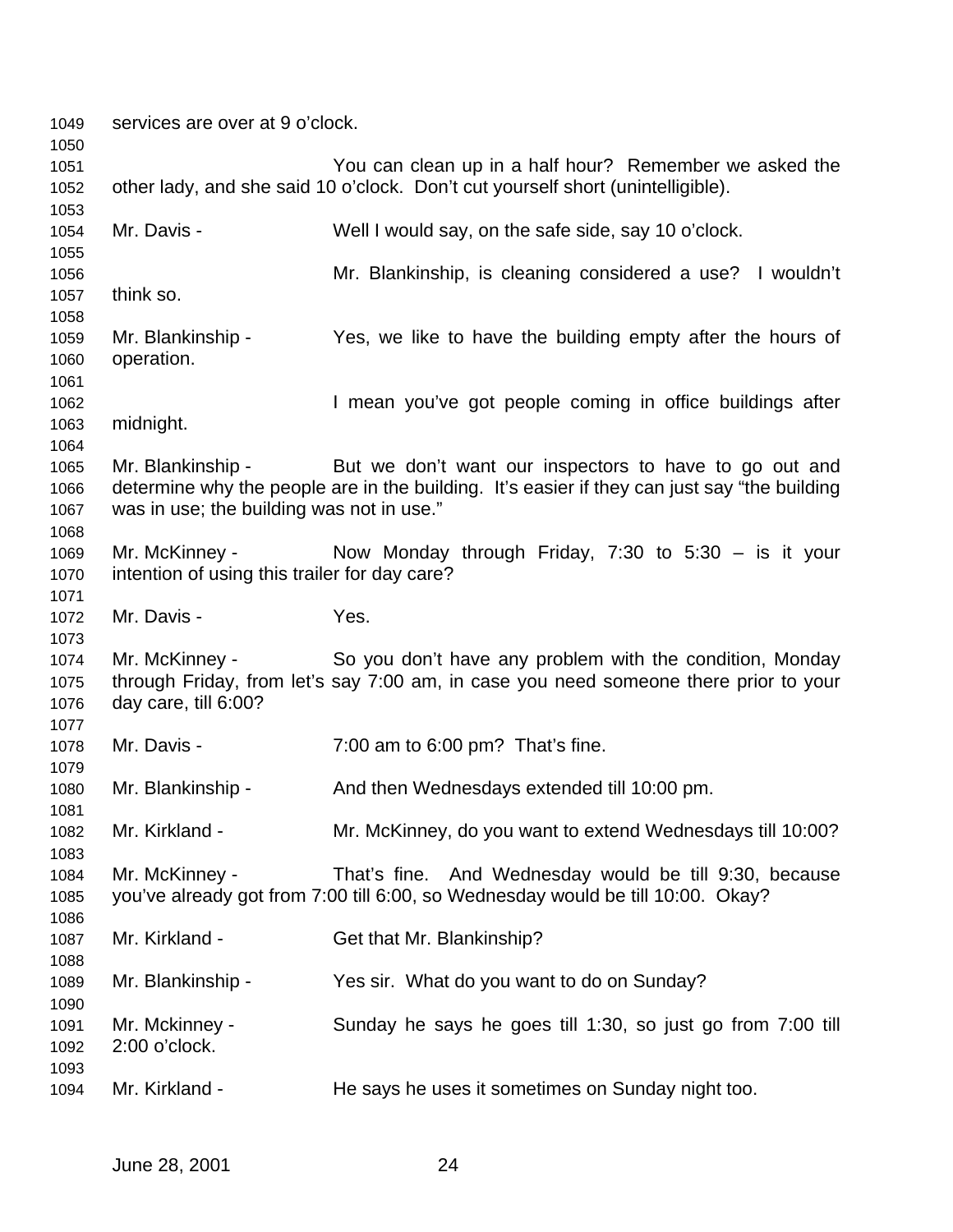services are over at 9 o'clock.

You can clean up in a half hour? Remember we asked the other lady, and she said 10 o'clock. Don't cut yourself short (unintelligible).

Mr. Davis - Well I would say, on the safe side, say 10 o'clock.

Mr. Blankinship, is cleaning considered a use? I wouldn't think so.

Mr. Blankinship - Yes, we like to have the building empty after the hours of operation.

I mean you've got people coming in office buildings after midnight.

Mr. Blankinship - But we don't want our inspectors to have to go out and determine why the people are in the building. It's easier if they can just say "the building was in use; the building was not in use."

Mr. McKinney - Now Monday through Friday, 7:30 to 5:30 – is it your intention of using this trailer for day care?

Mr. Davis - Yes.

Mr. McKinney - So you don't have any problem with the condition, Monday through Friday, from let's say 7:00 am, in case you need someone there prior to your day care, till 6:00?

Mr. Davis - 7:00 am to 6:00 pm? That's fine.

Mr. Blankinship - And then Wednesdays extended till 10:00 pm.

Mr. Kirkland - Mr. McKinney, do you want to extend Wednesdays till 10:00?

Mr. McKinney - That's fine. And Wednesday would be till 9:30, because you've already got from 7:00 till 6:00, so Wednesday would be till 10:00. Okay?

Mr. Kirkland - Get that Mr. Blankinship?

Mr. Blankinship - Yes sir. What do you want to do on Sunday?

Mr. Mckinney - Sunday he says he goes till 1:30, so just go from 7:00 till 2:00 o'clock.

Mr. Kirkland - He says he uses it sometimes on Sunday night too.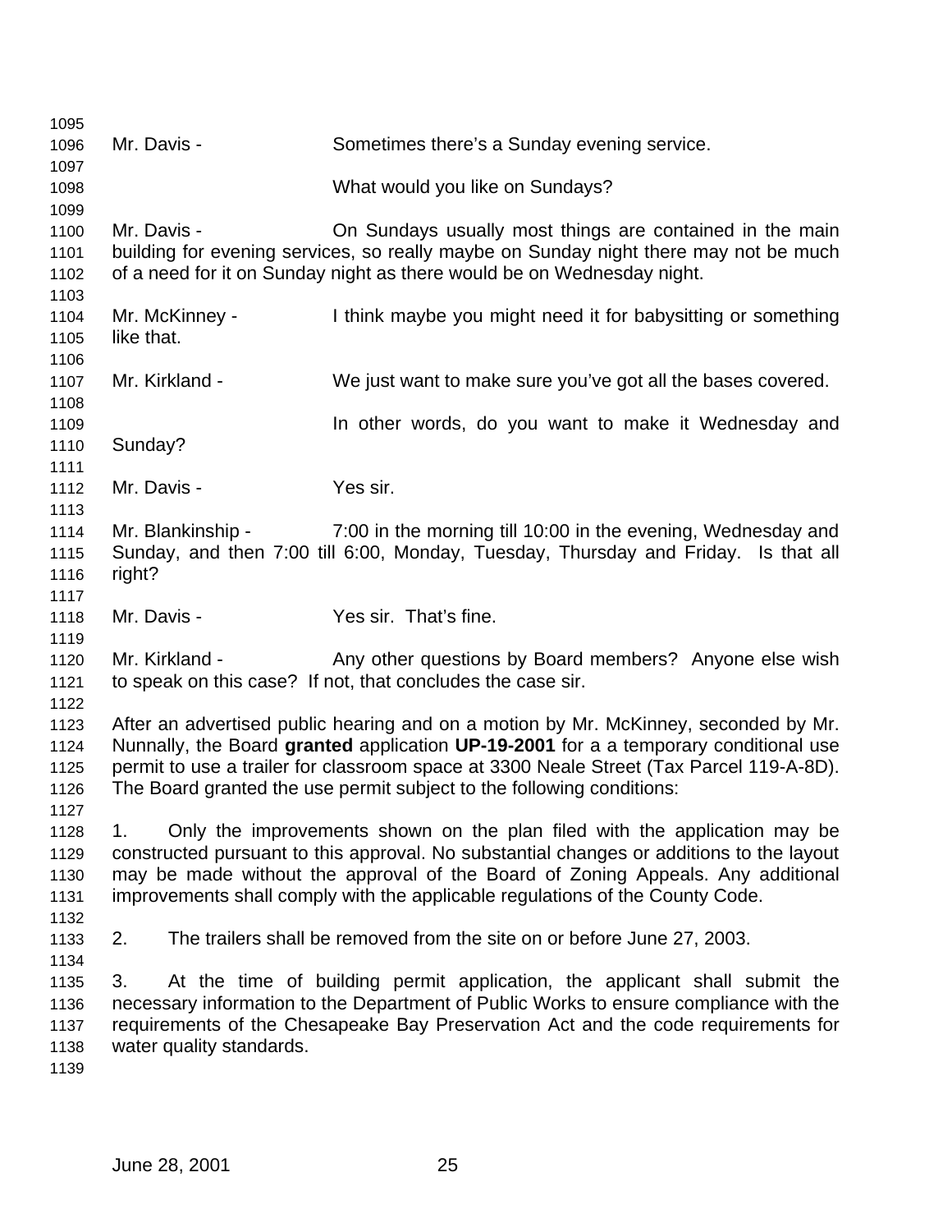Mr. Davis - Sometimes there's a Sunday evening service.

What would you like on Sundays?

Mr. Davis - On Sundays usually most things are contained in the main building for evening services, so really maybe on Sunday night there may not be much of a need for it on Sunday night as there would be on Wednesday night.

Mr. McKinney - I think maybe you might need it for babysitting or something like that.

Mr. Kirkland - We just want to make sure you've got all the bases covered.

In other words, do you want to make it Wednesday and Sunday?

Mr. Davis - Yes sir.

Mr. Blankinship - 7:00 in the morning till 10:00 in the evening, Wednesday and Sunday, and then 7:00 till 6:00, Monday, Tuesday, Thursday and Friday. Is that all right?

Mr. Davis - Yes sir. That's fine.

Mr. Kirkland - Any other questions by Board members? Anyone else wish to speak on this case? If not, that concludes the case sir.

After an advertised public hearing and on a motion by Mr. McKinney, seconded by Mr. Nunnally, the Board **granted** application **UP-19-2001** for a a temporary conditional use permit to use a trailer for classroom space at 3300 Neale Street (Tax Parcel 119-A-8D). The Board granted the use permit subject to the following conditions:

1. Only the improvements shown on the plan filed with the application may be constructed pursuant to this approval. No substantial changes or additions to the layout may be made without the approval of the Board of Zoning Appeals. Any additional improvements shall comply with the applicable regulations of the County Code.

2. The trailers shall be removed from the site on or before June 27, 2003.

3. At the time of building permit application, the applicant shall submit the necessary information to the Department of Public Works to ensure compliance with the requirements of the Chesapeake Bay Preservation Act and the code requirements for water quality standards.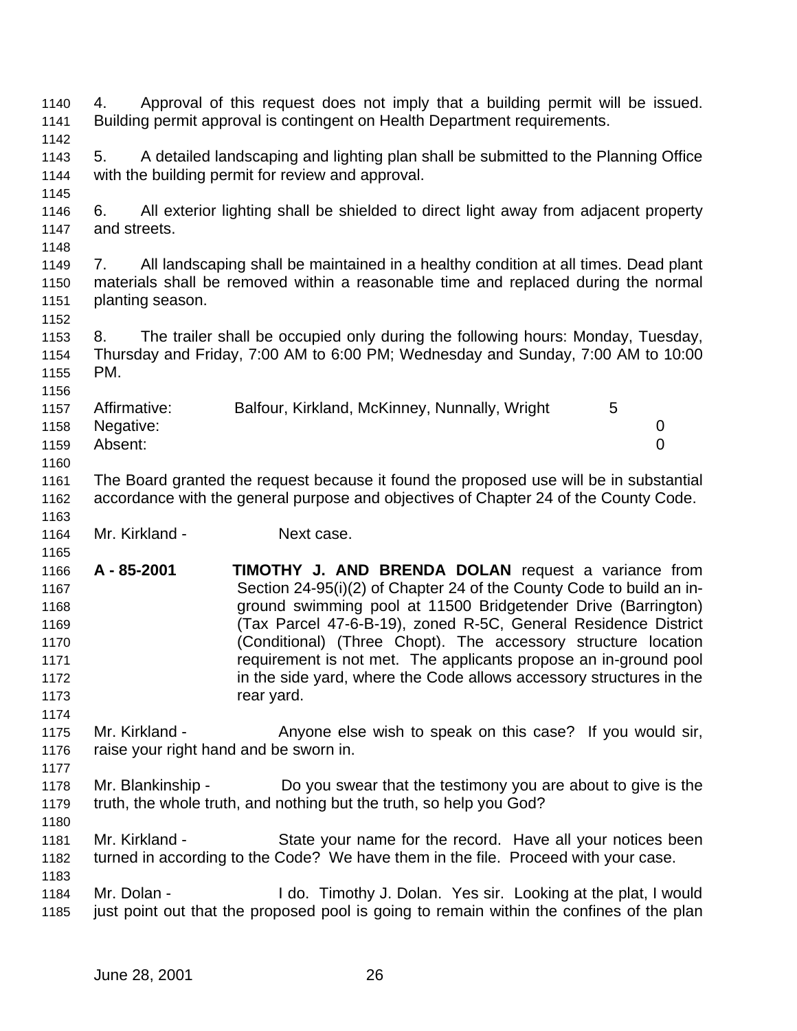4. Approval of this request does not imply that a building permit will be issued. Building permit approval is contingent on Health Department requirements.

5. A detailed landscaping and lighting plan shall be submitted to the Planning Office with the building permit for review and approval.

6. All exterior lighting shall be shielded to direct light away from adjacent property and streets.

7. All landscaping shall be maintained in a healthy condition at all times. Dead plant materials shall be removed within a reasonable time and replaced during the normal planting season.

8. The trailer shall be occupied only during the following hours: Monday, Tuesday, Thursday and Friday, 7:00 AM to 6:00 PM; Wednesday and Sunday, 7:00 AM to 10:00 PM.

| | | |
|---|---|---|
| Affirmative: | Balfour, Kirkland, McKinney, Nunnally, Wright | 5 |
| Negative: | | 0 |
| Absent: | | 0 |

The Board granted the request because it found the proposed use will be in substantial accordance with the general purpose and objectives of Chapter 24 of the County Code.

Mr. Kirkland - Next case.

**A - 85-2001** **TIMOTHY J. AND BRENDA DOLAN** request a variance from Section 24-95(i)(2) of Chapter 24 of the County Code to build an in-ground swimming pool at 11500 Bridgetender Drive (Barrington) (Tax Parcel 47-6-B-19), zoned R-5C, General Residence District (Conditional) (Three Chopt). The accessory structure location requirement is not met. The applicants propose an in-ground pool in the side yard, where the Code allows accessory structures in the rear yard.

Mr. Kirkland - Anyone else wish to speak on this case? If you would sir, raise your right hand and be sworn in.

Mr. Blankinship - Do you swear that the testimony you are about to give is the truth, the whole truth, and nothing but the truth, so help you God?

Mr. Kirkland - State your name for the record. Have all your notices been turned in according to the Code? We have them in the file. Proceed with your case.

Mr. Dolan - I do. Timothy J. Dolan. Yes sir. Looking at the plat, I would just point out that the proposed pool is going to remain within the confines of the plan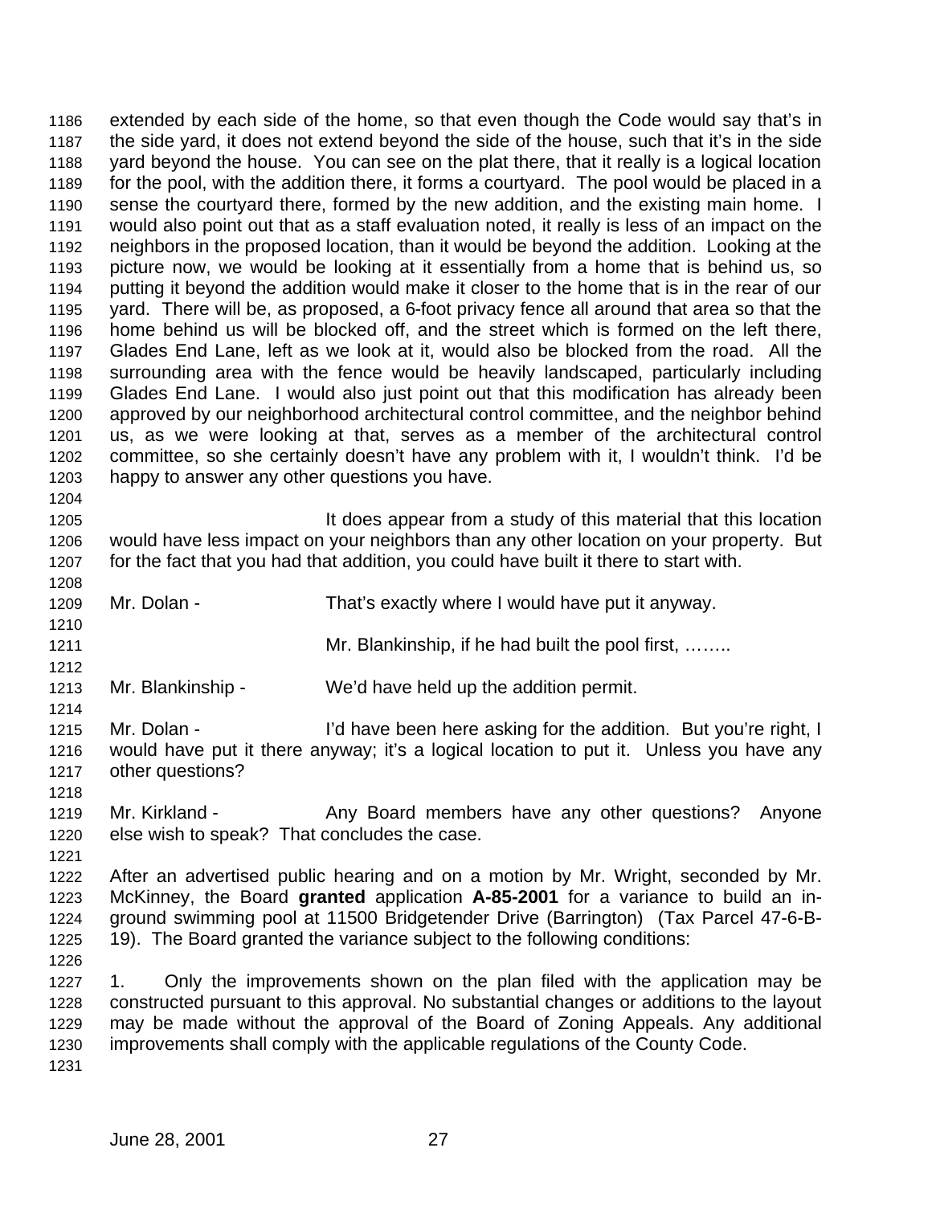extended by each side of the home, so that even though the Code would say that's in the side yard, it does not extend beyond the side of the house, such that it's in the side yard beyond the house. You can see on the plat there, that it really is a logical location for the pool, with the addition there, it forms a courtyard. The pool would be placed in a sense the courtyard there, formed by the new addition, and the existing main home. I would also point out that as a staff evaluation noted, it really is less of an impact on the neighbors in the proposed location, than it would be beyond the addition. Looking at the picture now, we would be looking at it essentially from a home that is behind us, so putting it beyond the addition would make it closer to the home that is in the rear of our yard. There will be, as proposed, a 6-foot privacy fence all around that area so that the home behind us will be blocked off, and the street which is formed on the left there, Glades End Lane, left as we look at it, would also be blocked from the road. All the surrounding area with the fence would be heavily landscaped, particularly including Glades End Lane. I would also just point out that this modification has already been approved by our neighborhood architectural control committee, and the neighbor behind us, as we were looking at that, serves as a member of the architectural control committee, so she certainly doesn't have any problem with it, I wouldn't think. I'd be happy to answer any other questions you have.

It does appear from a study of this material that this location would have less impact on your neighbors than any other location on your property. But for the fact that you had that addition, you could have built it there to start with.

Mr. Dolan - That's exactly where I would have put it anyway.

Mr. Blankinship, if he had built the pool first, ……..

Mr. Blankinship - We'd have held up the addition permit.

Mr. Dolan - I'd have been here asking for the addition. But you're right, I would have put it there anyway; it's a logical location to put it. Unless you have any other questions?

Mr. Kirkland - Any Board members have any other questions? Anyone else wish to speak? That concludes the case.

After an advertised public hearing and on a motion by Mr. Wright, seconded by Mr. McKinney, the Board **granted** application **A-85-2001** for a variance to build an in-ground swimming pool at 11500 Bridgetender Drive (Barrington) (Tax Parcel 47-6-B-19). The Board granted the variance subject to the following conditions:

1. Only the improvements shown on the plan filed with the application may be constructed pursuant to this approval. No substantial changes or additions to the layout may be made without the approval of the Board of Zoning Appeals. Any additional improvements shall comply with the applicable regulations of the County Code.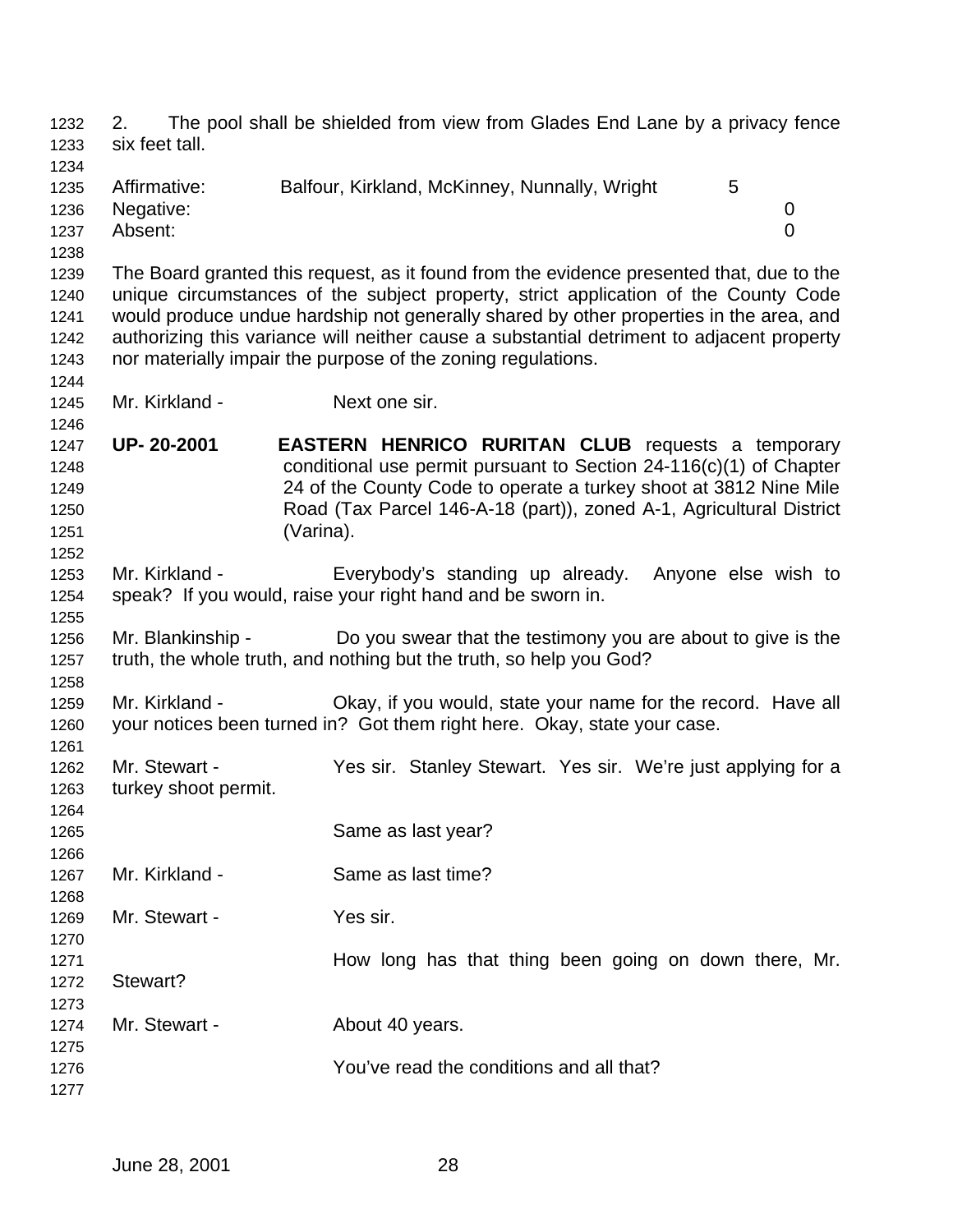2. The pool shall be shielded from view from Glades End Lane by a privacy fence six feet tall.

| | | |
|---|---|---|
| Affirmative: | Balfour, Kirkland, McKinney, Nunnally, Wright | 5 |
| Negative: | | 0 |
| Absent: | | 0 |

The Board granted this request, as it found from the evidence presented that, due to the unique circumstances of the subject property, strict application of the County Code would produce undue hardship not generally shared by other properties in the area, and authorizing this variance will neither cause a substantial detriment to adjacent property nor materially impair the purpose of the zoning regulations.

Mr. Kirkland - Next one sir.

**UP- 20-2001** **EASTERN HENRICO RURITAN CLUB** requests a temporary conditional use permit pursuant to Section 24-116(c)(1) of Chapter 24 of the County Code to operate a turkey shoot at 3812 Nine Mile Road (Tax Parcel 146-A-18 (part)), zoned A-1, Agricultural District (Varina).

Mr. Kirkland - Everybody's standing up already. Anyone else wish to speak? If you would, raise your right hand and be sworn in.

Mr. Blankinship - Do you swear that the testimony you are about to give is the truth, the whole truth, and nothing but the truth, so help you God?

Mr. Kirkland - Okay, if you would, state your name for the record. Have all your notices been turned in? Got them right here. Okay, state your case.

Mr. Stewart - Yes sir. Stanley Stewart. Yes sir. We're just applying for a turkey shoot permit.

Same as last year?

Mr. Kirkland - Same as last time?

Mr. Stewart - Yes sir.

How long has that thing been going on down there, Mr. Stewart?

Mr. Stewart - About 40 years.

You've read the conditions and all that?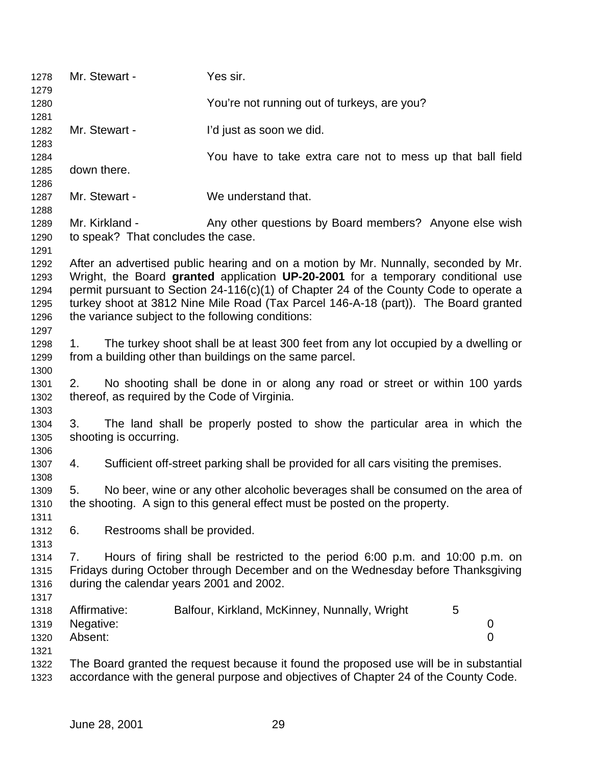Mr. Stewart - Yes sir.

You're not running out of turkeys, are you?

Mr. Stewart - I'd just as soon we did.

You have to take extra care not to mess up that ball field down there.

Mr. Stewart - We understand that.

Mr. Kirkland - Any other questions by Board members? Anyone else wish to speak? That concludes the case.

After an advertised public hearing and on a motion by Mr. Nunnally, seconded by Mr. Wright, the Board **granted** application **UP-20-2001** for a temporary conditional use permit pursuant to Section 24-116(c)(1) of Chapter 24 of the County Code to operate a turkey shoot at 3812 Nine Mile Road (Tax Parcel 146-A-18 (part)). The Board granted the variance subject to the following conditions:

1. The turkey shoot shall be at least 300 feet from any lot occupied by a dwelling or from a building other than buildings on the same parcel.

2. No shooting shall be done in or along any road or street or within 100 yards thereof, as required by the Code of Virginia.

3. The land shall be properly posted to show the particular area in which the shooting is occurring.

4. Sufficient off-street parking shall be provided for all cars visiting the premises.

5. No beer, wine or any other alcoholic beverages shall be consumed on the area of the shooting. A sign to this general effect must be posted on the property.

6. Restrooms shall be provided.

7. Hours of firing shall be restricted to the period 6:00 p.m. and 10:00 p.m. on Fridays during October through December and on the Wednesday before Thanksgiving during the calendar years 2001 and 2002.

Affirmative: Balfour, Kirkland, McKinney, Nunnally, Wright 5
Negative: 0
Absent: 0

The Board granted the request because it found the proposed use will be in substantial accordance with the general purpose and objectives of Chapter 24 of the County Code.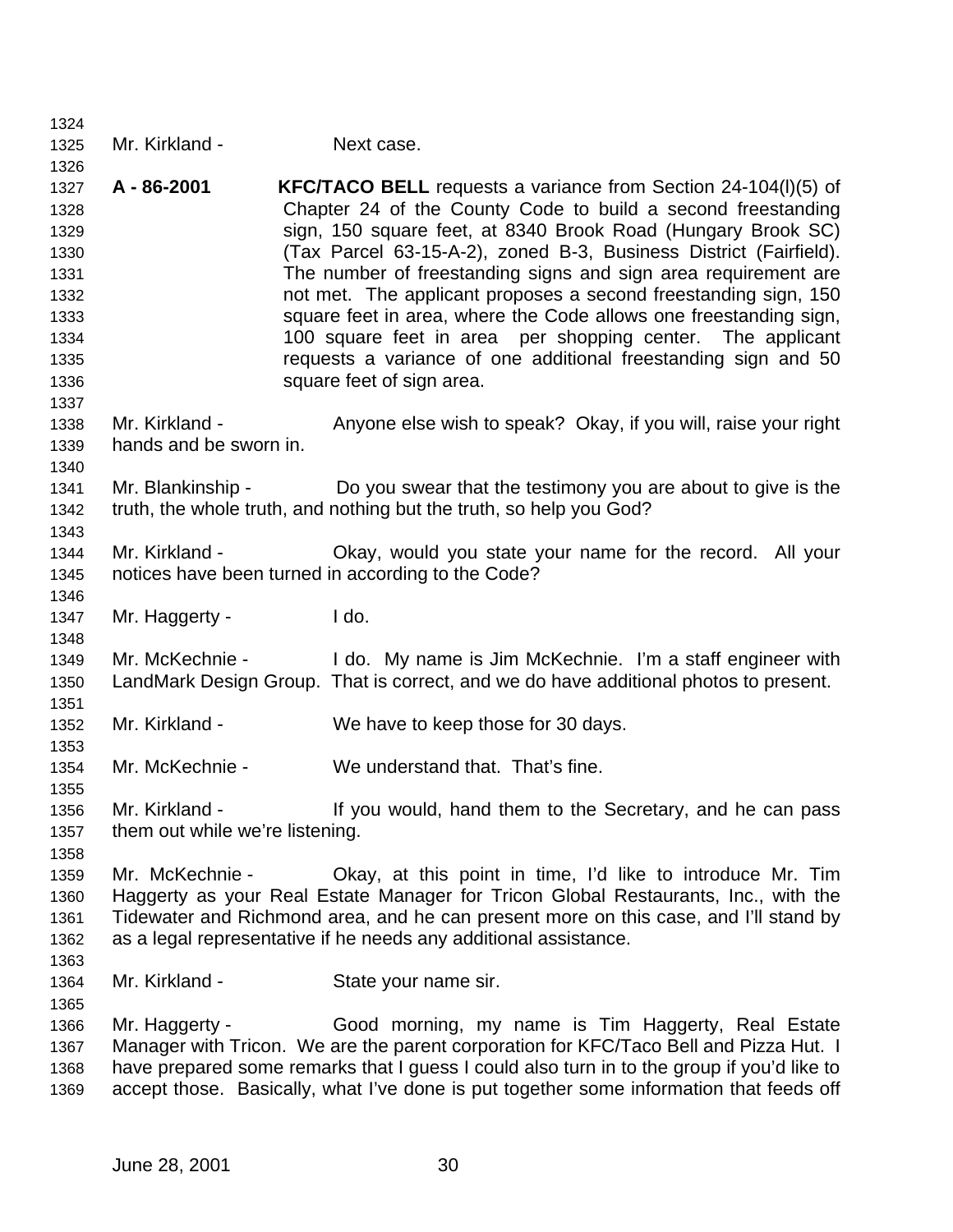Mr. Kirkland - Next case.

**A - 86-2001** **KFC/TACO BELL** requests a variance from Section 24-104(l)(5) of Chapter 24 of the County Code to build a second freestanding sign, 150 square feet, at 8340 Brook Road (Hungary Brook SC) (Tax Parcel 63-15-A-2), zoned B-3, Business District (Fairfield). The number of freestanding signs and sign area requirement are not met. The applicant proposes a second freestanding sign, 150 square feet in area, where the Code allows one freestanding sign, 100 square feet in area per shopping center. The applicant requests a variance of one additional freestanding sign and 50 square feet of sign area.

Mr. Kirkland - Anyone else wish to speak? Okay, if you will, raise your right hands and be sworn in.

Mr. Blankinship - Do you swear that the testimony you are about to give is the truth, the whole truth, and nothing but the truth, so help you God?

Mr. Kirkland - Okay, would you state your name for the record. All your notices have been turned in according to the Code?

Mr. Haggerty - I do.

Mr. McKechnie - I do. My name is Jim McKechnie. I'm a staff engineer with LandMark Design Group. That is correct, and we do have additional photos to present.

Mr. Kirkland - We have to keep those for 30 days.

Mr. McKechnie - We understand that. That's fine.

Mr. Kirkland - If you would, hand them to the Secretary, and he can pass them out while we're listening.

Mr. McKechnie - Okay, at this point in time, I'd like to introduce Mr. Tim Haggerty as your Real Estate Manager for Tricon Global Restaurants, Inc., with the Tidewater and Richmond area, and he can present more on this case, and I'll stand by as a legal representative if he needs any additional assistance.

Mr. Kirkland - State your name sir.

Mr. Haggerty - Good morning, my name is Tim Haggerty, Real Estate Manager with Tricon. We are the parent corporation for KFC/Taco Bell and Pizza Hut. I have prepared some remarks that I guess I could also turn in to the group if you'd like to accept those. Basically, what I've done is put together some information that feeds off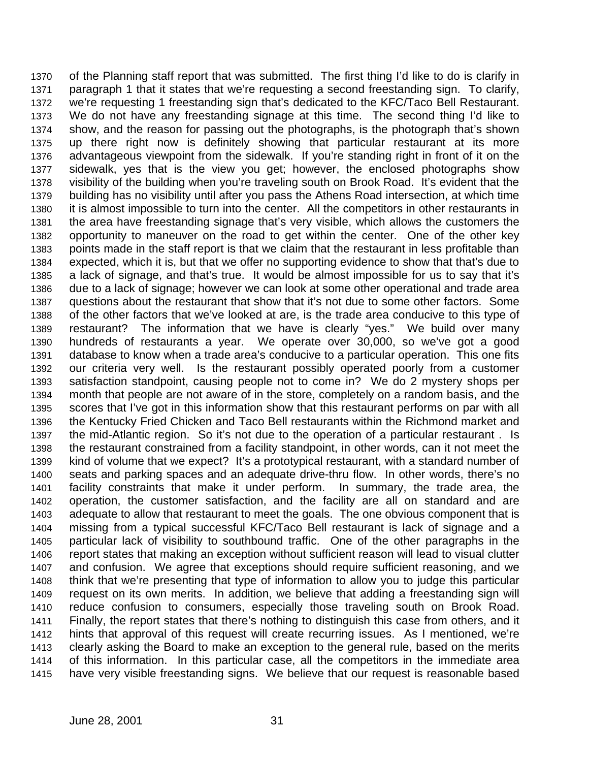of the Planning staff report that was submitted. The first thing I'd like to do is clarify in paragraph 1 that it states that we're requesting a second freestanding sign. To clarify, we're requesting 1 freestanding sign that's dedicated to the KFC/Taco Bell Restaurant. We do not have any freestanding signage at this time. The second thing I'd like to show, and the reason for passing out the photographs, is the photograph that's shown up there right now is definitely showing that particular restaurant at its more advantageous viewpoint from the sidewalk. If you're standing right in front of it on the sidewalk, yes that is the view you get; however, the enclosed photographs show visibility of the building when you're traveling south on Brook Road. It's evident that the building has no visibility until after you pass the Athens Road intersection, at which time it is almost impossible to turn into the center. All the competitors in other restaurants in the area have freestanding signage that's very visible, which allows the customers the opportunity to maneuver on the road to get within the center. One of the other key points made in the staff report is that we claim that the restaurant in less profitable than expected, which it is, but that we offer no supporting evidence to show that that's due to a lack of signage, and that's true. It would be almost impossible for us to say that it's due to a lack of signage; however we can look at some other operational and trade area questions about the restaurant that show that it's not due to some other factors. Some of the other factors that we've looked at are, is the trade area conducive to this type of restaurant? The information that we have is clearly "yes." We build over many hundreds of restaurants a year. We operate over 30,000, so we've got a good database to know when a trade area's conducive to a particular operation. This one fits our criteria very well. Is the restaurant possibly operated poorly from a customer satisfaction standpoint, causing people not to come in? We do 2 mystery shops per month that people are not aware of in the store, completely on a random basis, and the scores that I've got in this information show that this restaurant performs on par with all the Kentucky Fried Chicken and Taco Bell restaurants within the Richmond market and the mid-Atlantic region. So it's not due to the operation of a particular restaurant . Is the restaurant constrained from a facility standpoint, in other words, can it not meet the kind of volume that we expect? It's a prototypical restaurant, with a standard number of seats and parking spaces and an adequate drive-thru flow. In other words, there's no facility constraints that make it under perform. In summary, the trade area, the operation, the customer satisfaction, and the facility are all on standard and are adequate to allow that restaurant to meet the goals. The one obvious component that is missing from a typical successful KFC/Taco Bell restaurant is lack of signage and a particular lack of visibility to southbound traffic. One of the other paragraphs in the report states that making an exception without sufficient reason will lead to visual clutter and confusion. We agree that exceptions should require sufficient reasoning, and we think that we're presenting that type of information to allow you to judge this particular request on its own merits. In addition, we believe that adding a freestanding sign will reduce confusion to consumers, especially those traveling south on Brook Road. Finally, the report states that there's nothing to distinguish this case from others, and it hints that approval of this request will create recurring issues. As I mentioned, we're clearly asking the Board to make an exception to the general rule, based on the merits of this information. In this particular case, all the competitors in the immediate area have very visible freestanding signs. We believe that our request is reasonable based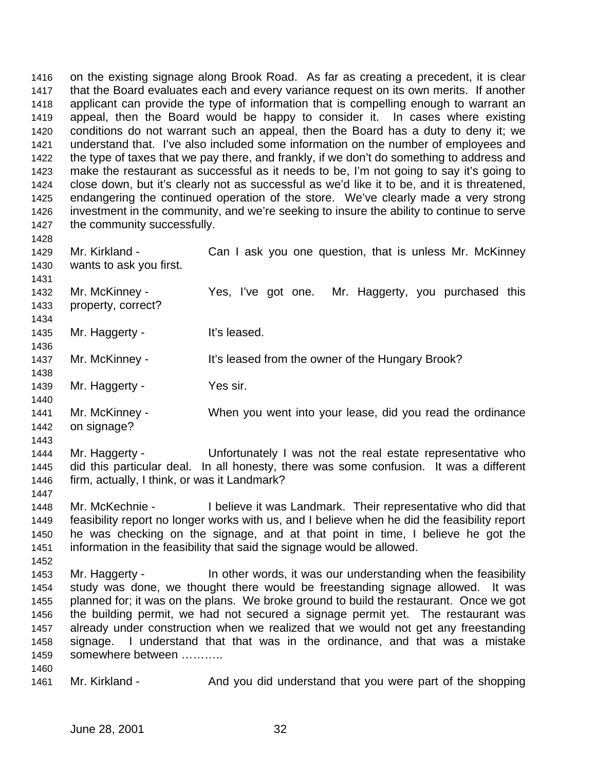on the existing signage along Brook Road. As far as creating a precedent, it is clear that the Board evaluates each and every variance request on its own merits. If another applicant can provide the type of information that is compelling enough to warrant an appeal, then the Board would be happy to consider it. In cases where existing conditions do not warrant such an appeal, then the Board has a duty to deny it; we understand that. I've also included some information on the number of employees and the type of taxes that we pay there, and frankly, if we don't do something to address and make the restaurant as successful as it needs to be, I'm not going to say it's going to close down, but it's clearly not as successful as we'd like it to be, and it is threatened, endangering the continued operation of the store. We've clearly made a very strong investment in the community, and we're seeking to insure the ability to continue to serve the community successfully.

Mr. Kirkland - Can I ask you one question, that is unless Mr. McKinney wants to ask you first.

Mr. McKinney - Yes, I've got one. Mr. Haggerty, you purchased this property, correct?

Mr. Haggerty - It's leased.

Mr. McKinney - It's leased from the owner of the Hungary Brook?

Mr. Haggerty - Yes sir.

Mr. McKinney - When you went into your lease, did you read the ordinance on signage?

Mr. Haggerty - Unfortunately I was not the real estate representative who did this particular deal. In all honesty, there was some confusion. It was a different firm, actually, I think, or was it Landmark?

Mr. McKechnie - I believe it was Landmark. Their representative who did that feasibility report no longer works with us, and I believe when he did the feasibility report he was checking on the signage, and at that point in time, I believe he got the information in the feasibility that said the signage would be allowed.

Mr. Haggerty - In other words, it was our understanding when the feasibility study was done, we thought there would be freestanding signage allowed. It was planned for; it was on the plans. We broke ground to build the restaurant. Once we got the building permit, we had not secured a signage permit yet. The restaurant was already under construction when we realized that we would not get any freestanding signage. I understand that that was in the ordinance, and that was a mistake somewhere between ………..

Mr. Kirkland - And you did understand that you were part of the shopping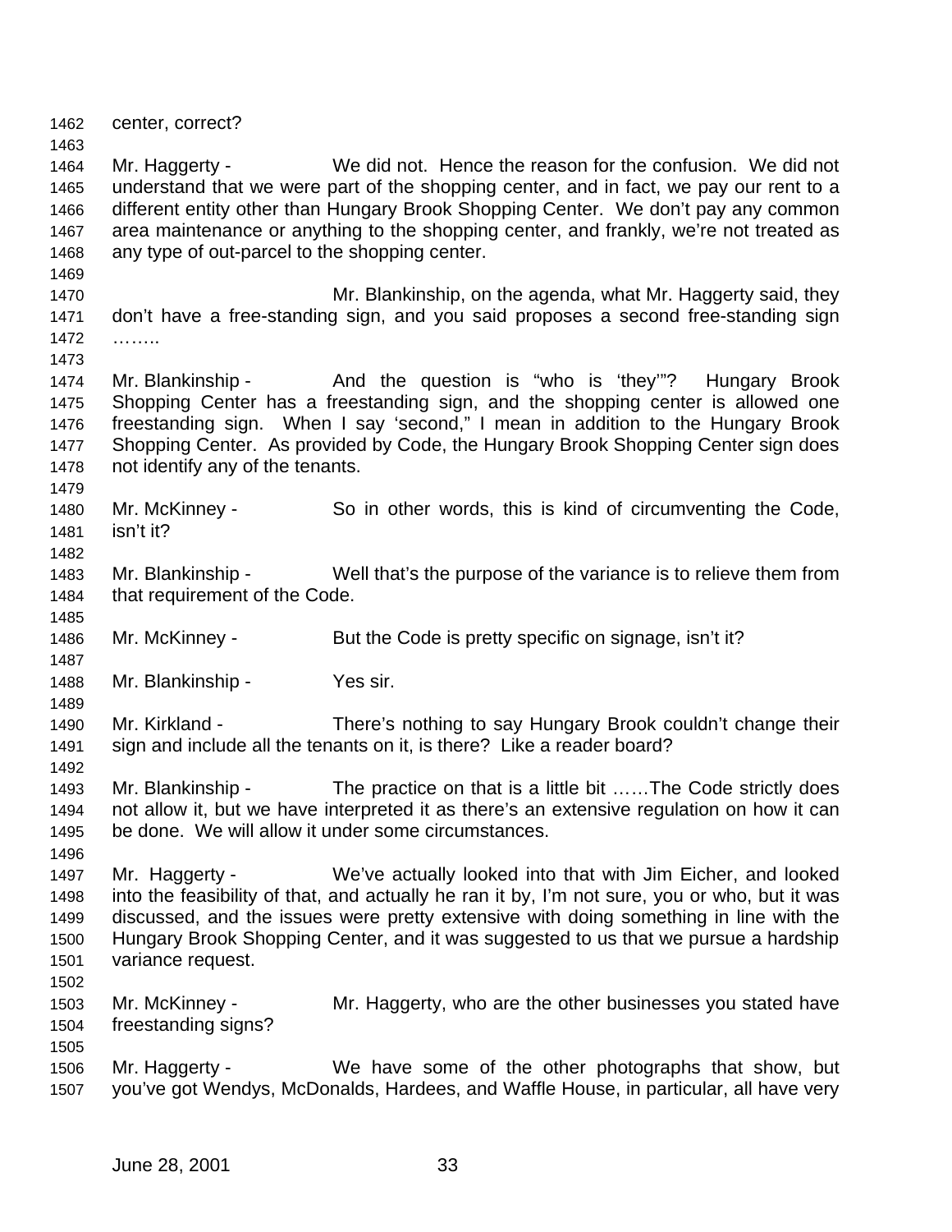center, correct?

Mr. Haggerty - We did not. Hence the reason for the confusion. We did not understand that we were part of the shopping center, and in fact, we pay our rent to a different entity other than Hungary Brook Shopping Center. We don't pay any common area maintenance or anything to the shopping center, and frankly, we're not treated as any type of out-parcel to the shopping center.

Mr. Blankinship, on the agenda, what Mr. Haggerty said, they don't have a free-standing sign, and you said proposes a second free-standing sign ……..

Mr. Blankinship - And the question is "who is 'they'"? Hungary Brook Shopping Center has a freestanding sign, and the shopping center is allowed one freestanding sign. When I say 'second," I mean in addition to the Hungary Brook Shopping Center. As provided by Code, the Hungary Brook Shopping Center sign does not identify any of the tenants.

Mr. McKinney - So in other words, this is kind of circumventing the Code, isn't it?

Mr. Blankinship - Well that's the purpose of the variance is to relieve them from that requirement of the Code.

Mr. McKinney - But the Code is pretty specific on signage, isn't it?

Mr. Blankinship - Yes sir.

Mr. Kirkland - There's nothing to say Hungary Brook couldn't change their sign and include all the tenants on it, is there? Like a reader board?

Mr. Blankinship - The practice on that is a little bit ……The Code strictly does not allow it, but we have interpreted it as there's an extensive regulation on how it can be done. We will allow it under some circumstances.

Mr. Haggerty - We've actually looked into that with Jim Eicher, and looked into the feasibility of that, and actually he ran it by, I'm not sure, you or who, but it was discussed, and the issues were pretty extensive with doing something in line with the Hungary Brook Shopping Center, and it was suggested to us that we pursue a hardship variance request.

Mr. McKinney - Mr. Haggerty, who are the other businesses you stated have freestanding signs?

Mr. Haggerty - We have some of the other photographs that show, but you've got Wendys, McDonalds, Hardees, and Waffle House, in particular, all have very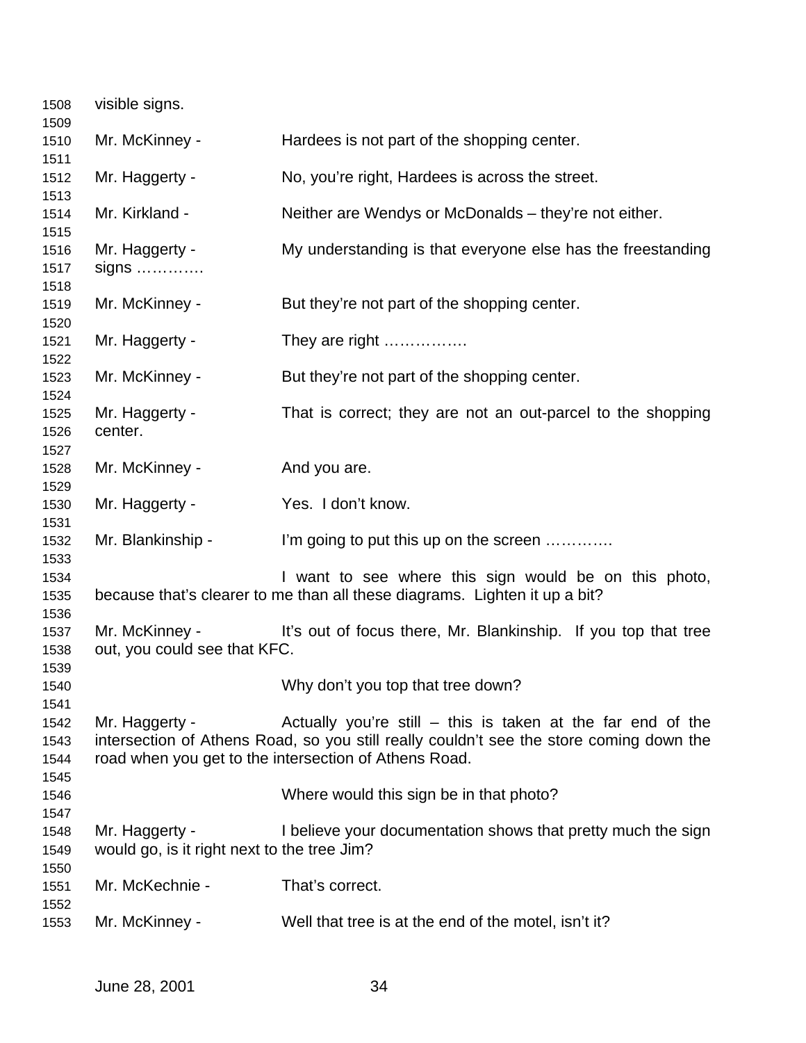1508 visible signs.

1510 Mr. McKinney - Hardees is not part of the shopping center.

1512 Mr. Haggerty - No, you're right, Hardees is across the street.

1514 Mr. Kirkland - Neither are Wendys or McDonalds – they're not either.

1516 Mr. Haggerty - My understanding is that everyone else has the freestanding
1517 signs ………….

1519 Mr. McKinney - But they're not part of the shopping center.

1521 Mr. Haggerty - They are right …………….

1523 Mr. McKinney - But they're not part of the shopping center.

1525 Mr. Haggerty - That is correct; they are not an out-parcel to the shopping
1526 center.

1528 Mr. McKinney - And you are.

1530 Mr. Haggerty - Yes. I don't know.

1532 Mr. Blankinship - I'm going to put this up on the screen ………….

1534 I want to see where this sign would be on this photo,
1535 because that's clearer to me than all these diagrams. Lighten it up a bit?

1537 Mr. McKinney - It's out of focus there, Mr. Blankinship. If you top that tree
1538 out, you could see that KFC.

1540 Why don't you top that tree down?

1542 Mr. Haggerty - Actually you're still – this is taken at the far end of the
1543 intersection of Athens Road, so you still really couldn't see the store coming down the
1544 road when you get to the intersection of Athens Road.

1546 Where would this sign be in that photo?

1548 Mr. Haggerty - I believe your documentation shows that pretty much the sign
1549 would go, is it right next to the tree Jim?

1551 Mr. McKechnie - That's correct.

1553 Mr. McKinney - Well that tree is at the end of the motel, isn't it?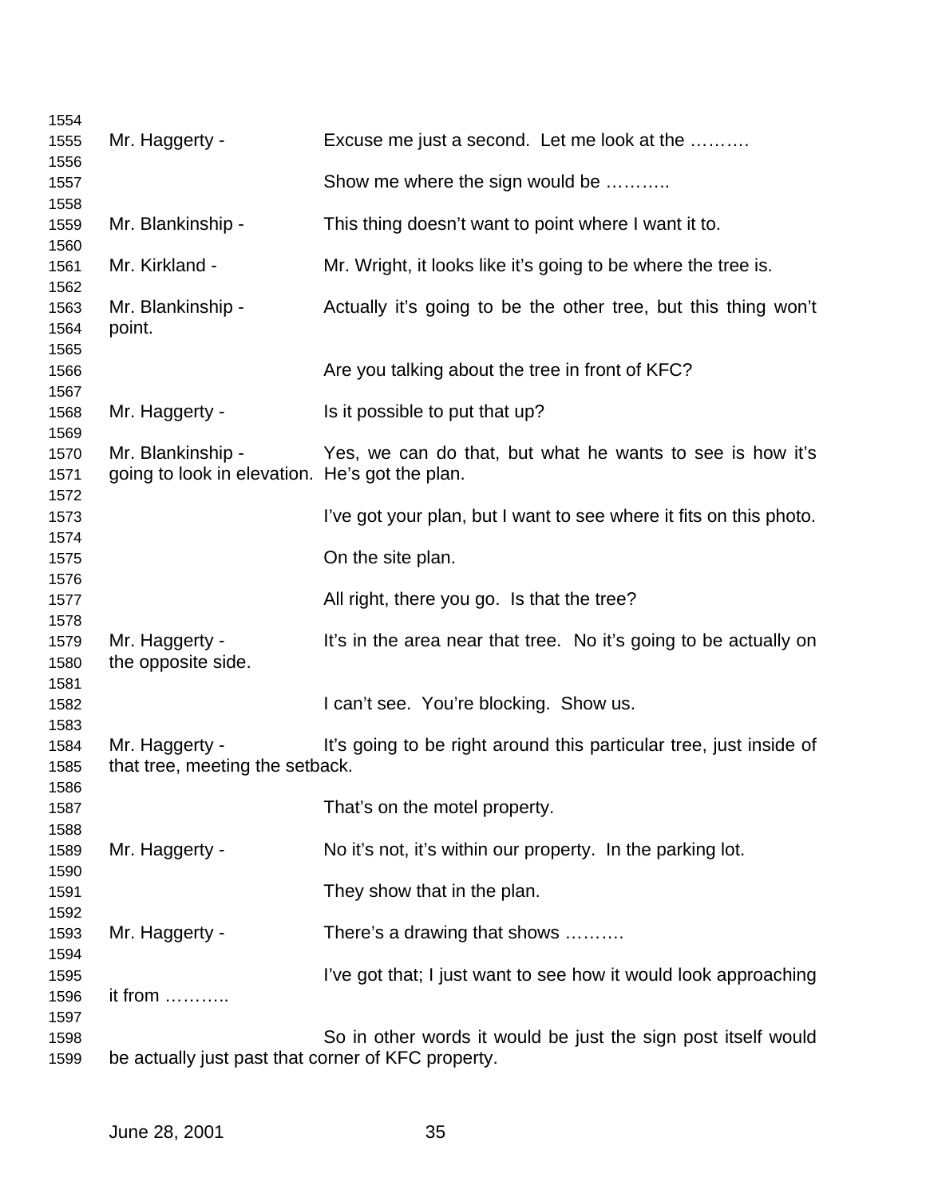Mr. Haggerty - Excuse me just a second. Let me look at the ……….

Show me where the sign would be ………..

Mr. Blankinship - This thing doesn't want to point where I want it to.

Mr. Kirkland - Mr. Wright, it looks like it's going to be where the tree is.

Mr. Blankinship - Actually it's going to be the other tree, but this thing won't point.

Are you talking about the tree in front of KFC?

Mr. Haggerty - Is it possible to put that up?

Mr. Blankinship - Yes, we can do that, but what he wants to see is how it's going to look in elevation. He's got the plan.

I've got your plan, but I want to see where it fits on this photo.

On the site plan.

All right, there you go. Is that the tree?

Mr. Haggerty - It's in the area near that tree. No it's going to be actually on the opposite side.

I can't see. You're blocking. Show us.

Mr. Haggerty - It's going to be right around this particular tree, just inside of that tree, meeting the setback.

That's on the motel property.

Mr. Haggerty - No it's not, it's within our property. In the parking lot.

They show that in the plan.

Mr. Haggerty - There's a drawing that shows ……….

I've got that; I just want to see how it would look approaching it from ………..

So in other words it would be just the sign post itself would be actually just past that corner of KFC property.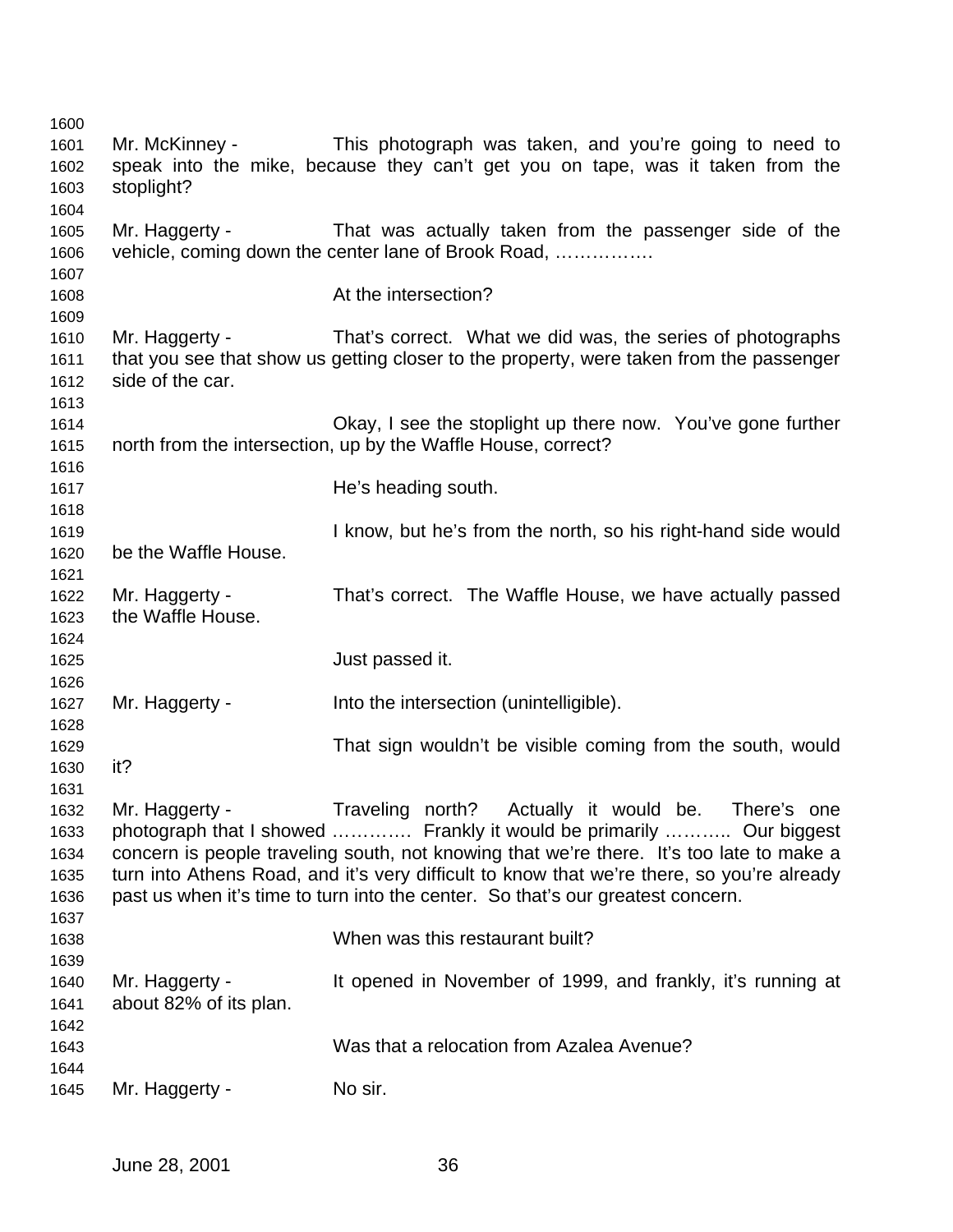Mr. McKinney - This photograph was taken, and you're going to need to speak into the mike, because they can't get you on tape, was it taken from the stoplight?

Mr. Haggerty - That was actually taken from the passenger side of the vehicle, coming down the center lane of Brook Road, …………….

At the intersection?

Mr. Haggerty - That's correct. What we did was, the series of photographs that you see that show us getting closer to the property, were taken from the passenger side of the car.

Okay, I see the stoplight up there now. You've gone further north from the intersection, up by the Waffle House, correct?

He's heading south.

I know, but he's from the north, so his right-hand side would be the Waffle House.

Mr. Haggerty - That's correct. The Waffle House, we have actually passed the Waffle House.

Just passed it.

Mr. Haggerty - Into the intersection (unintelligible).

That sign wouldn't be visible coming from the south, would it?

Mr. Haggerty - Traveling north? Actually it would be. There's one photograph that I showed …………. Frankly it would be primarily ……….. Our biggest concern is people traveling south, not knowing that we're there. It's too late to make a turn into Athens Road, and it's very difficult to know that we're there, so you're already past us when it's time to turn into the center. So that's our greatest concern.

When was this restaurant built?

Mr. Haggerty - It opened in November of 1999, and frankly, it's running at about 82% of its plan.

Was that a relocation from Azalea Avenue?

Mr. Haggerty - No sir.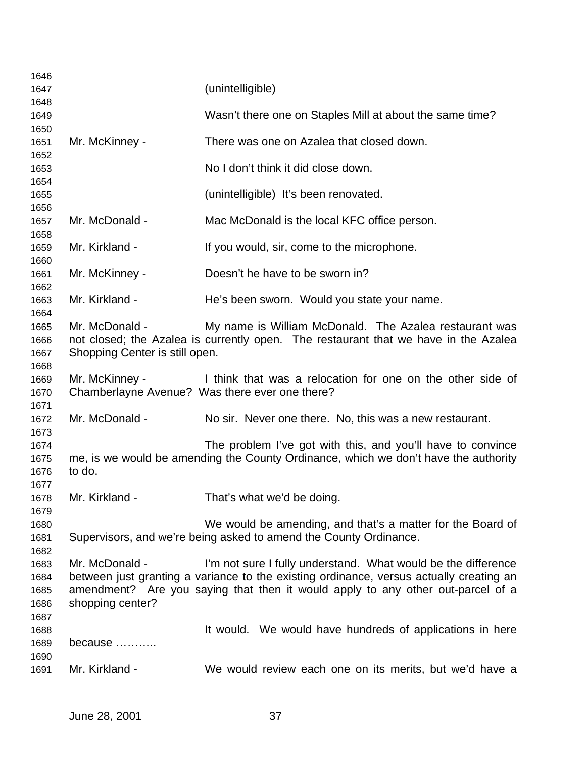(unintelligible)

Wasn't there one on Staples Mill at about the same time?

Mr. McKinney - There was one on Azalea that closed down.

No I don't think it did close down.

(unintelligible) It's been renovated.

Mr. McDonald - Mac McDonald is the local KFC office person.

Mr. Kirkland - If you would, sir, come to the microphone.

Mr. McKinney - Doesn't he have to be sworn in?

Mr. Kirkland - He's been sworn. Would you state your name.

Mr. McDonald - My name is William McDonald. The Azalea restaurant was not closed; the Azalea is currently open. The restaurant that we have in the Azalea Shopping Center is still open.

Mr. McKinney - I think that was a relocation for one on the other side of Chamberlayne Avenue? Was there ever one there?

Mr. McDonald - No sir. Never one there. No, this was a new restaurant.

The problem I've got with this, and you'll have to convince me, is we would be amending the County Ordinance, which we don't have the authority to do.

Mr. Kirkland - That's what we'd be doing.

We would be amending, and that's a matter for the Board of Supervisors, and we're being asked to amend the County Ordinance.

Mr. McDonald - I'm not sure I fully understand. What would be the difference between just granting a variance to the existing ordinance, versus actually creating an amendment? Are you saying that then it would apply to any other out-parcel of a shopping center?

It would. We would have hundreds of applications in here because ………..

Mr. Kirkland - We would review each one on its merits, but we'd have a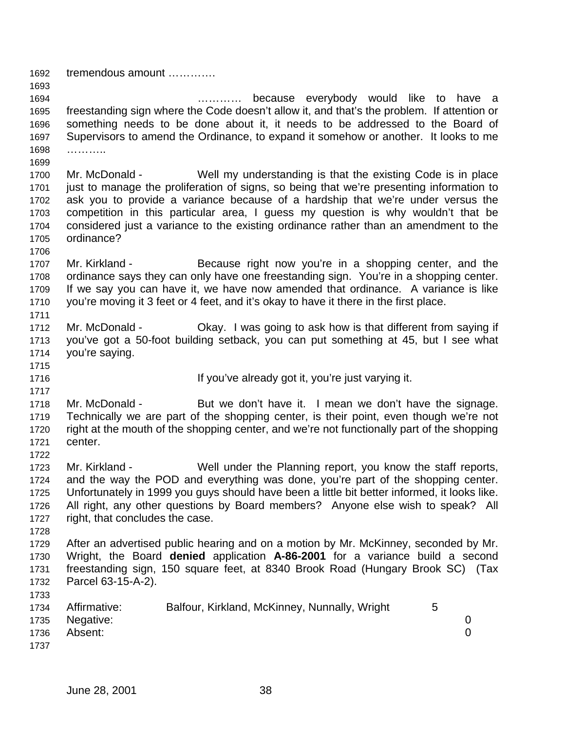tremendous amount ………….

………… because everybody would like to have a freestanding sign where the Code doesn't allow it, and that's the problem. If attention or something needs to be done about it, it needs to be addressed to the Board of Supervisors to amend the Ordinance, to expand it somehow or another. It looks to me ………..

Mr. McDonald - Well my understanding is that the existing Code is in place just to manage the proliferation of signs, so being that we're presenting information to ask you to provide a variance because of a hardship that we're under versus the competition in this particular area, I guess my question is why wouldn't that be considered just a variance to the existing ordinance rather than an amendment to the ordinance?

Mr. Kirkland - Because right now you're in a shopping center, and the ordinance says they can only have one freestanding sign. You're in a shopping center. If we say you can have it, we have now amended that ordinance. A variance is like you're moving it 3 feet or 4 feet, and it's okay to have it there in the first place.

Mr. McDonald - Okay. I was going to ask how is that different from saying if you've got a 50-foot building setback, you can put something at 45, but I see what you're saying.

If you've already got it, you're just varying it.

Mr. McDonald - But we don't have it. I mean we don't have the signage. Technically we are part of the shopping center, is their point, even though we're not right at the mouth of the shopping center, and we're not functionally part of the shopping center.

Mr. Kirkland - Well under the Planning report, you know the staff reports, and the way the POD and everything was done, you're part of the shopping center. Unfortunately in 1999 you guys should have been a little bit better informed, it looks like. All right, any other questions by Board members? Anyone else wish to speak? All right, that concludes the case.

After an advertised public hearing and on a motion by Mr. McKinney, seconded by Mr. Wright, the Board **denied** application **A-86-2001** for a variance build a second freestanding sign, 150 square feet, at 8340 Brook Road (Hungary Brook SC) (Tax Parcel 63-15-A-2).

| | | |
|---|---|---|
| Affirmative: | Balfour, Kirkland, McKinney, Nunnally, Wright | 5 |
| Negative: | | 0 |
| Absent: | | 0 |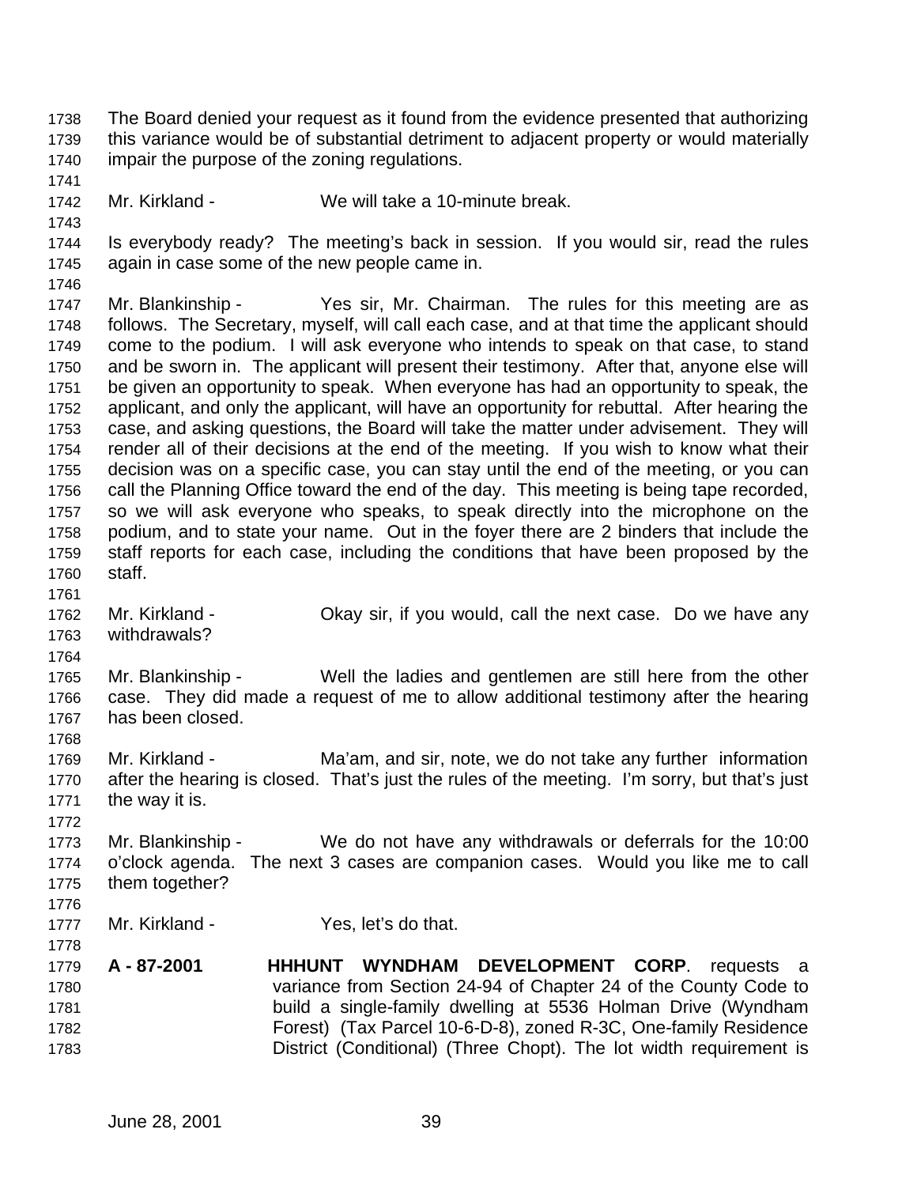The Board denied your request as it found from the evidence presented that authorizing this variance would be of substantial detriment to adjacent property or would materially impair the purpose of the zoning regulations.

Mr. Kirkland - We will take a 10-minute break.

Is everybody ready? The meeting's back in session. If you would sir, read the rules again in case some of the new people came in.

Mr. Blankinship - Yes sir, Mr. Chairman. The rules for this meeting are as follows. The Secretary, myself, will call each case, and at that time the applicant should come to the podium. I will ask everyone who intends to speak on that case, to stand and be sworn in. The applicant will present their testimony. After that, anyone else will be given an opportunity to speak. When everyone has had an opportunity to speak, the applicant, and only the applicant, will have an opportunity for rebuttal. After hearing the case, and asking questions, the Board will take the matter under advisement. They will render all of their decisions at the end of the meeting. If you wish to know what their decision was on a specific case, you can stay until the end of the meeting, or you can call the Planning Office toward the end of the day. This meeting is being tape recorded, so we will ask everyone who speaks, to speak directly into the microphone on the podium, and to state your name. Out in the foyer there are 2 binders that include the staff reports for each case, including the conditions that have been proposed by the staff.

Mr. Kirkland - Okay sir, if you would, call the next case. Do we have any withdrawals?

Mr. Blankinship - Well the ladies and gentlemen are still here from the other case. They did made a request of me to allow additional testimony after the hearing has been closed.

Mr. Kirkland - Ma'am, and sir, note, we do not take any further information after the hearing is closed. That's just the rules of the meeting. I'm sorry, but that's just the way it is.

Mr. Blankinship - We do not have any withdrawals or deferrals for the 10:00 o'clock agenda. The next 3 cases are companion cases. Would you like me to call them together?

Mr. Kirkland - Yes, let's do that.

**A - 87-2001** **HHHUNT WYNDHAM DEVELOPMENT CORP**. requests a variance from Section 24-94 of Chapter 24 of the County Code to build a single-family dwelling at 5536 Holman Drive (Wyndham Forest) (Tax Parcel 10-6-D-8), zoned R-3C, One-family Residence District (Conditional) (Three Chopt). The lot width requirement is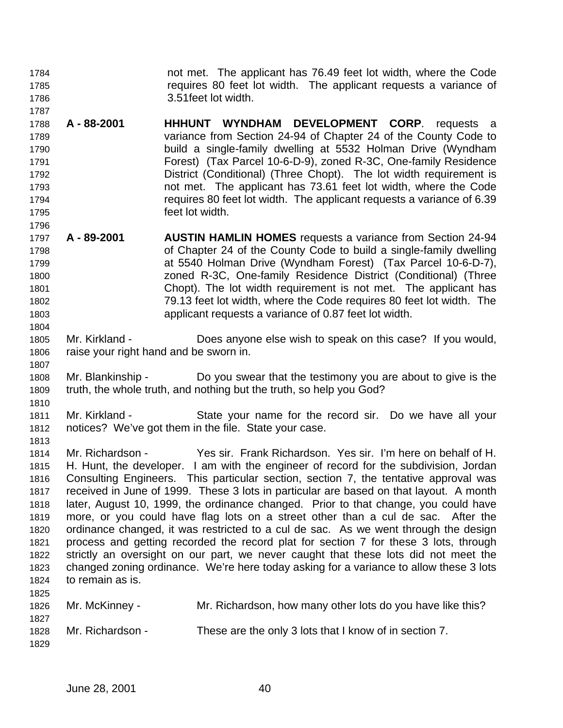not met. The applicant has 76.49 feet lot width, where the Code requires 80 feet lot width. The applicant requests a variance of 3.51feet lot width.

**A - 88-2001** **HHHUNT WYNDHAM DEVELOPMENT CORP**. requests a variance from Section 24-94 of Chapter 24 of the County Code to build a single-family dwelling at 5532 Holman Drive (Wyndham Forest) (Tax Parcel 10-6-D-9), zoned R-3C, One-family Residence District (Conditional) (Three Chopt). The lot width requirement is not met. The applicant has 73.61 feet lot width, where the Code requires 80 feet lot width. The applicant requests a variance of 6.39 feet lot width.

**A - 89-2001** **AUSTIN HAMLIN HOMES** requests a variance from Section 24-94 of Chapter 24 of the County Code to build a single-family dwelling at 5540 Holman Drive (Wyndham Forest) (Tax Parcel 10-6-D-7), zoned R-3C, One-family Residence District (Conditional) (Three Chopt). The lot width requirement is not met. The applicant has 79.13 feet lot width, where the Code requires 80 feet lot width. The applicant requests a variance of 0.87 feet lot width.

Mr. Kirkland - Does anyone else wish to speak on this case? If you would, raise your right hand and be sworn in.

Mr. Blankinship - Do you swear that the testimony you are about to give is the truth, the whole truth, and nothing but the truth, so help you God?

Mr. Kirkland - State your name for the record sir. Do we have all your notices? We've got them in the file. State your case.

Mr. Richardson - Yes sir. Frank Richardson. Yes sir. I'm here on behalf of H. H. Hunt, the developer. I am with the engineer of record for the subdivision, Jordan Consulting Engineers. This particular section, section 7, the tentative approval was received in June of 1999. These 3 lots in particular are based on that layout. A month later, August 10, 1999, the ordinance changed. Prior to that change, you could have more, or you could have flag lots on a street other than a cul de sac. After the ordinance changed, it was restricted to a cul de sac. As we went through the design process and getting recorded the record plat for section 7 for these 3 lots, through strictly an oversight on our part, we never caught that these lots did not meet the changed zoning ordinance. We're here today asking for a variance to allow these 3 lots to remain as is.

Mr. McKinney - Mr. Richardson, how many other lots do you have like this?

Mr. Richardson - These are the only 3 lots that I know of in section 7.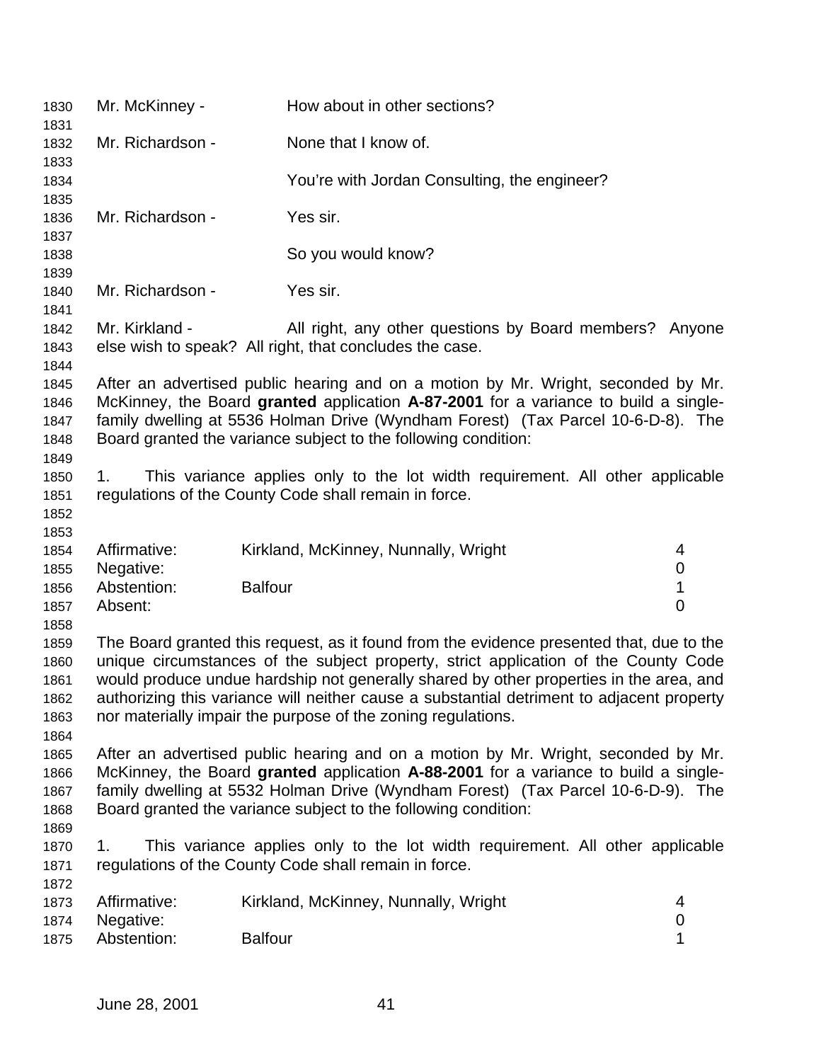Mr. McKinney - How about in other sections?

Mr. Richardson - None that I know of.

You're with Jordan Consulting, the engineer?

Mr. Richardson - Yes sir.

So you would know?

Mr. Richardson - Yes sir.

Mr. Kirkland - All right, any other questions by Board members? Anyone else wish to speak? All right, that concludes the case.

After an advertised public hearing and on a motion by Mr. Wright, seconded by Mr. McKinney, the Board **granted** application **A-87-2001** for a variance to build a single-family dwelling at 5536 Holman Drive (Wyndham Forest) (Tax Parcel 10-6-D-8). The Board granted the variance subject to the following condition:

1. This variance applies only to the lot width requirement. All other applicable regulations of the County Code shall remain in force.

| | | |
|---|---|---|
| Affirmative: | Kirkland, McKinney, Nunnally, Wright | 4 |
| Negative: | | 0 |
| Abstention: | Balfour | 1 |
| Absent: | | 0 |

The Board granted this request, as it found from the evidence presented that, due to the unique circumstances of the subject property, strict application of the County Code would produce undue hardship not generally shared by other properties in the area, and authorizing this variance will neither cause a substantial detriment to adjacent property nor materially impair the purpose of the zoning regulations.

After an advertised public hearing and on a motion by Mr. Wright, seconded by Mr. McKinney, the Board **granted** application **A-88-2001** for a variance to build a single-family dwelling at 5532 Holman Drive (Wyndham Forest) (Tax Parcel 10-6-D-9). The Board granted the variance subject to the following condition:

1. This variance applies only to the lot width requirement. All other applicable regulations of the County Code shall remain in force.

| | | |
|---|---|---|
| Affirmative: | Kirkland, McKinney, Nunnally, Wright | 4 |
| Negative: | | 0 |
| Abstention: | Balfour | 1 |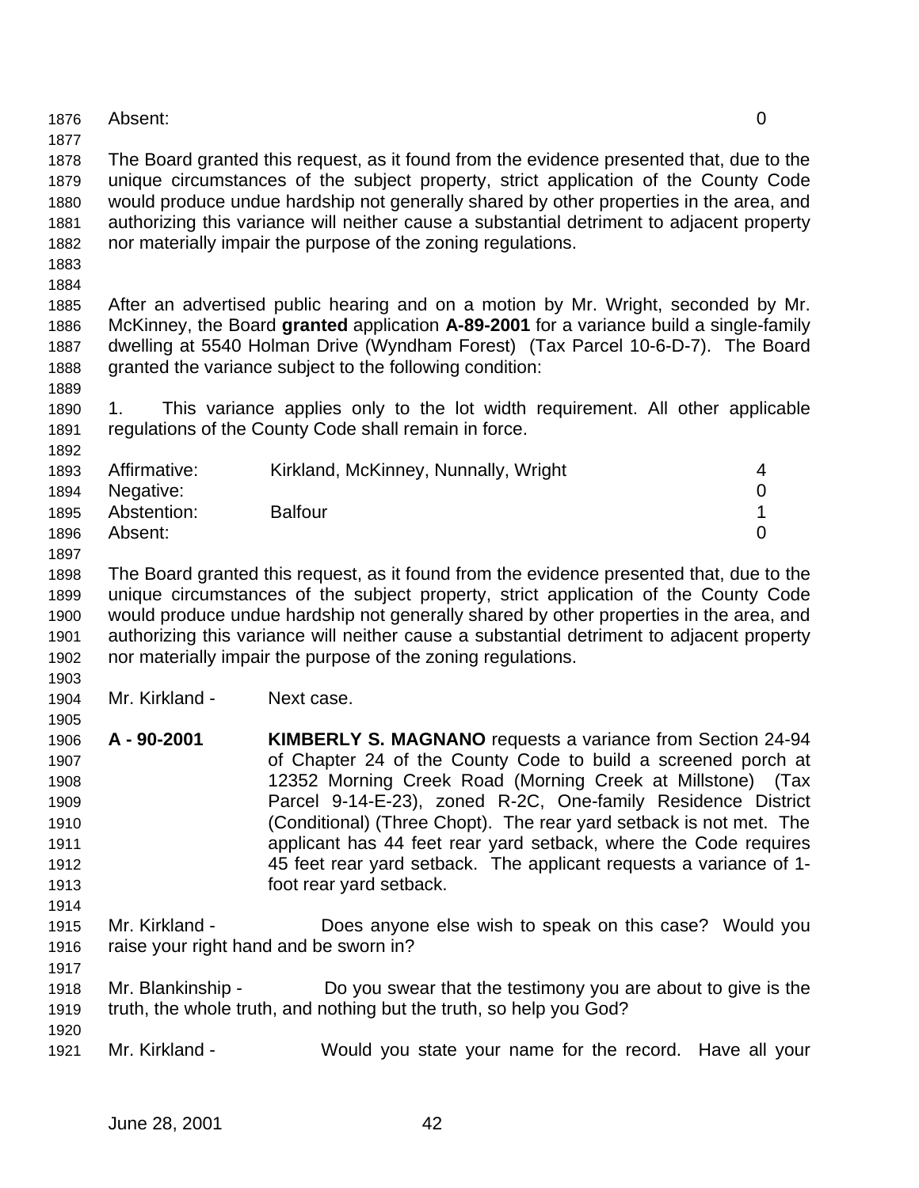| Absent: | | 0 |
|---|---|---|

The Board granted this request, as it found from the evidence presented that, due to the unique circumstances of the subject property, strict application of the County Code would produce undue hardship not generally shared by other properties in the area, and authorizing this variance will neither cause a substantial detriment to adjacent property nor materially impair the purpose of the zoning regulations.

After an advertised public hearing and on a motion by Mr. Wright, seconded by Mr. McKinney, the Board **granted** application **A-89-2001** for a variance build a single-family dwelling at 5540 Holman Drive (Wyndham Forest) (Tax Parcel 10-6-D-7). The Board granted the variance subject to the following condition:

1. This variance applies only to the lot width requirement. All other applicable regulations of the County Code shall remain in force.

| | | |
|---|---|---|
| Affirmative: | Kirkland, McKinney, Nunnally, Wright | 4 |
| Negative: | | 0 |
| Abstention: | Balfour | 1 |
| Absent: | | 0 |

The Board granted this request, as it found from the evidence presented that, due to the unique circumstances of the subject property, strict application of the County Code would produce undue hardship not generally shared by other properties in the area, and authorizing this variance will neither cause a substantial detriment to adjacent property nor materially impair the purpose of the zoning regulations.

Mr. Kirkland - Next case.

**A - 90-2001** **KIMBERLY S. MAGNANO** requests a variance from Section 24-94 of Chapter 24 of the County Code to build a screened porch at 12352 Morning Creek Road (Morning Creek at Millstone) (Tax Parcel 9-14-E-23), zoned R-2C, One-family Residence District (Conditional) (Three Chopt). The rear yard setback is not met. The applicant has 44 feet rear yard setback, where the Code requires 45 feet rear yard setback. The applicant requests a variance of 1-foot rear yard setback.

Mr. Kirkland - Does anyone else wish to speak on this case? Would you raise your right hand and be sworn in?

Mr. Blankinship - Do you swear that the testimony you are about to give is the truth, the whole truth, and nothing but the truth, so help you God?

Mr. Kirkland - Would you state your name for the record. Have all your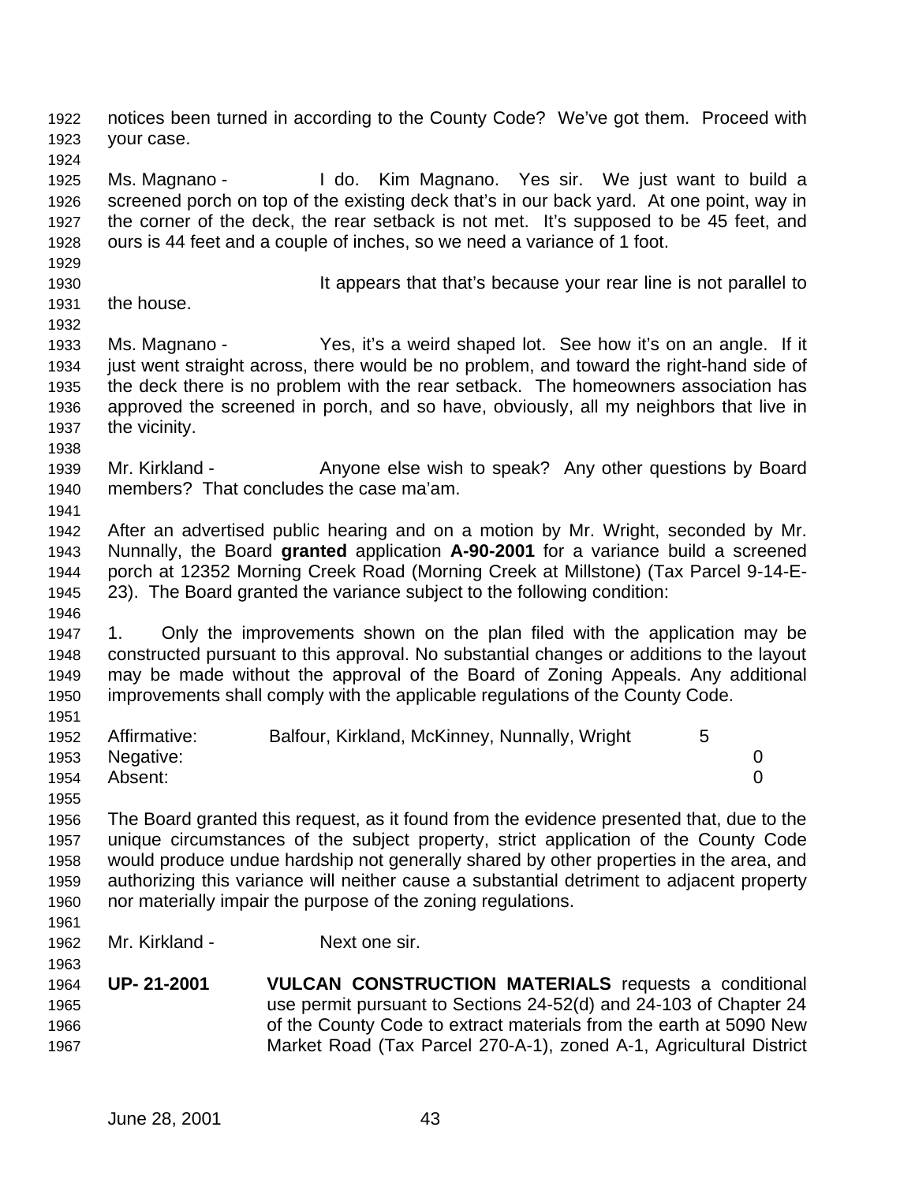notices been turned in according to the County Code? We've got them. Proceed with your case.

Ms. Magnano - I do. Kim Magnano. Yes sir. We just want to build a screened porch on top of the existing deck that's in our back yard. At one point, way in the corner of the deck, the rear setback is not met. It's supposed to be 45 feet, and ours is 44 feet and a couple of inches, so we need a variance of 1 foot.

It appears that that's because your rear line is not parallel to the house.

Ms. Magnano - Yes, it's a weird shaped lot. See how it's on an angle. If it just went straight across, there would be no problem, and toward the right-hand side of the deck there is no problem with the rear setback. The homeowners association has approved the screened in porch, and so have, obviously, all my neighbors that live in the vicinity.

Mr. Kirkland - Anyone else wish to speak? Any other questions by Board members? That concludes the case ma'am.

After an advertised public hearing and on a motion by Mr. Wright, seconded by Mr. Nunnally, the Board **granted** application **A-90-2001** for a variance build a screened porch at 12352 Morning Creek Road (Morning Creek at Millstone) (Tax Parcel 9-14-E-23). The Board granted the variance subject to the following condition:

1. Only the improvements shown on the plan filed with the application may be constructed pursuant to this approval. No substantial changes or additions to the layout may be made without the approval of the Board of Zoning Appeals. Any additional improvements shall comply with the applicable regulations of the County Code.

| | | |
|---|---|---|
| Affirmative: | Balfour, Kirkland, McKinney, Nunnally, Wright | 5 |
| Negative: | | 0 |
| Absent: | | 0 |

The Board granted this request, as it found from the evidence presented that, due to the unique circumstances of the subject property, strict application of the County Code would produce undue hardship not generally shared by other properties in the area, and authorizing this variance will neither cause a substantial detriment to adjacent property nor materially impair the purpose of the zoning regulations.

Mr. Kirkland - Next one sir.

**UP- 21-2001** **VULCAN CONSTRUCTION MATERIALS** requests a conditional use permit pursuant to Sections 24-52(d) and 24-103 of Chapter 24 of the County Code to extract materials from the earth at 5090 New Market Road (Tax Parcel 270-A-1), zoned A-1, Agricultural District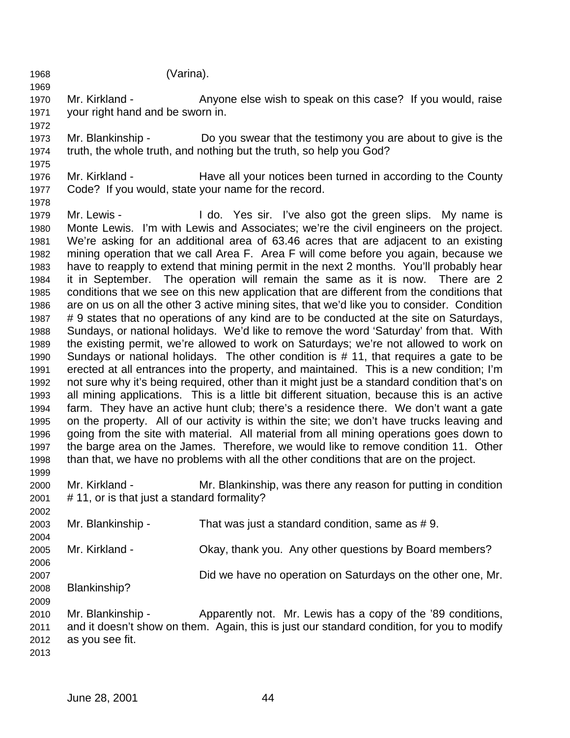(Varina).

Mr. Kirkland - Anyone else wish to speak on this case? If you would, raise your right hand and be sworn in.

Mr. Blankinship - Do you swear that the testimony you are about to give is the truth, the whole truth, and nothing but the truth, so help you God?

Mr. Kirkland - Have all your notices been turned in according to the County Code? If you would, state your name for the record.

Mr. Lewis - I do. Yes sir. I've also got the green slips. My name is Monte Lewis. I'm with Lewis and Associates; we're the civil engineers on the project. We're asking for an additional area of 63.46 acres that are adjacent to an existing mining operation that we call Area F. Area F will come before you again, because we have to reapply to extend that mining permit in the next 2 months. You'll probably hear it in September. The operation will remain the same as it is now. There are 2 conditions that we see on this new application that are different from the conditions that are on us on all the other 3 active mining sites, that we'd like you to consider. Condition # 9 states that no operations of any kind are to be conducted at the site on Saturdays, Sundays, or national holidays. We'd like to remove the word 'Saturday' from that. With the existing permit, we're allowed to work on Saturdays; we're not allowed to work on Sundays or national holidays. The other condition is # 11, that requires a gate to be erected at all entrances into the property, and maintained. This is a new condition; I'm not sure why it's being required, other than it might just be a standard condition that's on all mining applications. This is a little bit different situation, because this is an active farm. They have an active hunt club; there's a residence there. We don't want a gate on the property. All of our activity is within the site; we don't have trucks leaving and going from the site with material. All material from all mining operations goes down to the barge area on the James. Therefore, we would like to remove condition 11. Other than that, we have no problems with all the other conditions that are on the project.

Mr. Kirkland - Mr. Blankinship, was there any reason for putting in condition # 11, or is that just a standard formality?

Mr. Blankinship - That was just a standard condition, same as # 9.

Mr. Kirkland - Okay, thank you. Any other questions by Board members?

Did we have no operation on Saturdays on the other one, Mr. Blankinship?

Mr. Blankinship - Apparently not. Mr. Lewis has a copy of the '89 conditions, and it doesn't show on them. Again, this is just our standard condition, for you to modify as you see fit.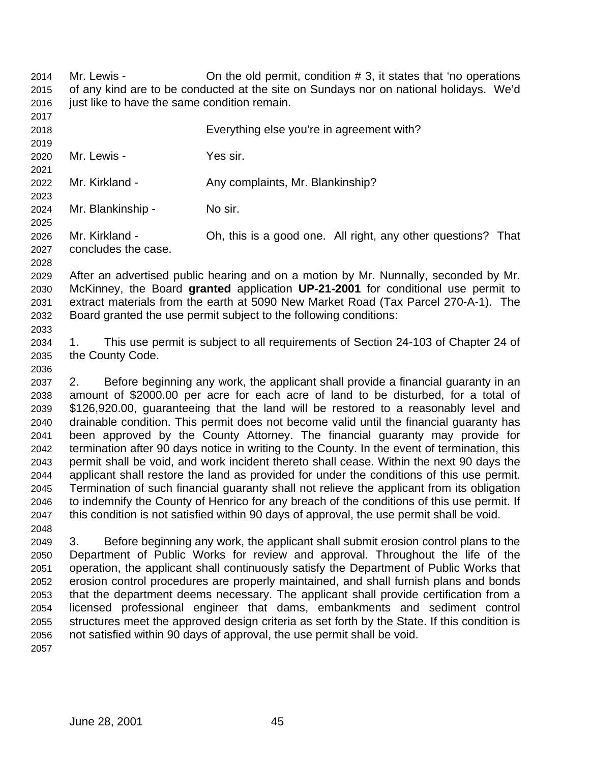Mr. Lewis - On the old permit, condition # 3, it states that 'no operations of any kind are to be conducted at the site on Sundays nor on national holidays. We'd just like to have the same condition remain.

Everything else you're in agreement with?

Mr. Lewis - Yes sir.

Mr. Kirkland - Any complaints, Mr. Blankinship?

Mr. Blankinship - No sir.

Mr. Kirkland - Oh, this is a good one. All right, any other questions? That concludes the case.

After an advertised public hearing and on a motion by Mr. Nunnally, seconded by Mr. McKinney, the Board **granted** application **UP-21-2001** for conditional use permit to extract materials from the earth at 5090 New Market Road (Tax Parcel 270-A-1). The Board granted the use permit subject to the following conditions:

1. This use permit is subject to all requirements of Section 24-103 of Chapter 24 of the County Code.

2. Before beginning any work, the applicant shall provide a financial guaranty in an amount of $2000.00 per acre for each acre of land to be disturbed, for a total of $126,920.00, guaranteeing that the land will be restored to a reasonably level and drainable condition. This permit does not become valid until the financial guaranty has been approved by the County Attorney. The financial guaranty may provide for termination after 90 days notice in writing to the County. In the event of termination, this permit shall be void, and work incident thereto shall cease. Within the next 90 days the applicant shall restore the land as provided for under the conditions of this use permit. Termination of such financial guaranty shall not relieve the applicant from its obligation to indemnify the County of Henrico for any breach of the conditions of this use permit. If this condition is not satisfied within 90 days of approval, the use permit shall be void.

3. Before beginning any work, the applicant shall submit erosion control plans to the Department of Public Works for review and approval. Throughout the life of the operation, the applicant shall continuously satisfy the Department of Public Works that erosion control procedures are properly maintained, and shall furnish plans and bonds that the department deems necessary. The applicant shall provide certification from a licensed professional engineer that dams, embankments and sediment control structures meet the approved design criteria as set forth by the State. If this condition is not satisfied within 90 days of approval, the use permit shall be void.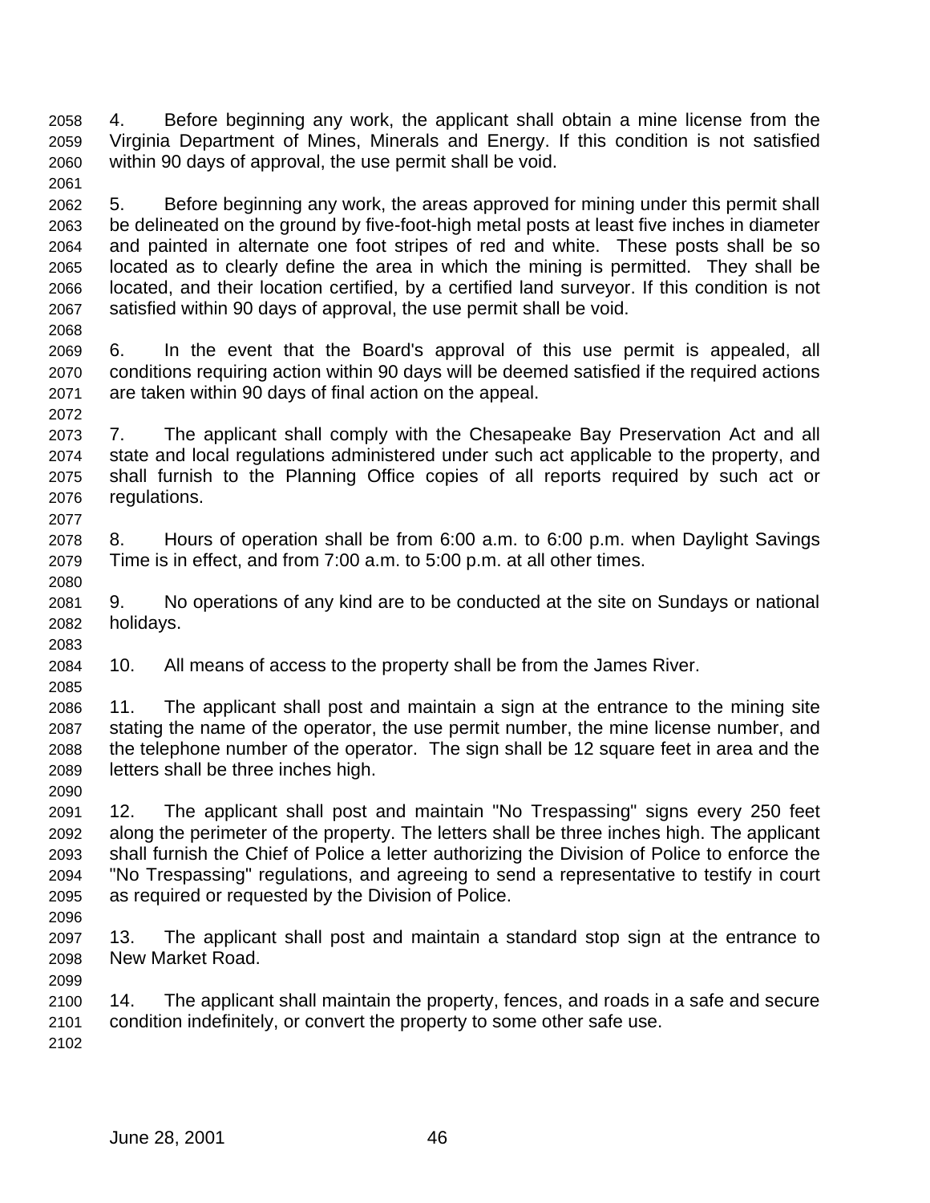4. Before beginning any work, the applicant shall obtain a mine license from the Virginia Department of Mines, Minerals and Energy. If this condition is not satisfied within 90 days of approval, the use permit shall be void.

5. Before beginning any work, the areas approved for mining under this permit shall be delineated on the ground by five-foot-high metal posts at least five inches in diameter and painted in alternate one foot stripes of red and white. These posts shall be so located as to clearly define the area in which the mining is permitted. They shall be located, and their location certified, by a certified land surveyor. If this condition is not satisfied within 90 days of approval, the use permit shall be void.

6. In the event that the Board's approval of this use permit is appealed, all conditions requiring action within 90 days will be deemed satisfied if the required actions are taken within 90 days of final action on the appeal.

7. The applicant shall comply with the Chesapeake Bay Preservation Act and all state and local regulations administered under such act applicable to the property, and shall furnish to the Planning Office copies of all reports required by such act or regulations.

8. Hours of operation shall be from 6:00 a.m. to 6:00 p.m. when Daylight Savings Time is in effect, and from 7:00 a.m. to 5:00 p.m. at all other times.

9. No operations of any kind are to be conducted at the site on Sundays or national holidays.

10. All means of access to the property shall be from the James River.

11. The applicant shall post and maintain a sign at the entrance to the mining site stating the name of the operator, the use permit number, the mine license number, and the telephone number of the operator. The sign shall be 12 square feet in area and the letters shall be three inches high.

12. The applicant shall post and maintain "No Trespassing" signs every 250 feet along the perimeter of the property. The letters shall be three inches high. The applicant shall furnish the Chief of Police a letter authorizing the Division of Police to enforce the "No Trespassing" regulations, and agreeing to send a representative to testify in court as required or requested by the Division of Police.

13. The applicant shall post and maintain a standard stop sign at the entrance to New Market Road.

14. The applicant shall maintain the property, fences, and roads in a safe and secure condition indefinitely, or convert the property to some other safe use.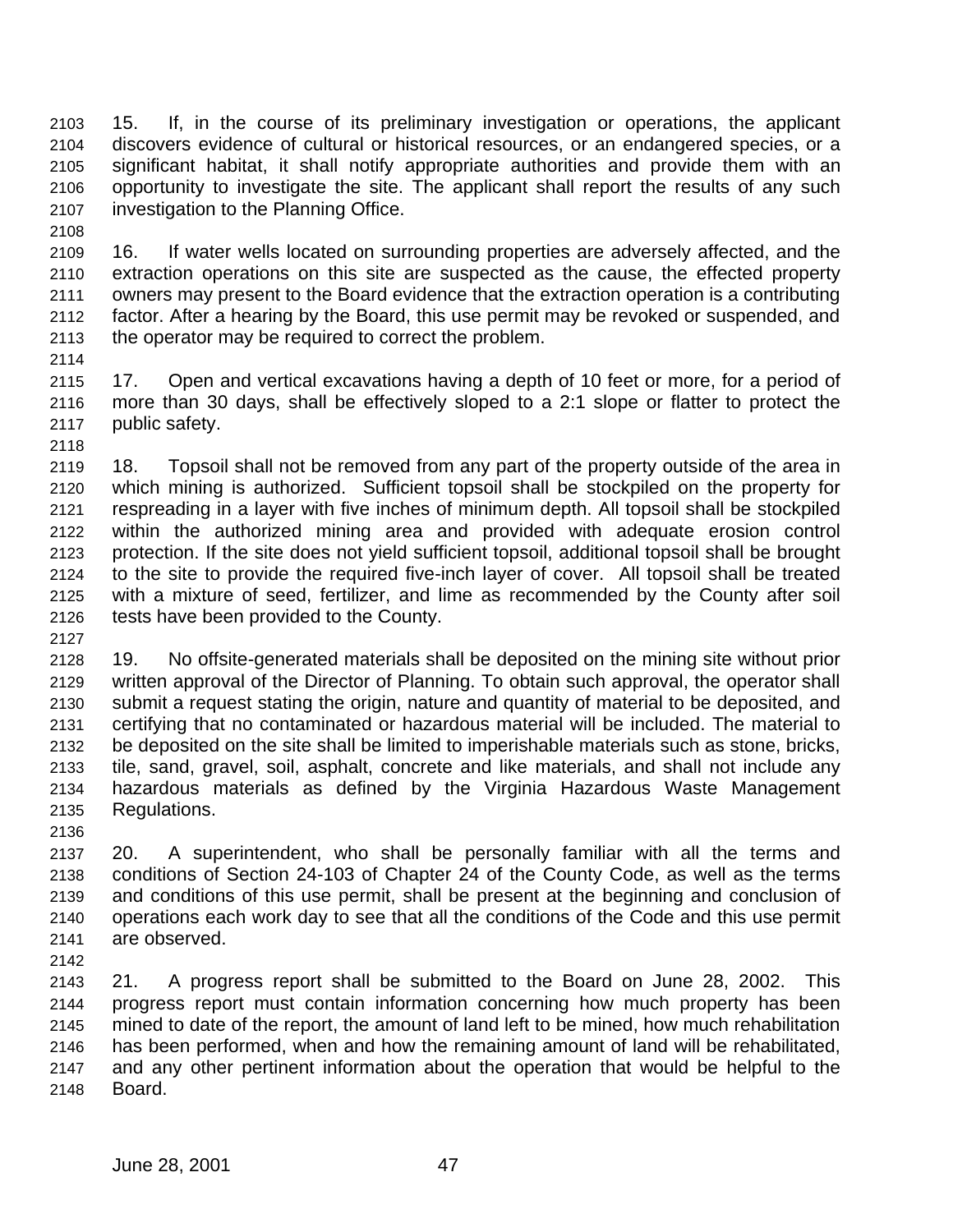15. If, in the course of its preliminary investigation or operations, the applicant discovers evidence of cultural or historical resources, or an endangered species, or a significant habitat, it shall notify appropriate authorities and provide them with an opportunity to investigate the site. The applicant shall report the results of any such investigation to the Planning Office.

16. If water wells located on surrounding properties are adversely affected, and the extraction operations on this site are suspected as the cause, the effected property owners may present to the Board evidence that the extraction operation is a contributing factor. After a hearing by the Board, this use permit may be revoked or suspended, and the operator may be required to correct the problem.

17. Open and vertical excavations having a depth of 10 feet or more, for a period of more than 30 days, shall be effectively sloped to a 2:1 slope or flatter to protect the public safety.

18. Topsoil shall not be removed from any part of the property outside of the area in which mining is authorized. Sufficient topsoil shall be stockpiled on the property for respreading in a layer with five inches of minimum depth. All topsoil shall be stockpiled within the authorized mining area and provided with adequate erosion control protection. If the site does not yield sufficient topsoil, additional topsoil shall be brought to the site to provide the required five-inch layer of cover. All topsoil shall be treated with a mixture of seed, fertilizer, and lime as recommended by the County after soil tests have been provided to the County.

19. No offsite-generated materials shall be deposited on the mining site without prior written approval of the Director of Planning. To obtain such approval, the operator shall submit a request stating the origin, nature and quantity of material to be deposited, and certifying that no contaminated or hazardous material will be included. The material to be deposited on the site shall be limited to imperishable materials such as stone, bricks, tile, sand, gravel, soil, asphalt, concrete and like materials, and shall not include any hazardous materials as defined by the Virginia Hazardous Waste Management Regulations.

20. A superintendent, who shall be personally familiar with all the terms and conditions of Section 24-103 of Chapter 24 of the County Code, as well as the terms and conditions of this use permit, shall be present at the beginning and conclusion of operations each work day to see that all the conditions of the Code and this use permit are observed.

21. A progress report shall be submitted to the Board on June 28, 2002. This progress report must contain information concerning how much property has been mined to date of the report, the amount of land left to be mined, how much rehabilitation has been performed, when and how the remaining amount of land will be rehabilitated, and any other pertinent information about the operation that would be helpful to the Board.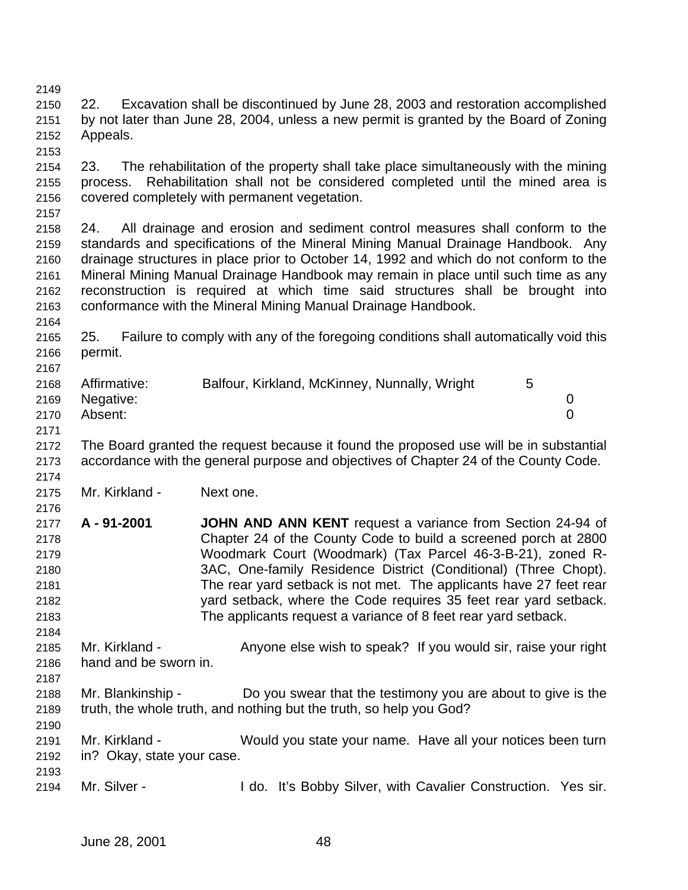22. Excavation shall be discontinued by June 28, 2003 and restoration accomplished by not later than June 28, 2004, unless a new permit is granted by the Board of Zoning Appeals.

23. The rehabilitation of the property shall take place simultaneously with the mining process. Rehabilitation shall not be considered completed until the mined area is covered completely with permanent vegetation.

24. All drainage and erosion and sediment control measures shall conform to the standards and specifications of the Mineral Mining Manual Drainage Handbook. Any drainage structures in place prior to October 14, 1992 and which do not conform to the Mineral Mining Manual Drainage Handbook may remain in place until such time as any reconstruction is required at which time said structures shall be brought into conformance with the Mineral Mining Manual Drainage Handbook.

25. Failure to comply with any of the foregoing conditions shall automatically void this permit.

| | | |
|---|---|---|
| Affirmative: | Balfour, Kirkland, McKinney, Nunnally, Wright | 5 |
| Negative: | | 0 |
| Absent: | | 0 |

The Board granted the request because it found the proposed use will be in substantial accordance with the general purpose and objectives of Chapter 24 of the County Code.

Mr. Kirkland - Next one.

**A - 91-2001** **JOHN AND ANN KENT** request a variance from Section 24-94 of Chapter 24 of the County Code to build a screened porch at 2800 Woodmark Court (Woodmark) (Tax Parcel 46-3-B-21), zoned R-3AC, One-family Residence District (Conditional) (Three Chopt). The rear yard setback is not met. The applicants have 27 feet rear yard setback, where the Code requires 35 feet rear yard setback. The applicants request a variance of 8 feet rear yard setback.

Mr. Kirkland - Anyone else wish to speak? If you would sir, raise your right hand and be sworn in.

Mr. Blankinship - Do you swear that the testimony you are about to give is the truth, the whole truth, and nothing but the truth, so help you God?

Mr. Kirkland - Would you state your name. Have all your notices been turn in? Okay, state your case.

Mr. Silver - I do. It's Bobby Silver, with Cavalier Construction. Yes sir.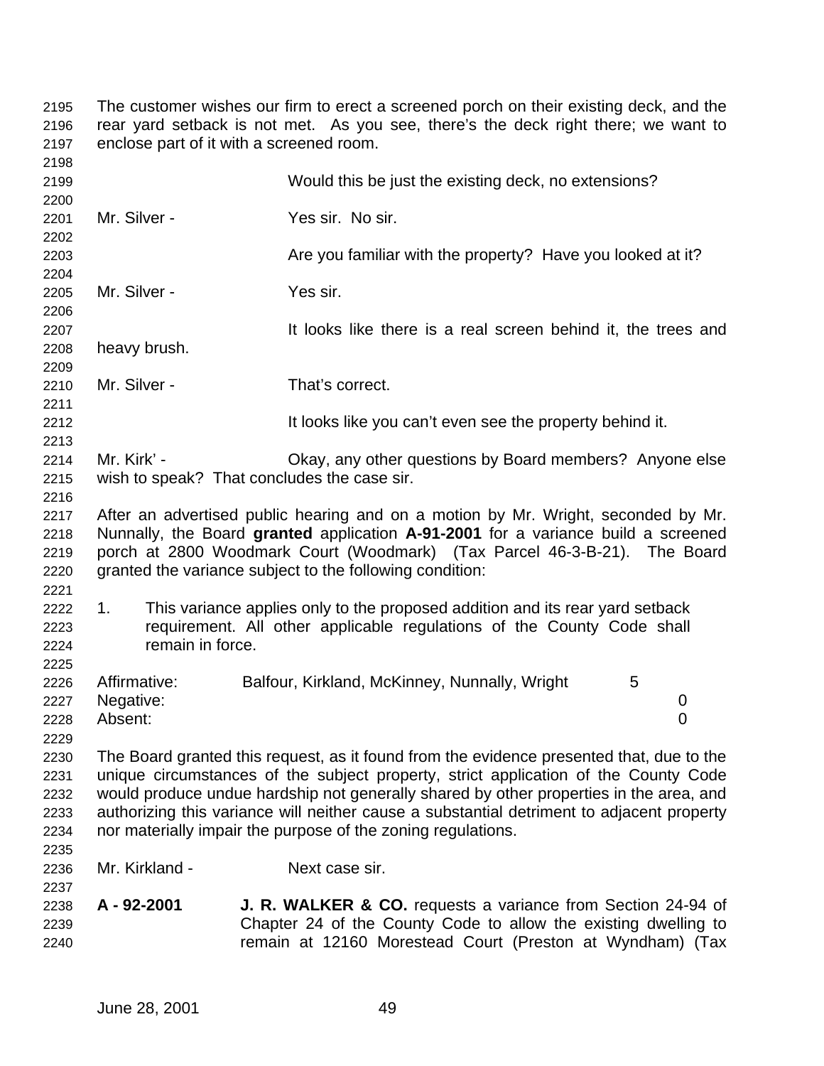The customer wishes our firm to erect a screened porch on their existing deck, and the rear yard setback is not met. As you see, there's the deck right there; we want to enclose part of it with a screened room.

Would this be just the existing deck, no extensions?

Mr. Silver - Yes sir. No sir.

Are you familiar with the property? Have you looked at it?

Mr. Silver - Yes sir.

It looks like there is a real screen behind it, the trees and heavy brush.

Mr. Silver - That's correct.

It looks like you can't even see the property behind it.

Mr. Kirk' - Okay, any other questions by Board members? Anyone else wish to speak? That concludes the case sir.

After an advertised public hearing and on a motion by Mr. Wright, seconded by Mr. Nunnally, the Board **granted** application **A-91-2001** for a variance build a screened porch at 2800 Woodmark Court (Woodmark) (Tax Parcel 46-3-B-21). The Board granted the variance subject to the following condition:

1. This variance applies only to the proposed addition and its rear yard setback requirement. All other applicable regulations of the County Code shall remain in force.

| | | |
|---|---|---|
| Affirmative: | Balfour, Kirkland, McKinney, Nunnally, Wright | 5 |
| Negative: | | 0 |
| Absent: | | 0 |

The Board granted this request, as it found from the evidence presented that, due to the unique circumstances of the subject property, strict application of the County Code would produce undue hardship not generally shared by other properties in the area, and authorizing this variance will neither cause a substantial detriment to adjacent property nor materially impair the purpose of the zoning regulations.

Mr. Kirkland - Next case sir.

**A - 92-2001** **J. R. WALKER & CO.** requests a variance from Section 24-94 of Chapter 24 of the County Code to allow the existing dwelling to remain at 12160 Morestead Court (Preston at Wyndham) (Tax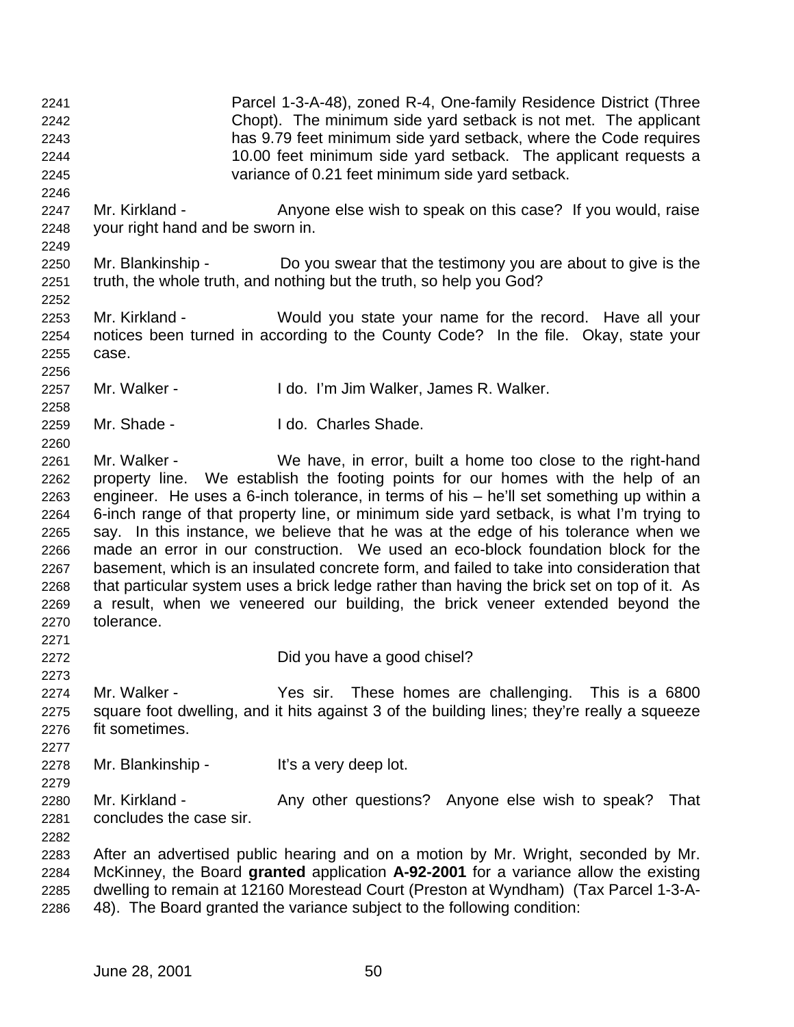Parcel 1-3-A-48), zoned R-4, One-family Residence District (Three Chopt). The minimum side yard setback is not met. The applicant has 9.79 feet minimum side yard setback, where the Code requires 10.00 feet minimum side yard setback. The applicant requests a variance of 0.21 feet minimum side yard setback.

Mr. Kirkland - Anyone else wish to speak on this case? If you would, raise your right hand and be sworn in.

Mr. Blankinship - Do you swear that the testimony you are about to give is the truth, the whole truth, and nothing but the truth, so help you God?

Mr. Kirkland - Would you state your name for the record. Have all your notices been turned in according to the County Code? In the file. Okay, state your case.

Mr. Walker - I do. I'm Jim Walker, James R. Walker.

Mr. Shade - I do. Charles Shade.

Mr. Walker - We have, in error, built a home too close to the right-hand property line. We establish the footing points for our homes with the help of an engineer. He uses a 6-inch tolerance, in terms of his – he'll set something up within a 6-inch range of that property line, or minimum side yard setback, is what I'm trying to say. In this instance, we believe that he was at the edge of his tolerance when we made an error in our construction. We used an eco-block foundation block for the basement, which is an insulated concrete form, and failed to take into consideration that that particular system uses a brick ledge rather than having the brick set on top of it. As a result, when we veneered our building, the brick veneer extended beyond the tolerance.

Did you have a good chisel?

Mr. Walker - Yes sir. These homes are challenging. This is a 6800 square foot dwelling, and it hits against 3 of the building lines; they're really a squeeze fit sometimes.

Mr. Blankinship - It's a very deep lot.

Mr. Kirkland - Any other questions? Anyone else wish to speak? That concludes the case sir.

After an advertised public hearing and on a motion by Mr. Wright, seconded by Mr. McKinney, the Board **granted** application **A-92-2001** for a variance allow the existing dwelling to remain at 12160 Morestead Court (Preston at Wyndham) (Tax Parcel 1-3-A-48). The Board granted the variance subject to the following condition: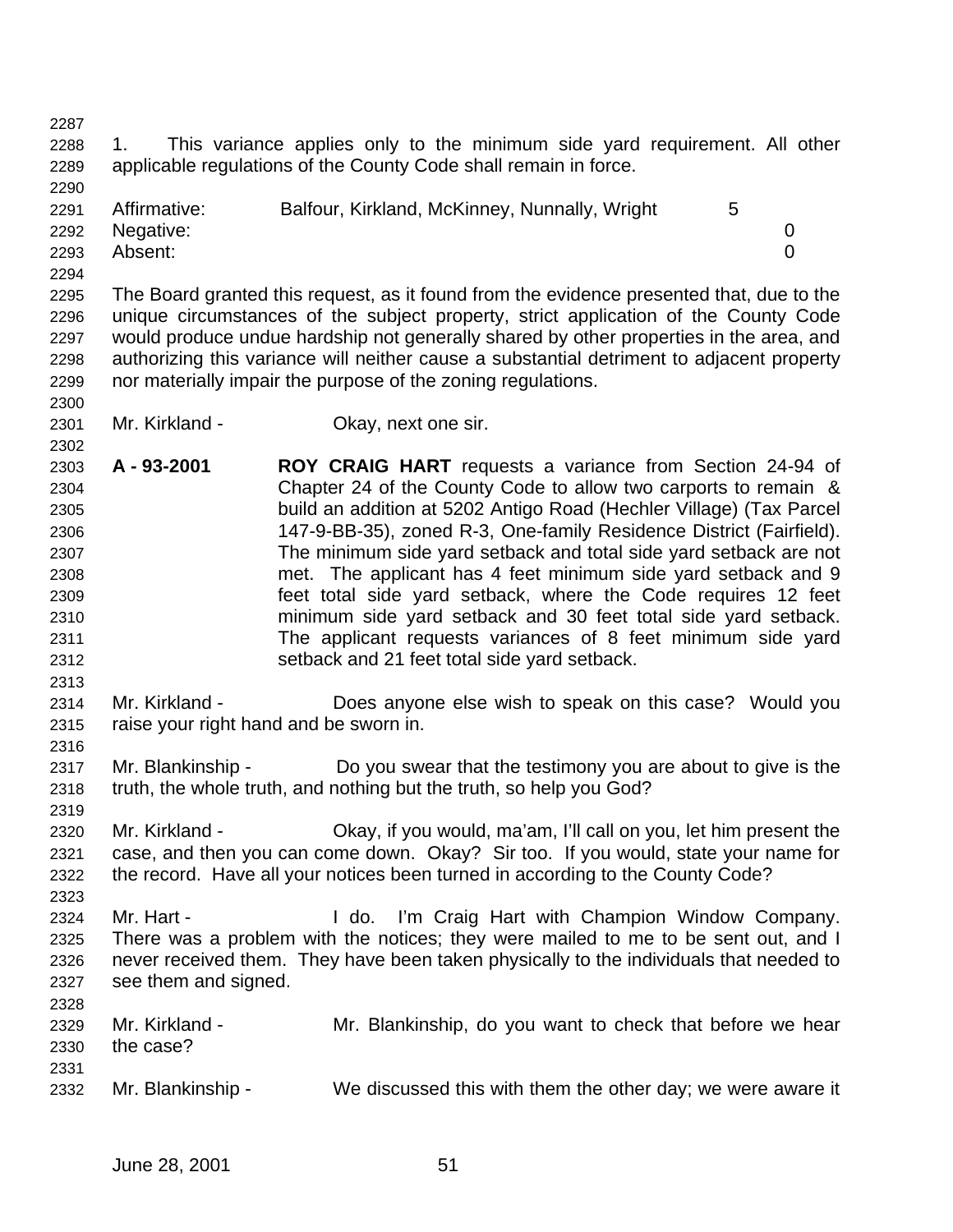1. This variance applies only to the minimum side yard requirement. All other applicable regulations of the County Code shall remain in force.

| | | |
|---|---|---|
| Affirmative: | Balfour, Kirkland, McKinney, Nunnally, Wright | 5 |
| Negative: | | 0 |
| Absent: | | 0 |

The Board granted this request, as it found from the evidence presented that, due to the unique circumstances of the subject property, strict application of the County Code would produce undue hardship not generally shared by other properties in the area, and authorizing this variance will neither cause a substantial detriment to adjacent property nor materially impair the purpose of the zoning regulations.

Mr. Kirkland - Okay, next one sir.

**A - 93-2001** **ROY CRAIG HART** requests a variance from Section 24-94 of Chapter 24 of the County Code to allow two carports to remain & build an addition at 5202 Antigo Road (Hechler Village) (Tax Parcel 147-9-BB-35), zoned R-3, One-family Residence District (Fairfield). The minimum side yard setback and total side yard setback are not met. The applicant has 4 feet minimum side yard setback and 9 feet total side yard setback, where the Code requires 12 feet minimum side yard setback and 30 feet total side yard setback. The applicant requests variances of 8 feet minimum side yard setback and 21 feet total side yard setback.

Mr. Kirkland - Does anyone else wish to speak on this case? Would you raise your right hand and be sworn in.

Mr. Blankinship - Do you swear that the testimony you are about to give is the truth, the whole truth, and nothing but the truth, so help you God?

Mr. Kirkland - Okay, if you would, ma'am, I'll call on you, let him present the case, and then you can come down. Okay? Sir too. If you would, state your name for the record. Have all your notices been turned in according to the County Code?

Mr. Hart - I do. I'm Craig Hart with Champion Window Company. There was a problem with the notices; they were mailed to me to be sent out, and I never received them. They have been taken physically to the individuals that needed to see them and signed.

Mr. Kirkland - Mr. Blankinship, do you want to check that before we hear the case?

Mr. Blankinship - We discussed this with them the other day; we were aware it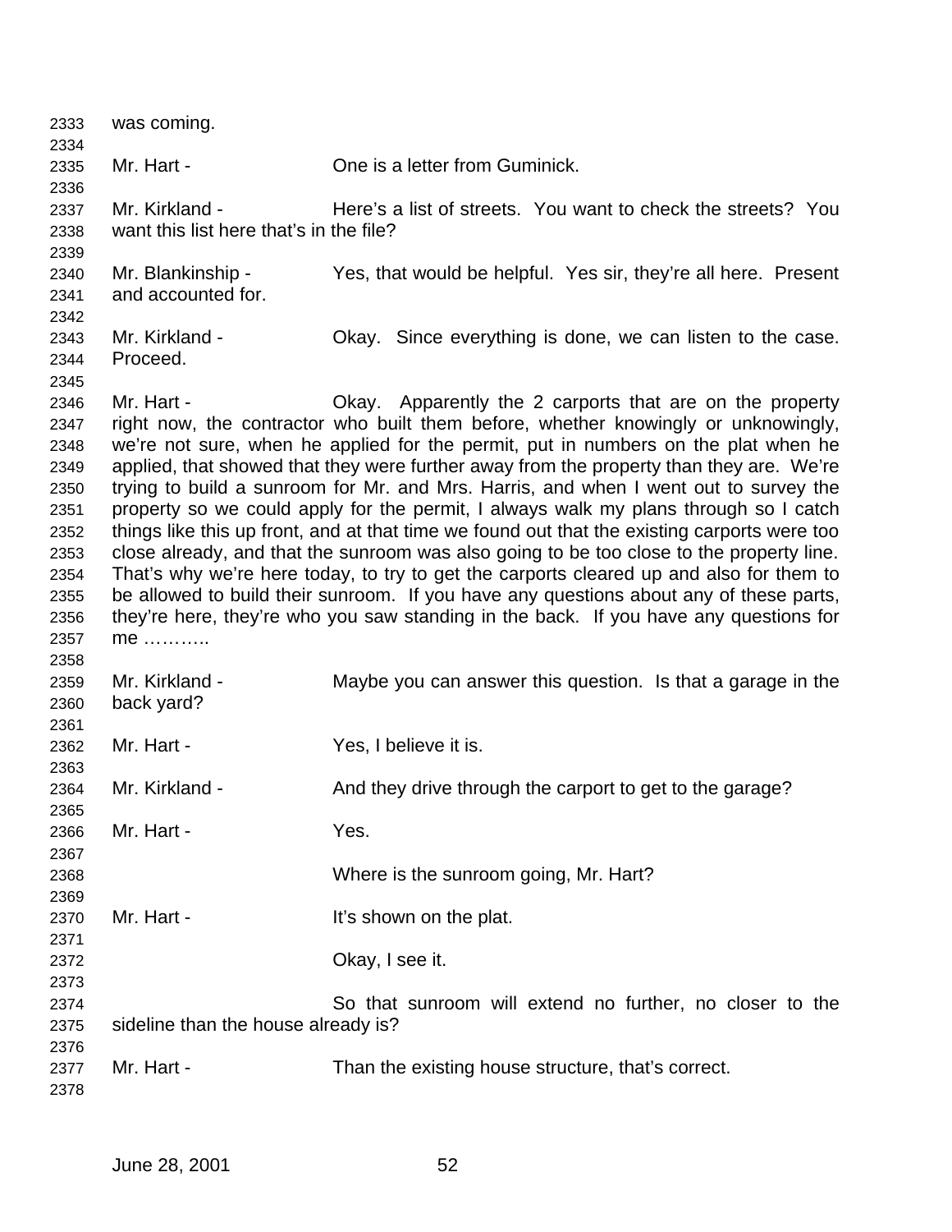was coming.

Mr. Hart - One is a letter from Guminick.

Mr. Kirkland - Here's a list of streets. You want to check the streets? You want this list here that's in the file?

Mr. Blankinship - Yes, that would be helpful. Yes sir, they're all here. Present and accounted for.

Mr. Kirkland - Okay. Since everything is done, we can listen to the case. Proceed.

Mr. Hart - Okay. Apparently the 2 carports that are on the property right now, the contractor who built them before, whether knowingly or unknowingly, we're not sure, when he applied for the permit, put in numbers on the plat when he applied, that showed that they were further away from the property than they are. We're trying to build a sunroom for Mr. and Mrs. Harris, and when I went out to survey the property so we could apply for the permit, I always walk my plans through so I catch things like this up front, and at that time we found out that the existing carports were too close already, and that the sunroom was also going to be too close to the property line. That's why we're here today, to try to get the carports cleared up and also for them to be allowed to build their sunroom. If you have any questions about any of these parts, they're here, they're who you saw standing in the back. If you have any questions for me ………..

Mr. Kirkland - Maybe you can answer this question. Is that a garage in the back yard?

Mr. Hart - Yes, I believe it is.

Mr. Kirkland - And they drive through the carport to get to the garage?

Mr. Hart - Yes.

Where is the sunroom going, Mr. Hart?

Mr. Hart - It's shown on the plat.

Okay, I see it.

So that sunroom will extend no further, no closer to the sideline than the house already is?

Mr. Hart - Than the existing house structure, that's correct.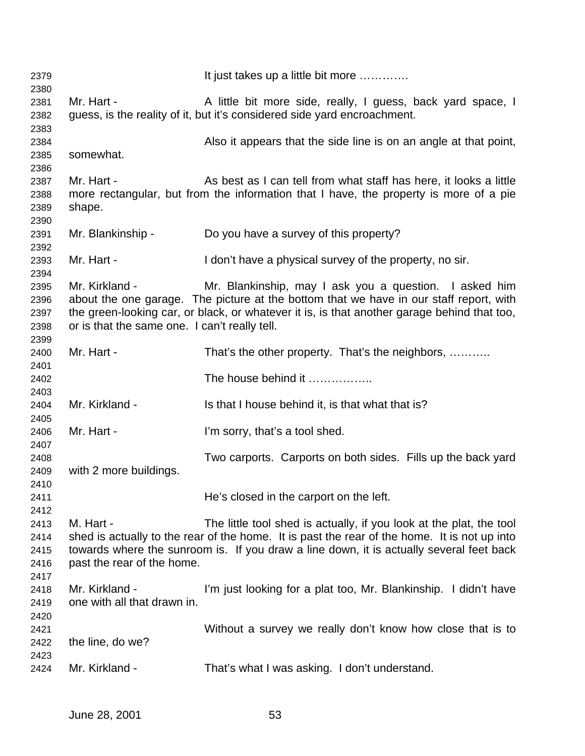2379 It just takes up a little bit more ………….

2380

2381 Mr. Hart - A little bit more side, really, I guess, back yard space, I
2382 guess, is the reality of it, but it's considered side yard encroachment.

2383

2384 Also it appears that the side line is on an angle at that point,
2385 somewhat.

2386

2387 Mr. Hart - As best as I can tell from what staff has here, it looks a little
2388 more rectangular, but from the information that I have, the property is more of a pie
2389 shape.

2390

2391 Mr. Blankinship - Do you have a survey of this property?

2392

2393 Mr. Hart - I don't have a physical survey of the property, no sir.

2394

2395 Mr. Kirkland - Mr. Blankinship, may I ask you a question. I asked him
2396 about the one garage. The picture at the bottom that we have in our staff report, with
2397 the green-looking car, or black, or whatever it is, is that another garage behind that too,
2398 or is that the same one. I can't really tell.

2399

2400 Mr. Hart - That's the other property. That's the neighbors, ………..

2401

2402 The house behind it ……………..

2403

2404 Mr. Kirkland - Is that I house behind it, is that what that is?

2405

2406 Mr. Hart - I'm sorry, that's a tool shed.

2407

2408 Two carports. Carports on both sides. Fills up the back yard
2409 with 2 more buildings.

2410

2411 He's closed in the carport on the left.

2412

2413 M. Hart - The little tool shed is actually, if you look at the plat, the tool
2414 shed is actually to the rear of the home. It is past the rear of the home. It is not up into
2415 towards where the sunroom is. If you draw a line down, it is actually several feet back
2416 past the rear of the home.

2417

2418 Mr. Kirkland - I'm just looking for a plat too, Mr. Blankinship. I didn't have
2419 one with all that drawn in.

2420

2421 Without a survey we really don't know how close that is to
2422 the line, do we?

2423

2424 Mr. Kirkland - That's what I was asking. I don't understand.

June 28, 2001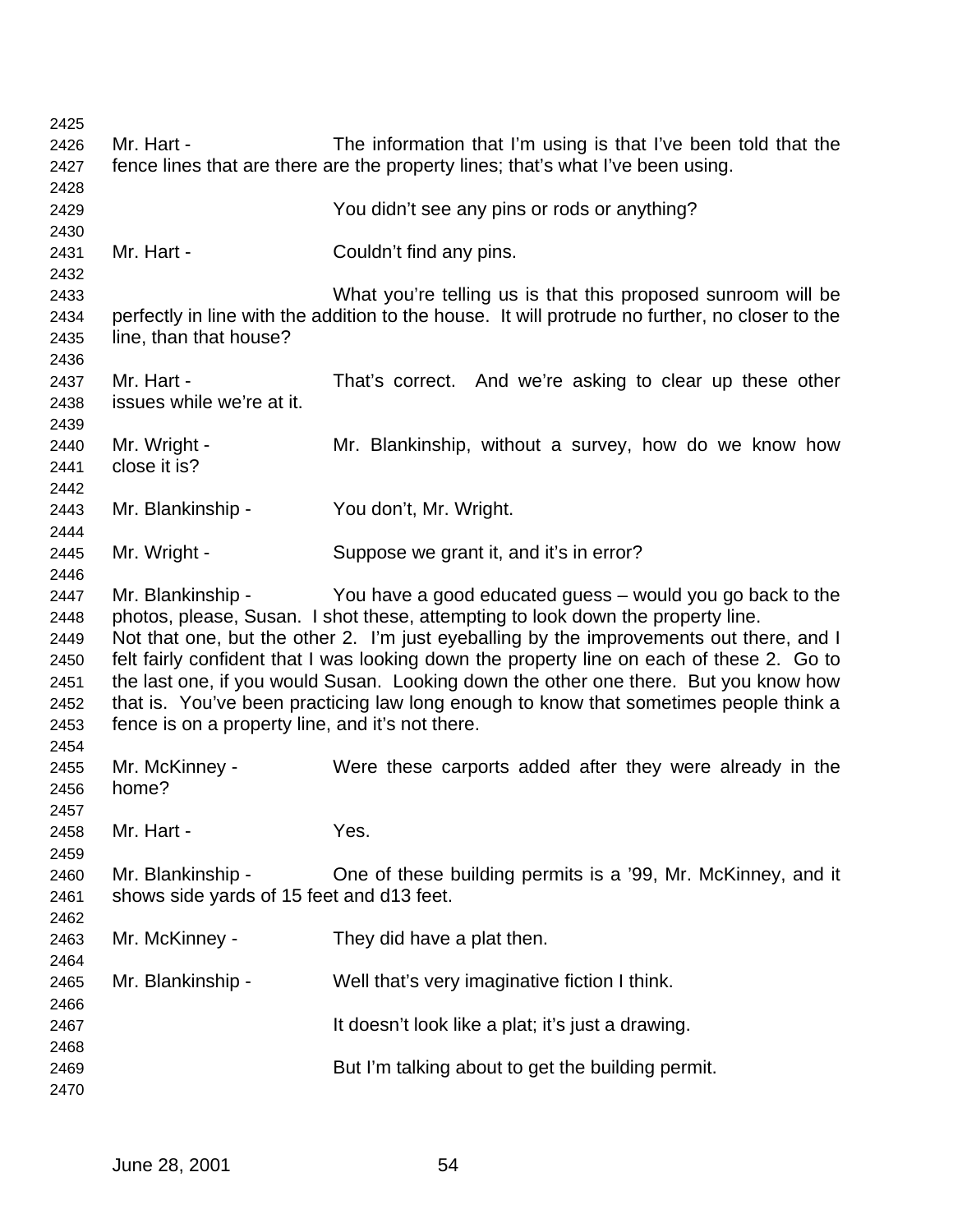Mr. Hart - The information that I'm using is that I've been told that the fence lines that are there are the property lines; that's what I've been using.

You didn't see any pins or rods or anything?

Mr. Hart - Couldn't find any pins.

What you're telling us is that this proposed sunroom will be perfectly in line with the addition to the house. It will protrude no further, no closer to the line, than that house?

Mr. Hart - That's correct. And we're asking to clear up these other issues while we're at it.

Mr. Wright - Mr. Blankinship, without a survey, how do we know how close it is?

Mr. Blankinship - You don't, Mr. Wright.

Mr. Wright - Suppose we grant it, and it's in error?

Mr. Blankinship - You have a good educated guess – would you go back to the photos, please, Susan. I shot these, attempting to look down the property line. Not that one, but the other 2. I'm just eyeballing by the improvements out there, and I felt fairly confident that I was looking down the property line on each of these 2. Go to the last one, if you would Susan. Looking down the other one there. But you know how that is. You've been practicing law long enough to know that sometimes people think a fence is on a property line, and it's not there.

Mr. McKinney - Were these carports added after they were already in the home?

Mr. Hart - Yes.

Mr. Blankinship - One of these building permits is a '99, Mr. McKinney, and it shows side yards of 15 feet and d13 feet.

Mr. McKinney - They did have a plat then.

Mr. Blankinship - Well that's very imaginative fiction I think.

It doesn't look like a plat; it's just a drawing.

But I'm talking about to get the building permit.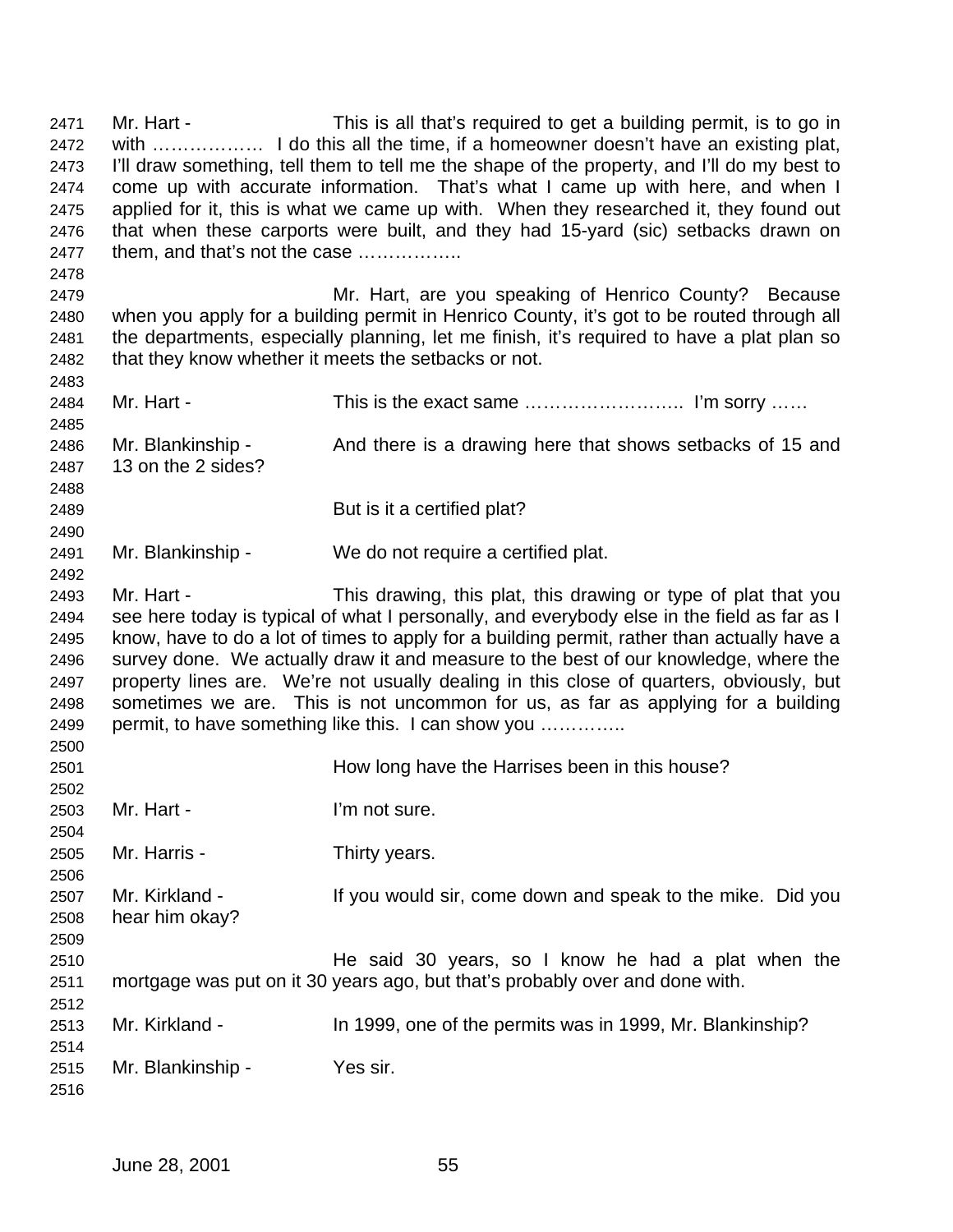Mr. Hart - This is all that's required to get a building permit, is to go in with ……………… I do this all the time, if a homeowner doesn't have an existing plat, I'll draw something, tell them to tell me the shape of the property, and I'll do my best to come up with accurate information. That's what I came up with here, and when I applied for it, this is what we came up with. When they researched it, they found out that when these carports were built, and they had 15-yard (sic) setbacks drawn on them, and that's not the case ……………..

Mr. Hart, are you speaking of Henrico County? Because when you apply for a building permit in Henrico County, it's got to be routed through all the departments, especially planning, let me finish, it's required to have a plat plan so that they know whether it meets the setbacks or not.

Mr. Hart - This is the exact same …………………….. I'm sorry ……

Mr. Blankinship - And there is a drawing here that shows setbacks of 15 and 13 on the 2 sides?

But is it a certified plat?

Mr. Blankinship - We do not require a certified plat.

Mr. Hart - This drawing, this plat, this drawing or type of plat that you see here today is typical of what I personally, and everybody else in the field as far as I know, have to do a lot of times to apply for a building permit, rather than actually have a survey done. We actually draw it and measure to the best of our knowledge, where the property lines are. We're not usually dealing in this close of quarters, obviously, but sometimes we are. This is not uncommon for us, as far as applying for a building permit, to have something like this. I can show you …………..

How long have the Harrises been in this house?

Mr. Hart - I'm not sure.

Mr. Harris - Thirty years.

Mr. Kirkland - If you would sir, come down and speak to the mike. Did you hear him okay?

He said 30 years, so I know he had a plat when the mortgage was put on it 30 years ago, but that's probably over and done with.

Mr. Kirkland - In 1999, one of the permits was in 1999, Mr. Blankinship?

Mr. Blankinship - Yes sir.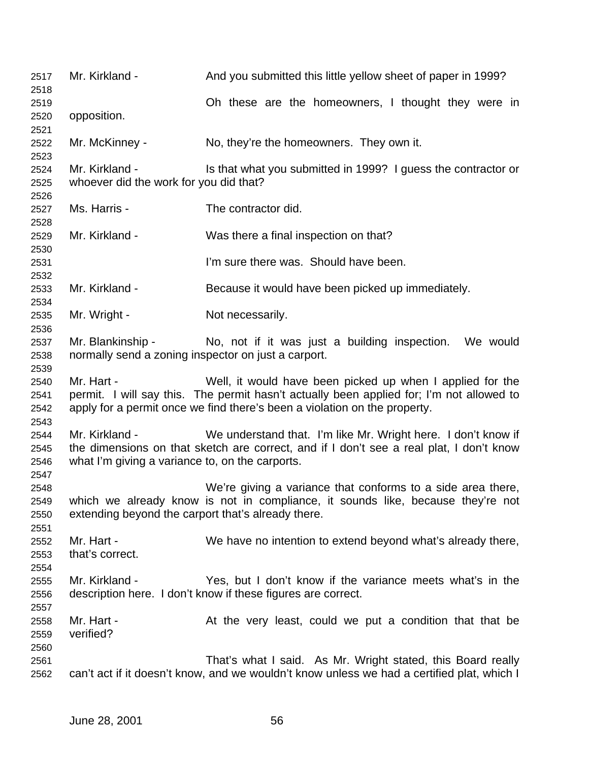Mr. Kirkland - And you submitted this little yellow sheet of paper in 1999?

Oh these are the homeowners, I thought they were in opposition.

Mr. McKinney - No, they're the homeowners. They own it.

Mr. Kirkland - Is that what you submitted in 1999? I guess the contractor or whoever did the work for you did that?

Ms. Harris - The contractor did.

Mr. Kirkland - Was there a final inspection on that?

I'm sure there was. Should have been.

Mr. Kirkland - Because it would have been picked up immediately.

Mr. Wright - Not necessarily.

Mr. Blankinship - No, not if it was just a building inspection. We would normally send a zoning inspector on just a carport.

Mr. Hart - Well, it would have been picked up when I applied for the permit. I will say this. The permit hasn't actually been applied for; I'm not allowed to apply for a permit once we find there's been a violation on the property.

Mr. Kirkland - We understand that. I'm like Mr. Wright here. I don't know if the dimensions on that sketch are correct, and if I don't see a real plat, I don't know what I'm giving a variance to, on the carports.

We're giving a variance that conforms to a side area there, which we already know is not in compliance, it sounds like, because they're not extending beyond the carport that's already there.

Mr. Hart - We have no intention to extend beyond what's already there, that's correct.

Mr. Kirkland - Yes, but I don't know if the variance meets what's in the description here. I don't know if these figures are correct.

Mr. Hart - At the very least, could we put a condition that that be verified?

That's what I said. As Mr. Wright stated, this Board really can't act if it doesn't know, and we wouldn't know unless we had a certified plat, which I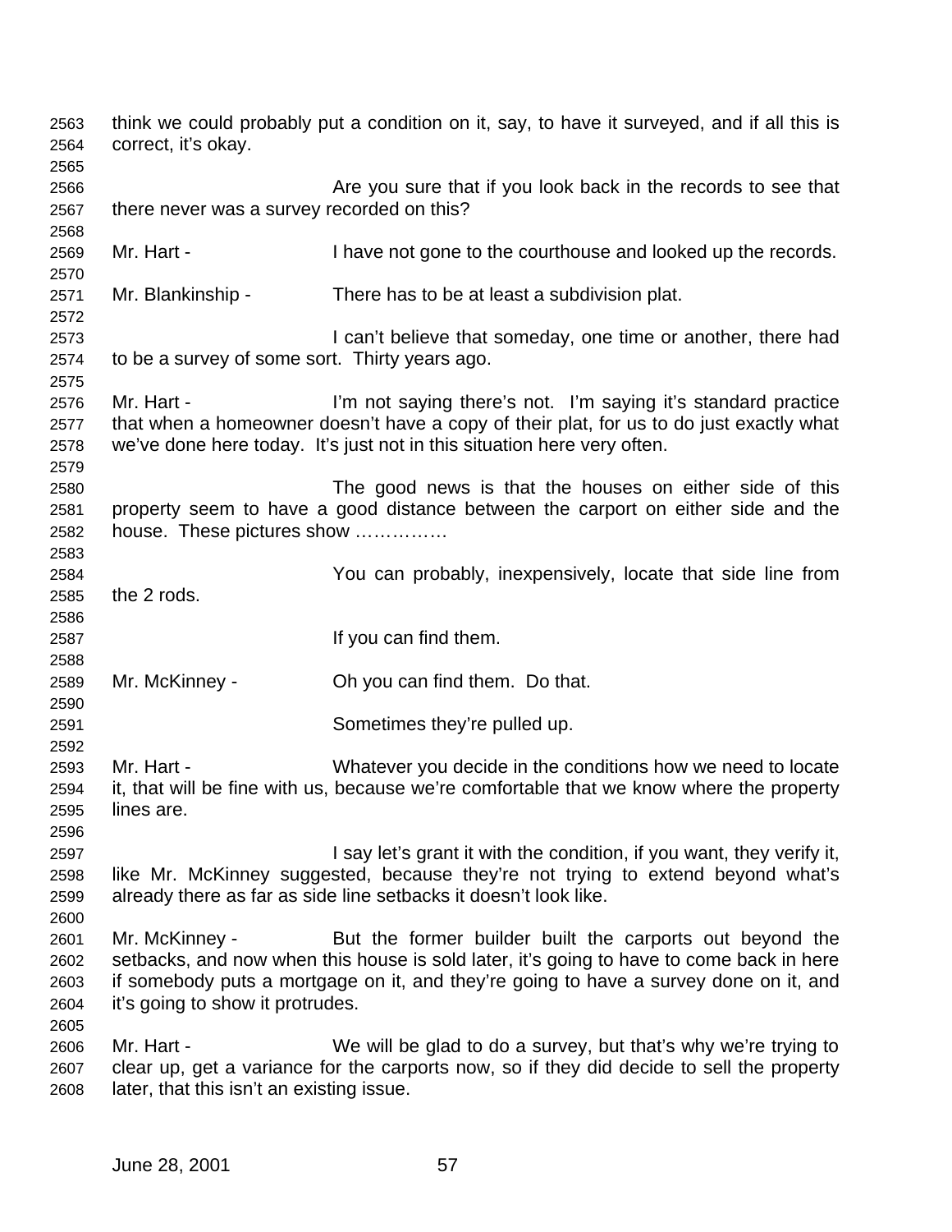think we could probably put a condition on it, say, to have it surveyed, and if all this is correct, it's okay.

Are you sure that if you look back in the records to see that there never was a survey recorded on this?

Mr. Hart - I have not gone to the courthouse and looked up the records.

Mr. Blankinship - There has to be at least a subdivision plat.

I can't believe that someday, one time or another, there had to be a survey of some sort. Thirty years ago.

Mr. Hart - I'm not saying there's not. I'm saying it's standard practice that when a homeowner doesn't have a copy of their plat, for us to do just exactly what we've done here today. It's just not in this situation here very often.

The good news is that the houses on either side of this property seem to have a good distance between the carport on either side and the house. These pictures show ……………

You can probably, inexpensively, locate that side line from the 2 rods.

If you can find them.

Mr. McKinney - Oh you can find them. Do that.

Sometimes they're pulled up.

Mr. Hart - Whatever you decide in the conditions how we need to locate it, that will be fine with us, because we're comfortable that we know where the property lines are.

I say let's grant it with the condition, if you want, they verify it, like Mr. McKinney suggested, because they're not trying to extend beyond what's already there as far as side line setbacks it doesn't look like.

Mr. McKinney - But the former builder built the carports out beyond the setbacks, and now when this house is sold later, it's going to have to come back in here if somebody puts a mortgage on it, and they're going to have a survey done on it, and it's going to show it protrudes.

Mr. Hart - We will be glad to do a survey, but that's why we're trying to clear up, get a variance for the carports now, so if they did decide to sell the property later, that this isn't an existing issue.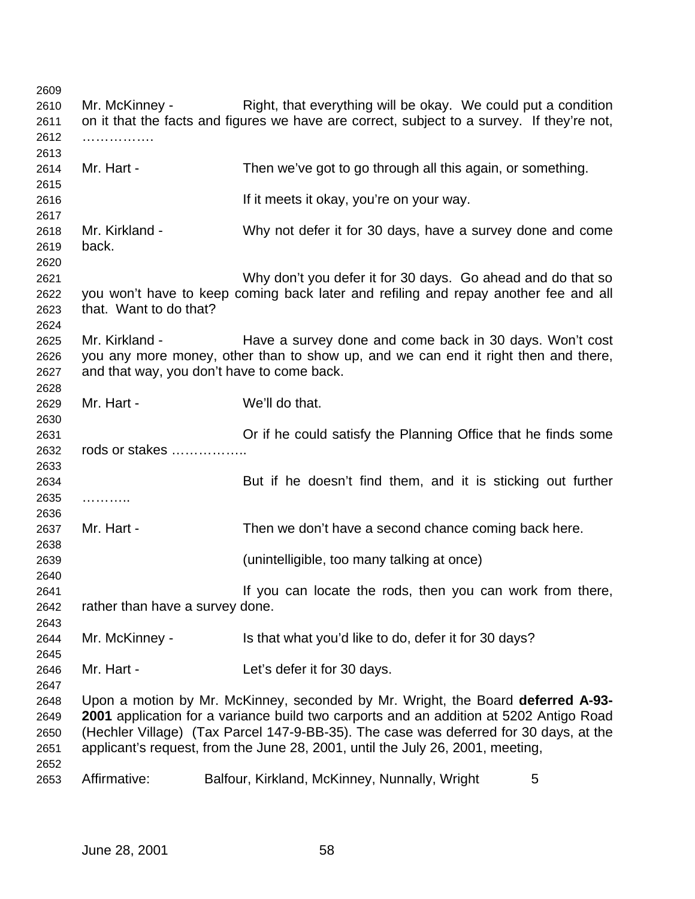Mr. McKinney - Right, that everything will be okay. We could put a condition on it that the facts and figures we have are correct, subject to a survey. If they're not, …………….

Mr. Hart - Then we've got to go through all this again, or something.

If it meets it okay, you're on your way.

Mr. Kirkland - Why not defer it for 30 days, have a survey done and come back.

Why don't you defer it for 30 days. Go ahead and do that so you won't have to keep coming back later and refiling and repay another fee and all that. Want to do that?

Mr. Kirkland - Have a survey done and come back in 30 days. Won't cost you any more money, other than to show up, and we can end it right then and there, and that way, you don't have to come back.

Mr. Hart - We'll do that.

Or if he could satisfy the Planning Office that he finds some rods or stakes ……………..

But if he doesn't find them, and it is sticking out further ………..

Mr. Hart - Then we don't have a second chance coming back here.

(unintelligible, too many talking at once)

If you can locate the rods, then you can work from there, rather than have a survey done.

Mr. McKinney - Is that what you'd like to do, defer it for 30 days?

Mr. Hart - Let's defer it for 30 days.

Upon a motion by Mr. McKinney, seconded by Mr. Wright, the Board **deferred A-93-2001** application for a variance build two carports and an addition at 5202 Antigo Road (Hechler Village) (Tax Parcel 147-9-BB-35). The case was deferred for 30 days, at the applicant's request, from the June 28, 2001, until the July 26, 2001, meeting,

Affirmative: Balfour, Kirkland, McKinney, Nunnally, Wright 5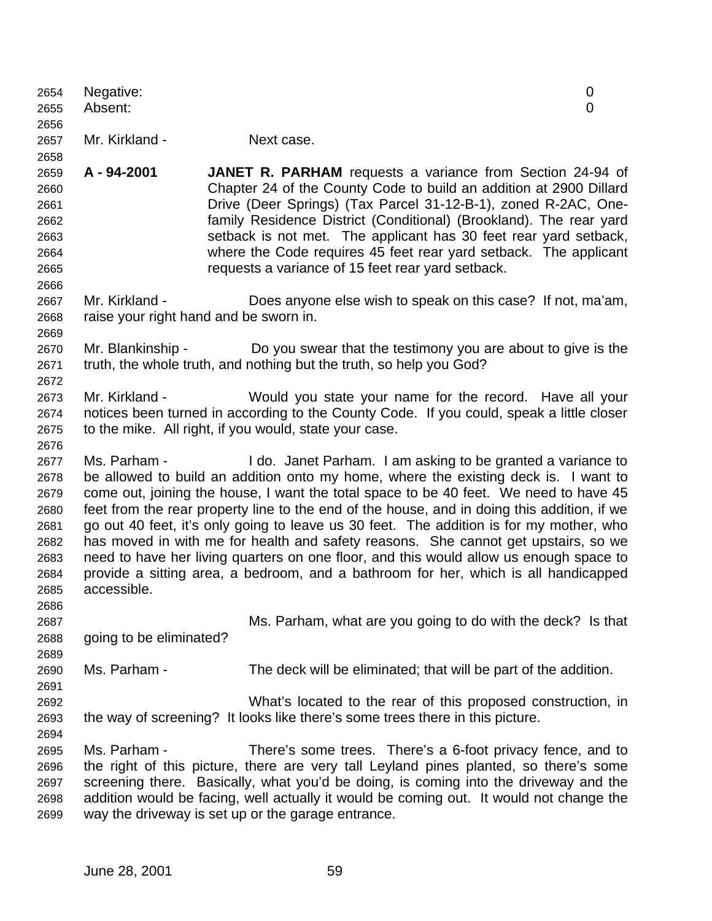Negative: 0
Absent: 0

Mr. Kirkland - Next case.

**A - 94-2001** **JANET R. PARHAM** requests a variance from Section 24-94 of Chapter 24 of the County Code to build an addition at 2900 Dillard Drive (Deer Springs) (Tax Parcel 31-12-B-1), zoned R-2AC, One-family Residence District (Conditional) (Brookland). The rear yard setback is not met. The applicant has 30 feet rear yard setback, where the Code requires 45 feet rear yard setback. The applicant requests a variance of 15 feet rear yard setback.

Mr. Kirkland - Does anyone else wish to speak on this case? If not, ma'am, raise your right hand and be sworn in.

Mr. Blankinship - Do you swear that the testimony you are about to give is the truth, the whole truth, and nothing but the truth, so help you God?

Mr. Kirkland - Would you state your name for the record. Have all your notices been turned in according to the County Code. If you could, speak a little closer to the mike. All right, if you would, state your case.

Ms. Parham - I do. Janet Parham. I am asking to be granted a variance to be allowed to build an addition onto my home, where the existing deck is. I want to come out, joining the house, I want the total space to be 40 feet. We need to have 45 feet from the rear property line to the end of the house, and in doing this addition, if we go out 40 feet, it's only going to leave us 30 feet. The addition is for my mother, who has moved in with me for health and safety reasons. She cannot get upstairs, so we need to have her living quarters on one floor, and this would allow us enough space to provide a sitting area, a bedroom, and a bathroom for her, which is all handicapped accessible.

Ms. Parham, what are you going to do with the deck? Is that going to be eliminated?

Ms. Parham - The deck will be eliminated; that will be part of the addition.

What's located to the rear of this proposed construction, in the way of screening? It looks like there's some trees there in this picture.

Ms. Parham - There's some trees. There's a 6-foot privacy fence, and to the right of this picture, there are very tall Leyland pines planted, so there's some screening there. Basically, what you'd be doing, is coming into the driveway and the addition would be facing, well actually it would be coming out. It would not change the way the driveway is set up or the garage entrance.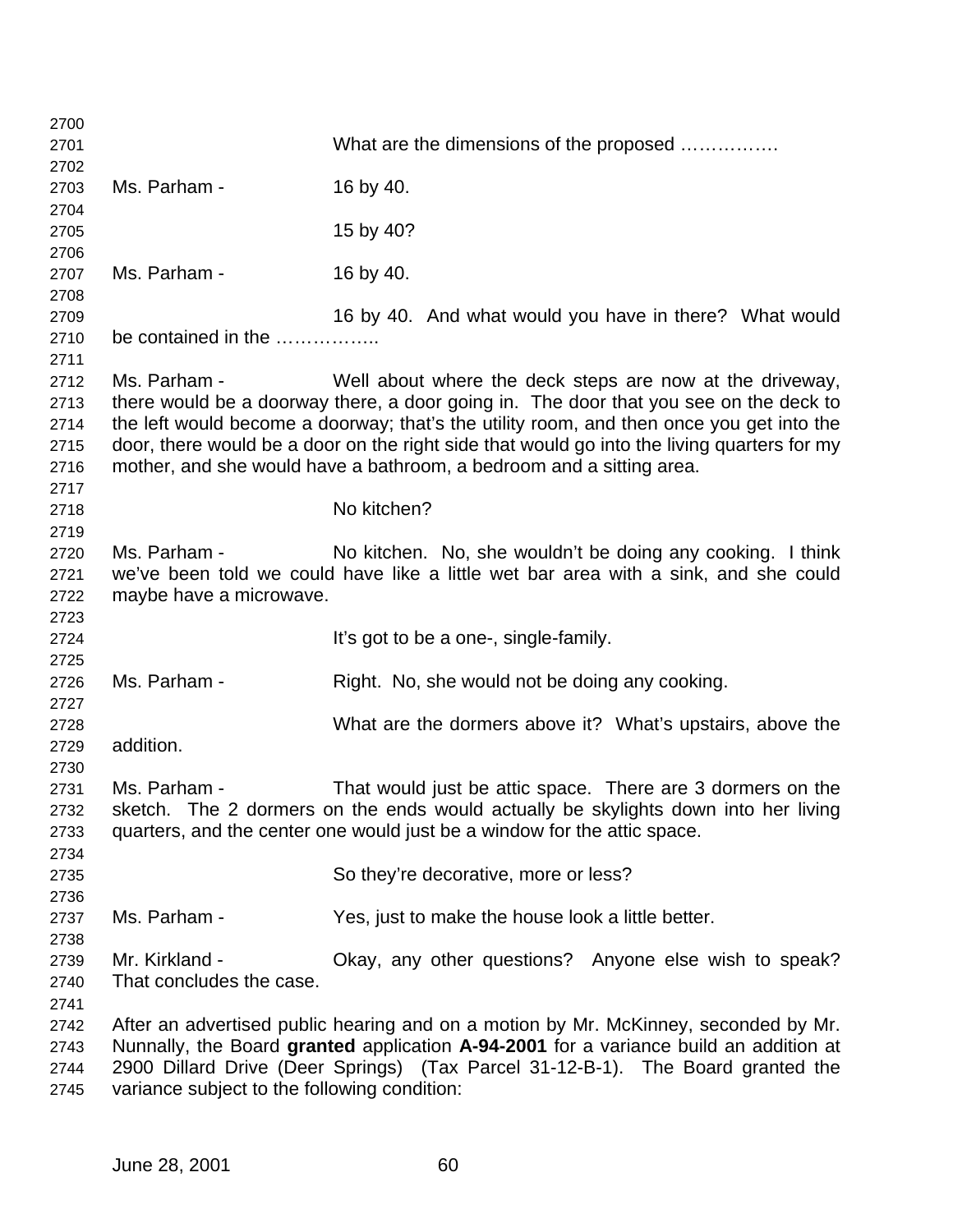What are the dimensions of the proposed …………….

Ms. Parham - 16 by 40.

15 by 40?

Ms. Parham - 16 by 40.

16 by 40. And what would you have in there? What would be contained in the ……………..

Ms. Parham - Well about where the deck steps are now at the driveway, there would be a doorway there, a door going in. The door that you see on the deck to the left would become a doorway; that's the utility room, and then once you get into the door, there would be a door on the right side that would go into the living quarters for my mother, and she would have a bathroom, a bedroom and a sitting area.

No kitchen?

Ms. Parham - No kitchen. No, she wouldn't be doing any cooking. I think we've been told we could have like a little wet bar area with a sink, and she could maybe have a microwave.

It's got to be a one-, single-family.

Ms. Parham - Right. No, she would not be doing any cooking.

What are the dormers above it? What's upstairs, above the addition.

Ms. Parham - That would just be attic space. There are 3 dormers on the sketch. The 2 dormers on the ends would actually be skylights down into her living quarters, and the center one would just be a window for the attic space.

So they're decorative, more or less?

Ms. Parham - Yes, just to make the house look a little better.

Mr. Kirkland - Okay, any other questions? Anyone else wish to speak? That concludes the case.

After an advertised public hearing and on a motion by Mr. McKinney, seconded by Mr. Nunnally, the Board **granted** application **A-94-2001** for a variance build an addition at 2900 Dillard Drive (Deer Springs) (Tax Parcel 31-12-B-1). The Board granted the variance subject to the following condition: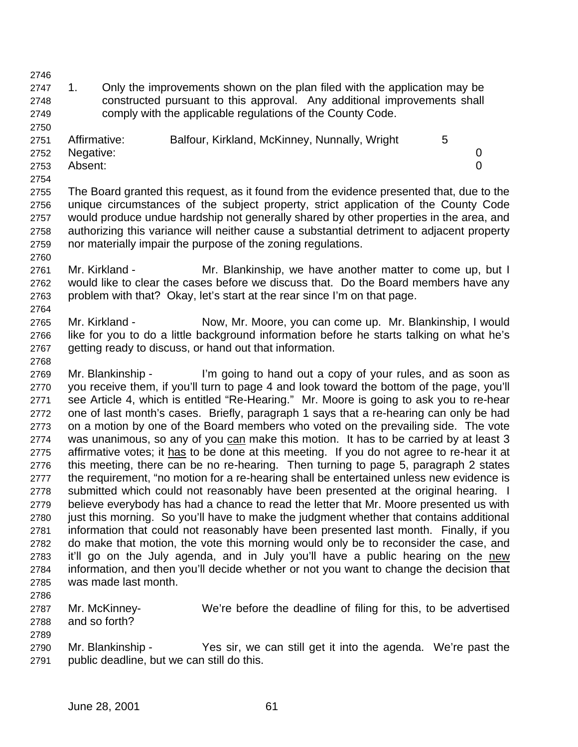1. Only the improvements shown on the plan filed with the application may be constructed pursuant to this approval. Any additional improvements shall comply with the applicable regulations of the County Code.

| | | |
|---|---|---|
| Affirmative: | Balfour, Kirkland, McKinney, Nunnally, Wright | 5 |
| Negative: | | 0 |
| Absent: | | 0 |

The Board granted this request, as it found from the evidence presented that, due to the unique circumstances of the subject property, strict application of the County Code would produce undue hardship not generally shared by other properties in the area, and authorizing this variance will neither cause a substantial detriment to adjacent property nor materially impair the purpose of the zoning regulations.

Mr. Kirkland - Mr. Blankinship, we have another matter to come up, but I would like to clear the cases before we discuss that. Do the Board members have any problem with that? Okay, let's start at the rear since I'm on that page.

Mr. Kirkland - Now, Mr. Moore, you can come up. Mr. Blankinship, I would like for you to do a little background information before he starts talking on what he's getting ready to discuss, or hand out that information.

Mr. Blankinship - I'm going to hand out a copy of your rules, and as soon as you receive them, if you'll turn to page 4 and look toward the bottom of the page, you'll see Article 4, which is entitled "Re-Hearing." Mr. Moore is going to ask you to re-hear one of last month's cases. Briefly, paragraph 1 says that a re-hearing can only be had on a motion by one of the Board members who voted on the prevailing side. The vote was unanimous, so any of you <u>can</u> make this motion. It has to be carried by at least 3 affirmative votes; it <u>has</u> to be done at this meeting. If you do not agree to re-hear it at this meeting, there can be no re-hearing. Then turning to page 5, paragraph 2 states the requirement, "no motion for a re-hearing shall be entertained unless new evidence is submitted which could not reasonably have been presented at the original hearing. I believe everybody has had a chance to read the letter that Mr. Moore presented us with just this morning. So you'll have to make the judgment whether that contains additional information that could not reasonably have been presented last month. Finally, if you do make that motion, the vote this morning would only be to reconsider the case, and it'll go on the July agenda, and in July you'll have a public hearing on the <u>new</u> information, and then you'll decide whether or not you want to change the decision that was made last month.

Mr. McKinney- We're before the deadline of filing for this, to be advertised and so forth?

Mr. Blankinship - Yes sir, we can still get it into the agenda. We're past the public deadline, but we can still do this.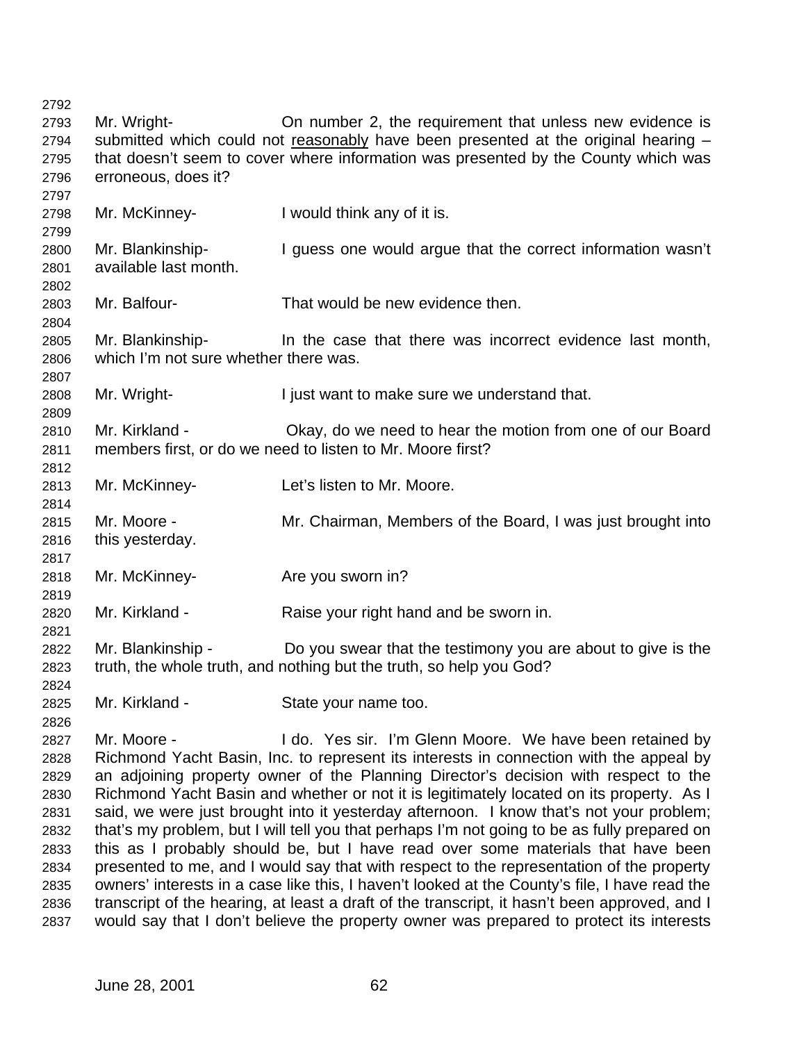Mr. Wright- On number 2, the requirement that unless new evidence is submitted which could not reasonably have been presented at the original hearing – that doesn't seem to cover where information was presented by the County which was erroneous, does it?

Mr. McKinney- I would think any of it is.

Mr. Blankinship- I guess one would argue that the correct information wasn't available last month.

Mr. Balfour- That would be new evidence then.

Mr. Blankinship- In the case that there was incorrect evidence last month, which I'm not sure whether there was.

Mr. Wright- I just want to make sure we understand that.

Mr. Kirkland - Okay, do we need to hear the motion from one of our Board members first, or do we need to listen to Mr. Moore first?

Mr. McKinney- Let's listen to Mr. Moore.

Mr. Moore - Mr. Chairman, Members of the Board, I was just brought into this yesterday.

Mr. McKinney- Are you sworn in?

Mr. Kirkland - Raise your right hand and be sworn in.

Mr. Blankinship - Do you swear that the testimony you are about to give is the truth, the whole truth, and nothing but the truth, so help you God?

Mr. Kirkland - State your name too.

Mr. Moore - I do. Yes sir. I'm Glenn Moore. We have been retained by Richmond Yacht Basin, Inc. to represent its interests in connection with the appeal by an adjoining property owner of the Planning Director's decision with respect to the Richmond Yacht Basin and whether or not it is legitimately located on its property. As I said, we were just brought into it yesterday afternoon. I know that's not your problem; that's my problem, but I will tell you that perhaps I'm not going to be as fully prepared on this as I probably should be, but I have read over some materials that have been presented to me, and I would say that with respect to the representation of the property owners' interests in a case like this, I haven't looked at the County's file, I have read the transcript of the hearing, at least a draft of the transcript, it hasn't been approved, and I would say that I don't believe the property owner was prepared to protect its interests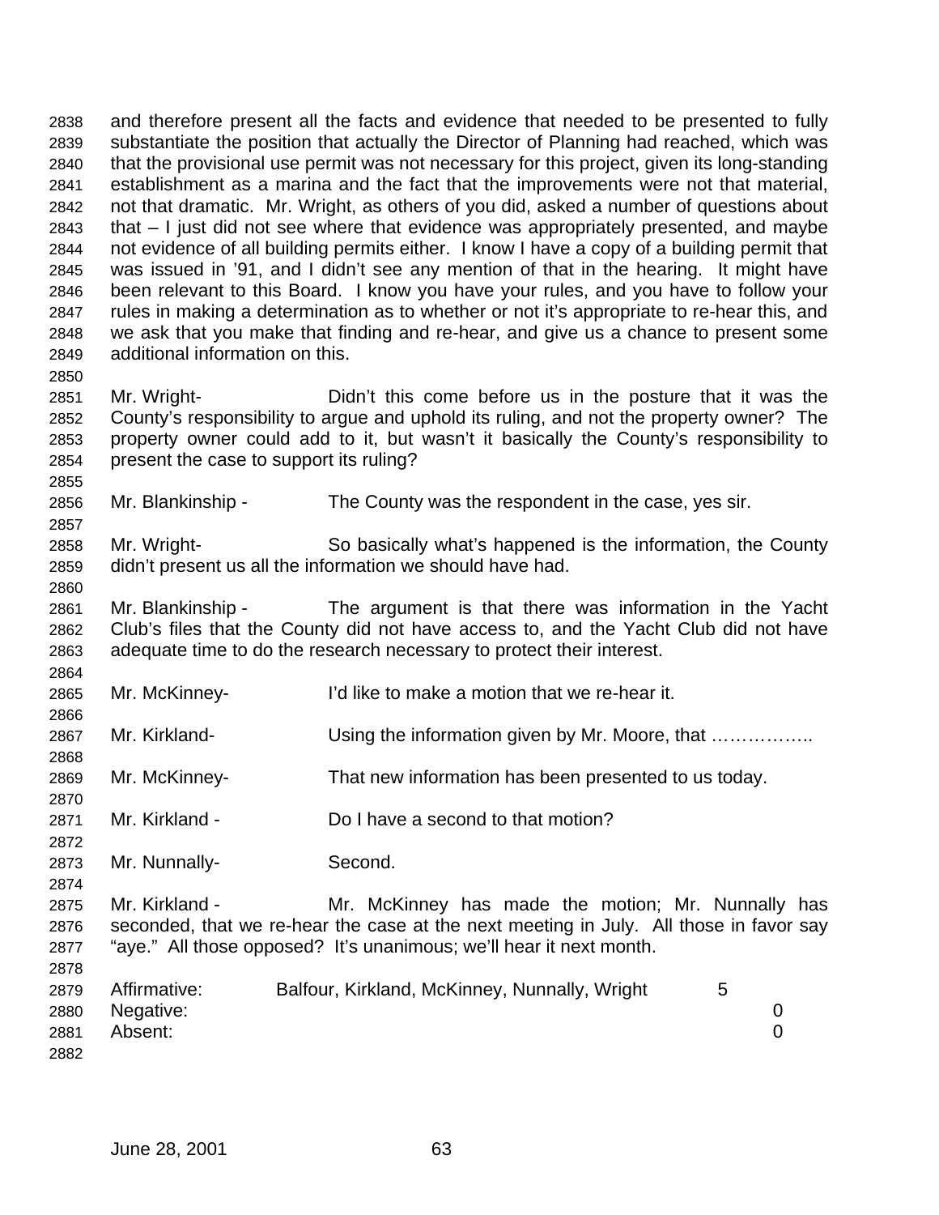and therefore present all the facts and evidence that needed to be presented to fully substantiate the position that actually the Director of Planning had reached, which was that the provisional use permit was not necessary for this project, given its long-standing establishment as a marina and the fact that the improvements were not that material, not that dramatic. Mr. Wright, as others of you did, asked a number of questions about that – I just did not see where that evidence was appropriately presented, and maybe not evidence of all building permits either. I know I have a copy of a building permit that was issued in '91, and I didn't see any mention of that in the hearing. It might have been relevant to this Board. I know you have your rules, and you have to follow your rules in making a determination as to whether or not it's appropriate to re-hear this, and we ask that you make that finding and re-hear, and give us a chance to present some additional information on this.

Mr. Wright- Didn't this come before us in the posture that it was the County's responsibility to argue and uphold its ruling, and not the property owner? The property owner could add to it, but wasn't it basically the County's responsibility to present the case to support its ruling?

Mr. Blankinship - The County was the respondent in the case, yes sir.

Mr. Wright- So basically what's happened is the information, the County didn't present us all the information we should have had.

Mr. Blankinship - The argument is that there was information in the Yacht Club's files that the County did not have access to, and the Yacht Club did not have adequate time to do the research necessary to protect their interest.

Mr. McKinney- I'd like to make a motion that we re-hear it.

Mr. Kirkland- Using the information given by Mr. Moore, that ……………..

Mr. McKinney- That new information has been presented to us today.

Mr. Kirkland - Do I have a second to that motion?

Mr. Nunnally- Second.

Mr. Kirkland - Mr. McKinney has made the motion; Mr. Nunnally has seconded, that we re-hear the case at the next meeting in July. All those in favor say "aye." All those opposed? It's unanimous; we'll hear it next month.

| | | |
|---|---|---|
| Affirmative: | Balfour, Kirkland, McKinney, Nunnally, Wright | 5 |
| Negative: | | 0 |
| Absent: | | 0 |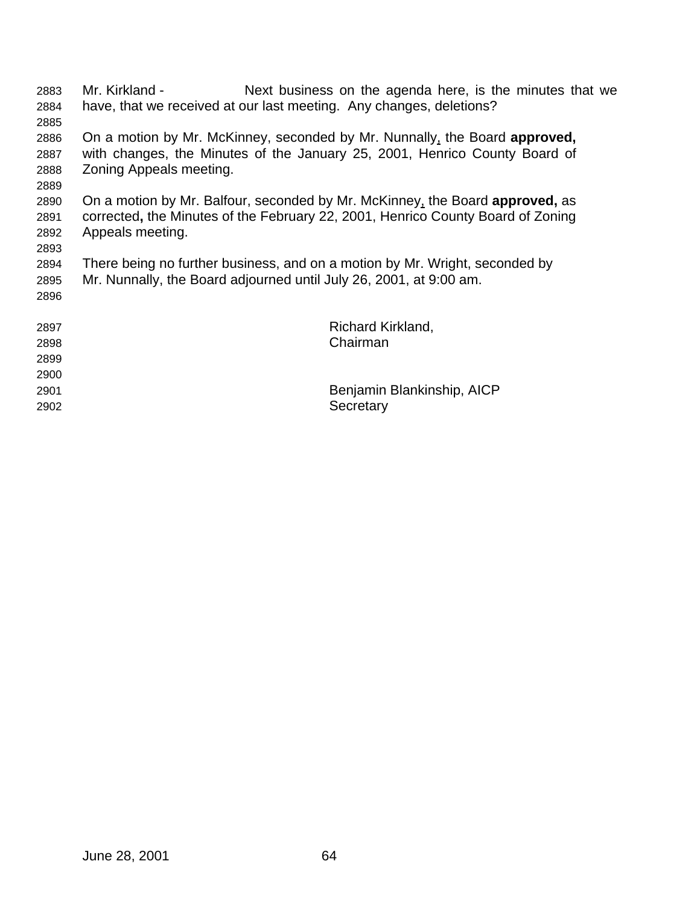Mr. Kirkland - Next business on the agenda here, is the minutes that we have, that we received at our last meeting. Any changes, deletions?

On a motion by Mr. McKinney, seconded by Mr. Nunnally, the Board **approved,** with changes, the Minutes of the January 25, 2001, Henrico County Board of Zoning Appeals meeting.

On a motion by Mr. Balfour, seconded by Mr. McKinney, the Board **approved,** as corrected**,** the Minutes of the February 22, 2001, Henrico County Board of Zoning Appeals meeting.

There being no further business, and on a motion by Mr. Wright, seconded by Mr. Nunnally, the Board adjourned until July 26, 2001, at 9:00 am.

Richard Kirkland,
Chairman

Benjamin Blankinship, AICP
Secretary